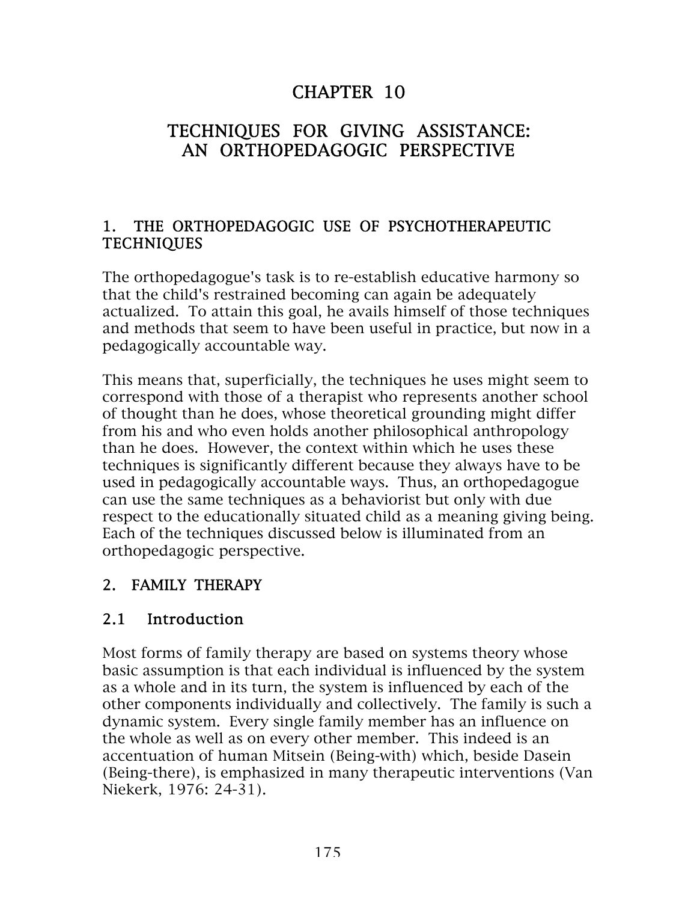# CHAPTER 10

# TECHNIQUES FOR GIVING ASSISTANCE: AN ORTHOPEDAGOGIC PERSPECTIVE

## 1. THE ORTHOPEDAGOGIC USE OF PSYCHOTHERAPEUTIC TECHNIQUES

The orthopedagogue's task is to re-establish educative harmony so that the child's restrained becoming can again be adequately actualized. To attain this goal, he avails himself of those techniques and methods that seem to have been useful in practice, but now in a pedagogically accountable way.

This means that, superficially, the techniques he uses might seem to correspond with those of a therapist who represents another school of thought than he does, whose theoretical grounding might differ from his and who even holds another philosophical anthropology than he does. However, the context within which he uses these techniques is significantly different because they always have to be used in pedagogically accountable ways. Thus, an orthopedagogue can use the same techniques as a behaviorist but only with due respect to the educationally situated child as a meaning giving being. Each of the techniques discussed below is illuminated from an orthopedagogic perspective.

## 2. FAMILY THERAPY

### 2.1 Introduction

Most forms of family therapy are based on systems theory whose basic assumption is that each individual is influenced by the system as a whole and in its turn, the system is influenced by each of the other components individually and collectively. The family is such a dynamic system. Every single family member has an influence on the whole as well as on every other member. This indeed is an accentuation of human Mitsein (Being-with) which, beside Dasein (Being-there), is emphasized in many therapeutic interventions (Van Niekerk, 1976: 24-31).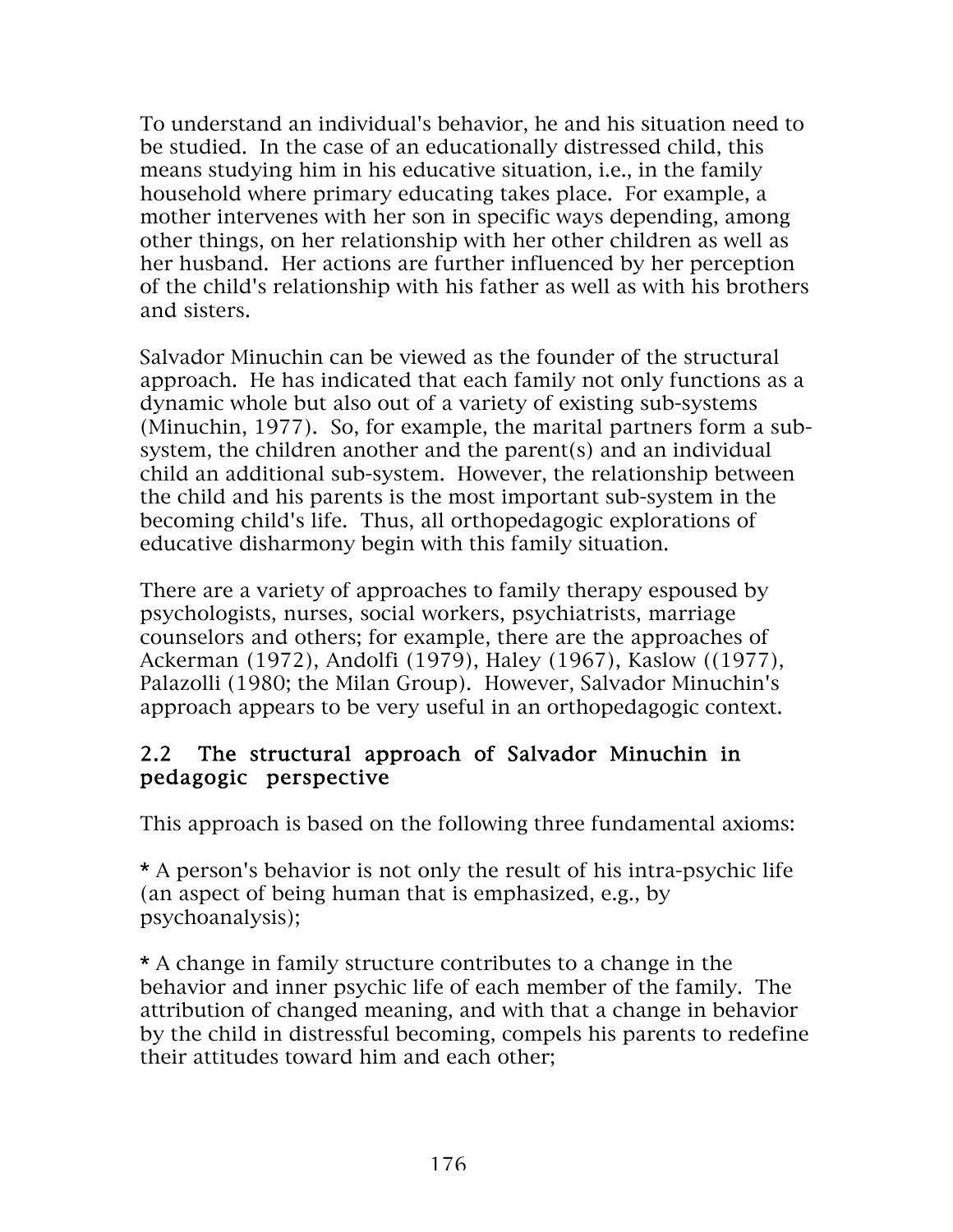To understand an individual's behavior, he and his situation need to be studied. In the case of an educationally distressed child, this means studying him in his educative situation, i.e., in the family household where primary educating takes place. For example, a mother intervenes with her son in specific ways depending, among other things, on her relationship with her other children as well as her husband. Her actions are further influenced by her perception of the child's relationship with his father as well as with his brothers and sisters.

Salvador Minuchin can be viewed as the founder of the structural approach. He has indicated that each family not only functions as a dynamic whole but also out of a variety of existing sub-systems (Minuchin, 1977). So, for example, the marital partners form a sub-system, the children another and the parent(s) and an individual child an additional sub-system. However, the relationship between the child and his parents is the most important sub-system in the becoming child's life. Thus, all orthopedagogic explorations of educative disharmony begin with this family situation.

There are a variety of approaches to family therapy espoused by psychologists, nurses, social workers, psychiatrists, marriage counselors and others; for example, there are the approaches of Ackerman (1972), Andolfi (1979), Haley (1967), Kaslow ((1977), Palazolli (1980; the Milan Group). However, Salvador Minuchin's approach appears to be very useful in an orthopedagogic context.

## 2.2 The structural approach of Salvador Minuchin in pedagogic perspective

This approach is based on the following three fundamental axioms:

* A person's behavior is not only the result of his intra-psychic life (an aspect of being human that is emphasized, e.g., by psychoanalysis);

* A change in family structure contributes to a change in the behavior and inner psychic life of each member of the family. The attribution of changed meaning, and with that a change in behavior by the child in distressful becoming, compels his parents to redefine their attitudes toward him and each other;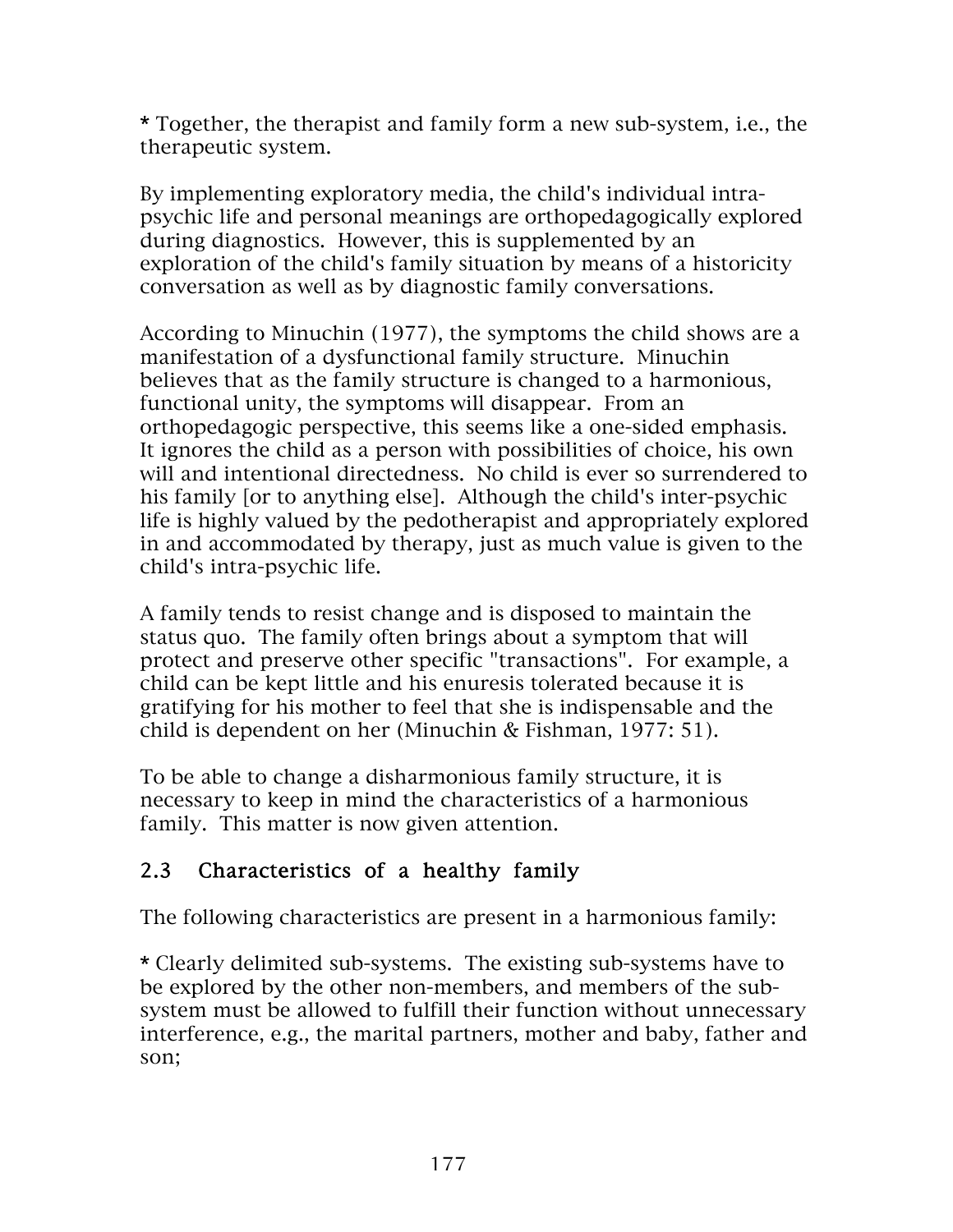* Together, the therapist and family form a new sub-system, i.e., the therapeutic system.

By implementing exploratory media, the child's individual intra-psychic life and personal meanings are orthopedagogically explored during diagnostics. However, this is supplemented by an exploration of the child's family situation by means of a historicity conversation as well as by diagnostic family conversations.

According to Minuchin (1977), the symptoms the child shows are a manifestation of a dysfunctional family structure. Minuchin believes that as the family structure is changed to a harmonious, functional unity, the symptoms will disappear. From an orthopedagogic perspective, this seems like a one-sided emphasis. It ignores the child as a person with possibilities of choice, his own will and intentional directedness. No child is ever so surrendered to his family [or to anything else]. Although the child's inter-psychic life is highly valued by the pedotherapist and appropriately explored in and accommodated by therapy, just as much value is given to the child's intra-psychic life.

A family tends to resist change and is disposed to maintain the status quo. The family often brings about a symptom that will protect and preserve other specific "transactions". For example, a child can be kept little and his enuresis tolerated because it is gratifying for his mother to feel that she is indispensable and the child is dependent on her (Minuchin & Fishman, 1977: 51).

To be able to change a disharmonious family structure, it is necessary to keep in mind the characteristics of a harmonious family. This matter is now given attention.

## 2.3 Characteristics of a healthy family

The following characteristics are present in a harmonious family:

* Clearly delimited sub-systems. The existing sub-systems have to be explored by the other non-members, and members of the sub-system must be allowed to fulfill their function without unnecessary interference, e.g., the marital partners, mother and baby, father and son;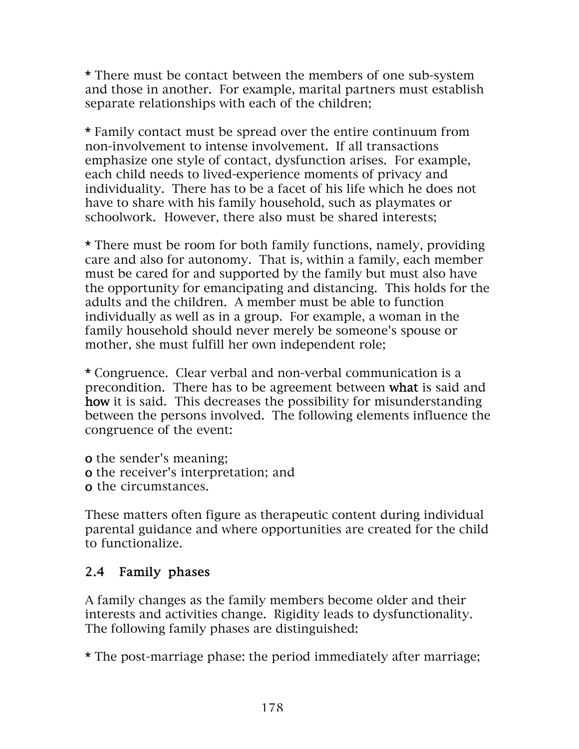* There must be contact between the members of one sub-system and those in another. For example, marital partners must establish separate relationships with each of the children;

* Family contact must be spread over the entire continuum from non-involvement to intense involvement. If all transactions emphasize one style of contact, dysfunction arises. For example, each child needs to lived-experience moments of privacy and individuality. There has to be a facet of his life which he does not have to share with his family household, such as playmates or schoolwork. However, there also must be shared interests;

* There must be room for both family functions, namely, providing care and also for autonomy. That is, within a family, each member must be cared for and supported by the family but must also have the opportunity for emancipating and distancing. This holds for the adults and the children. A member must be able to function individually as well as in a group. For example, a woman in the family household should never merely be someone's spouse or mother, she must fulfill her own independent role;

* Congruence. Clear verbal and non-verbal communication is a precondition. There has to be agreement between **what** is said and **how** it is said. This decreases the possibility for misunderstanding between the persons involved. The following elements influence the congruence of the event:

o the sender's meaning;
o the receiver's interpretation; and
o the circumstances.

These matters often figure as therapeutic content during individual parental guidance and where opportunities are created for the child to functionalize.

## 2.4 Family phases

A family changes as the family members become older and their interests and activities change. Rigidity leads to dysfunctionality. The following family phases are distinguished:

* The post-marriage phase: the period immediately after marriage;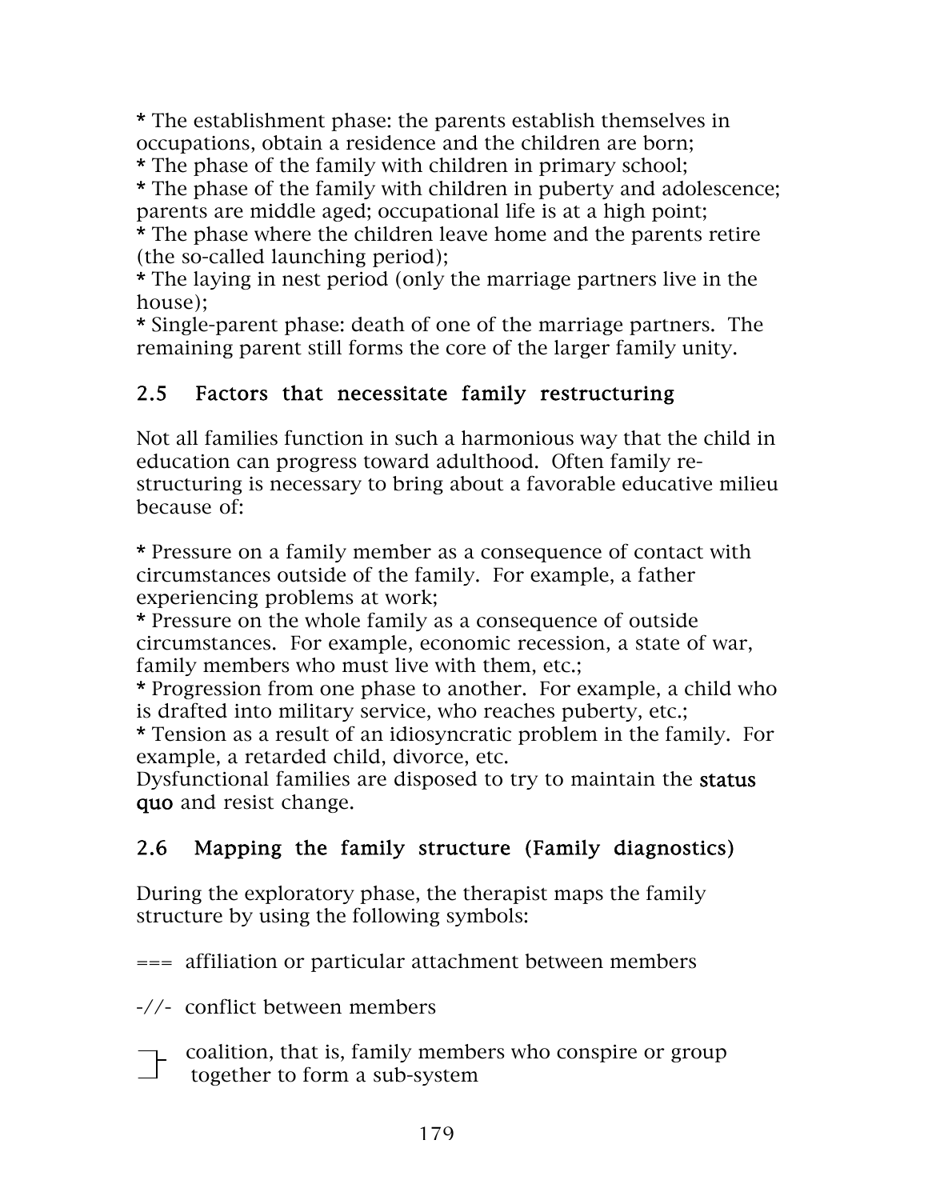* The establishment phase: the parents establish themselves in occupations, obtain a residence and the children are born;
* The phase of the family with children in primary school;
* The phase of the family with children in puberty and adolescence; parents are middle aged; occupational life is at a high point;
* The phase where the children leave home and the parents retire (the so-called launching period);
* The laying in nest period (only the marriage partners live in the house);
* Single-parent phase: death of one of the marriage partners. The remaining parent still forms the core of the larger family unity.

## 2.5 Factors that necessitate family restructuring

Not all families function in such a harmonious way that the child in education can progress toward adulthood. Often family re-structuring is necessary to bring about a favorable educative milieu because of:

* Pressure on a family member as a consequence of contact with circumstances outside of the family. For example, a father experiencing problems at work;
* Pressure on the whole family as a consequence of outside circumstances. For example, economic recession, a state of war, family members who must live with them, etc.;
* Progression from one phase to another. For example, a child who is drafted into military service, who reaches puberty, etc.;
* Tension as a result of an idiosyncratic problem in the family. For example, a retarded child, divorce, etc.

Dysfunctional families are disposed to try to maintain the **status quo** and resist change.

## 2.6 Mapping the family structure (Family diagnostics)

During the exploratory phase, the therapist maps the family structure by using the following symbols:

=== affiliation or particular attachment between members

-//- conflict between members

┐┌ coalition, that is, family members who conspire or group together to form a sub-system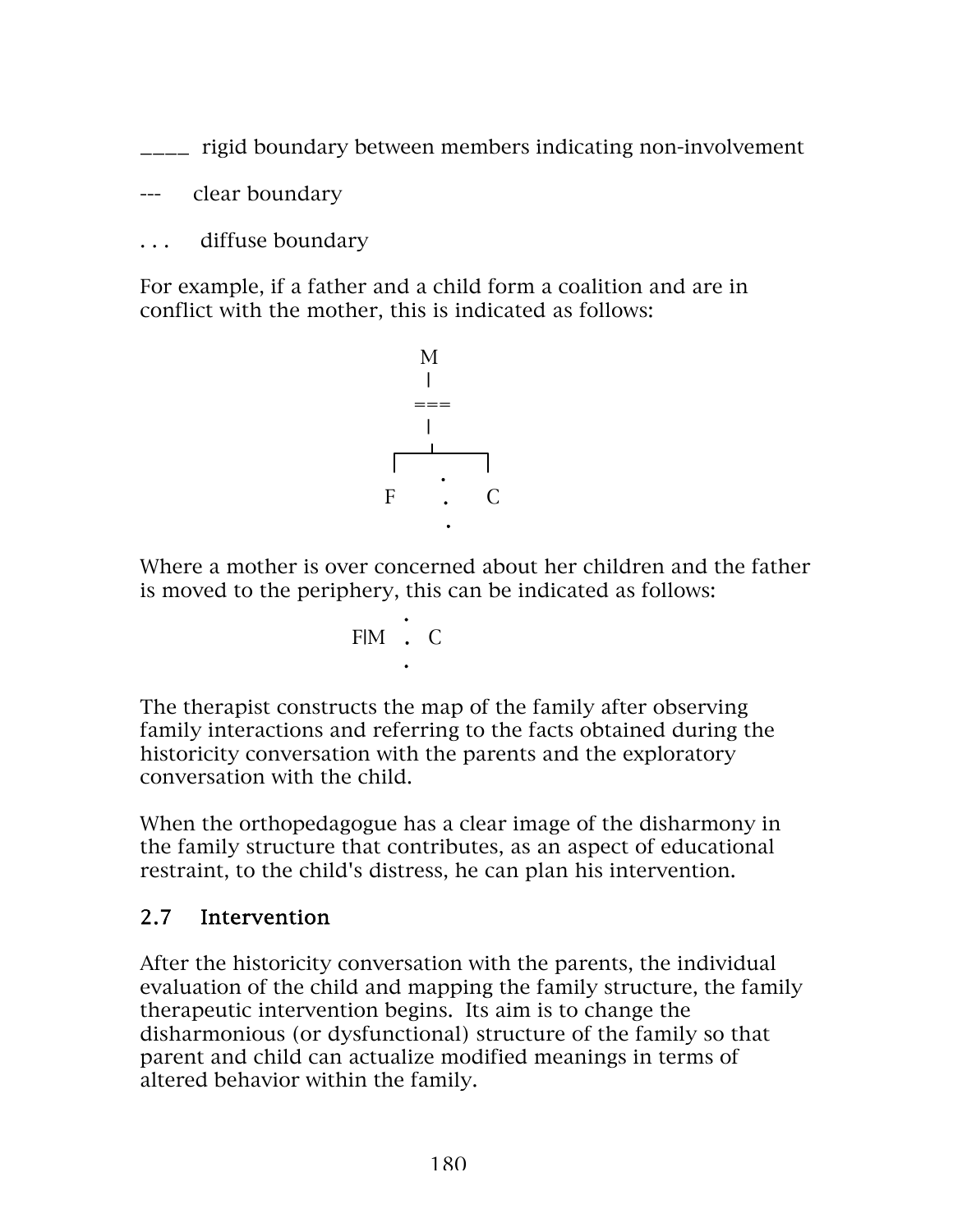____ rigid boundary between members indicating non-involvement

--- clear boundary

. . . diffuse boundary

For example, if a father and a child form a coalition and are in conflict with the mother, this is indicated as follows:

```
           M
           |
          ===
           |
      ┌────┴────┐
      |    .    |
      F    .    C
           .
```

Where a mother is over concerned about her children and the father is moved to the periphery, this can be indicated as follows:

```
         .
    F|M  .  C
         .
```

The therapist constructs the map of the family after observing family interactions and referring to the facts obtained during the historicity conversation with the parents and the exploratory conversation with the child.

When the orthopedagogue has a clear image of the disharmony in the family structure that contributes, as an aspect of educational restraint, to the child's distress, he can plan his intervention.

## 2.7 Intervention

After the historicity conversation with the parents, the individual evaluation of the child and mapping the family structure, the family therapeutic intervention begins. Its aim is to change the disharmonious (or dysfunctional) structure of the family so that parent and child can actualize modified meanings in terms of altered behavior within the family.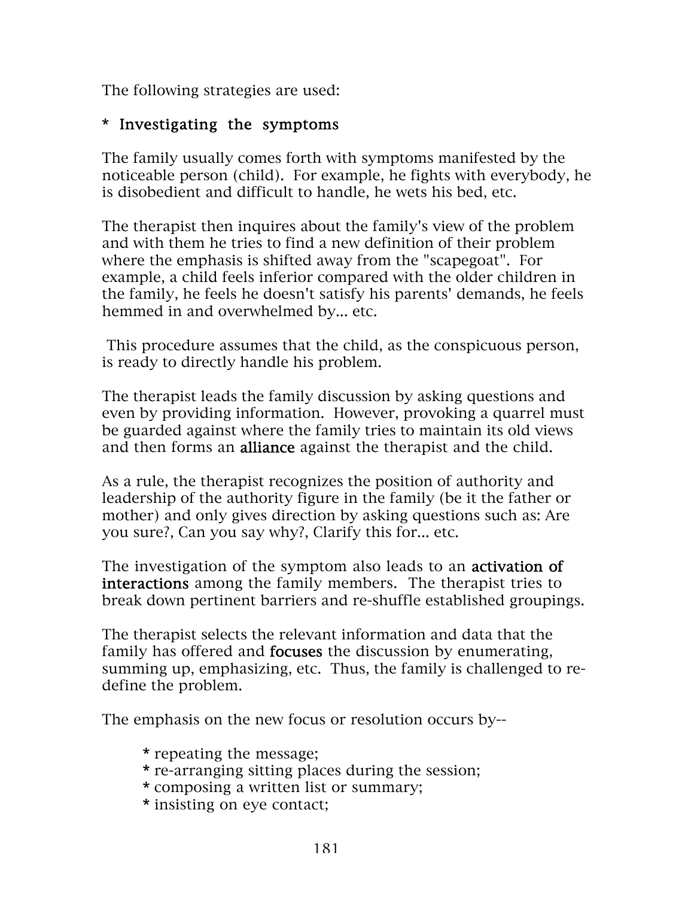The following strategies are used:

**\* Investigating the symptoms**

The family usually comes forth with symptoms manifested by the noticeable person (child). For example, he fights with everybody, he is disobedient and difficult to handle, he wets his bed, etc.

The therapist then inquires about the family's view of the problem and with them he tries to find a new definition of their problem where the emphasis is shifted away from the "scapegoat". For example, a child feels inferior compared with the older children in the family, he feels he doesn't satisfy his parents' demands, he feels hemmed in and overwhelmed by... etc.

This procedure assumes that the child, as the conspicuous person, is ready to directly handle his problem.

The therapist leads the family discussion by asking questions and even by providing information. However, provoking a quarrel must be guarded against where the family tries to maintain its old views and then forms an **alliance** against the therapist and the child.

As a rule, the therapist recognizes the position of authority and leadership of the authority figure in the family (be it the father or mother) and only gives direction by asking questions such as: Are you sure?, Can you say why?, Clarify this for... etc.

The investigation of the symptom also leads to an **activation of interactions** among the family members. The therapist tries to break down pertinent barriers and re-shuffle established groupings.

The therapist selects the relevant information and data that the family has offered and **focuses** the discussion by enumerating, summing up, emphasizing, etc. Thus, the family is challenged to re-define the problem.

The emphasis on the new focus or resolution occurs by--

* repeating the message;
* re-arranging sitting places during the session;
* composing a written list or summary;
* insisting on eye contact;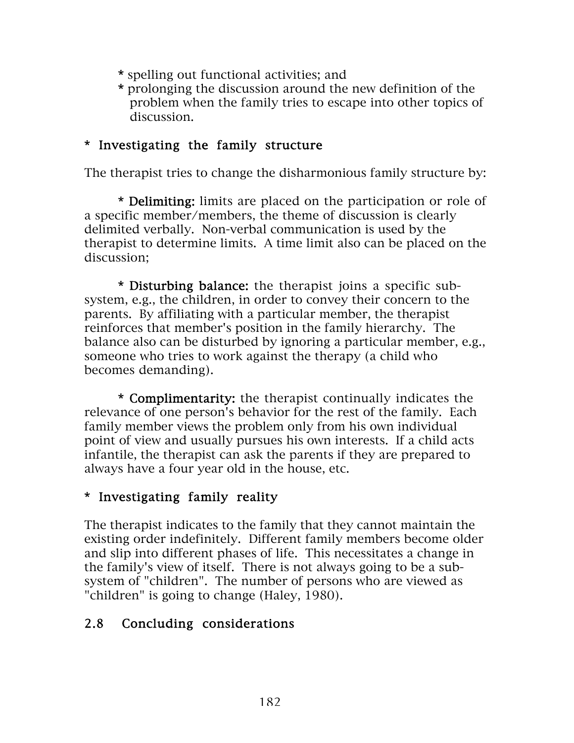* spelling out functional activities; and
* prolonging the discussion around the new definition of the problem when the family tries to escape into other topics of discussion.

**\* Investigating the family structure**

The therapist tries to change the disharmonious family structure by:

\* **Delimiting:** limits are placed on the participation or role of a specific member/members, the theme of discussion is clearly delimited verbally. Non-verbal communication is used by the therapist to determine limits. A time limit also can be placed on the discussion;

\* **Disturbing balance:** the therapist joins a specific sub-system, e.g., the children, in order to convey their concern to the parents. By affiliating with a particular member, the therapist reinforces that member's position in the family hierarchy. The balance also can be disturbed by ignoring a particular member, e.g., someone who tries to work against the therapy (a child who becomes demanding).

\* **Complimentarity:** the therapist continually indicates the relevance of one person's behavior for the rest of the family. Each family member views the problem only from his own individual point of view and usually pursues his own interests. If a child acts infantile, the therapist can ask the parents if they are prepared to always have a four year old in the house, etc.

**\* Investigating family reality**

The therapist indicates to the family that they cannot maintain the existing order indefinitely. Different family members become older and slip into different phases of life. This necessitates a change in the family's view of itself. There is not always going to be a sub-system of "children". The number of persons who are viewed as "children" is going to change (Haley, 1980).

## 2.8 Concluding considerations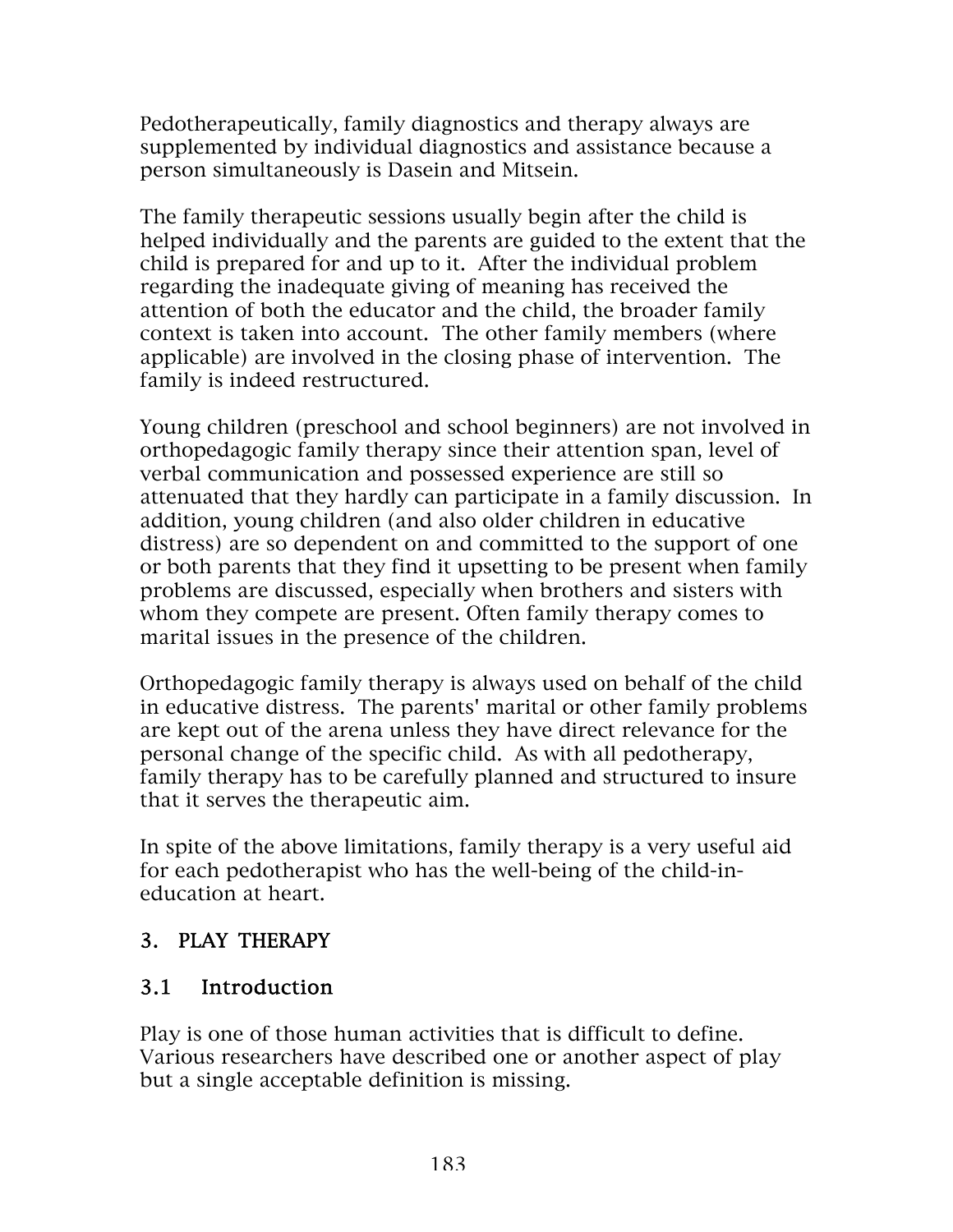Pedotherapeutically, family diagnostics and therapy always are supplemented by individual diagnostics and assistance because a person simultaneously is Dasein and Mitsein.

The family therapeutic sessions usually begin after the child is helped individually and the parents are guided to the extent that the child is prepared for and up to it. After the individual problem regarding the inadequate giving of meaning has received the attention of both the educator and the child, the broader family context is taken into account. The other family members (where applicable) are involved in the closing phase of intervention. The family is indeed restructured.

Young children (preschool and school beginners) are not involved in orthopedagogic family therapy since their attention span, level of verbal communication and possessed experience are still so attenuated that they hardly can participate in a family discussion. In addition, young children (and also older children in educative distress) are so dependent on and committed to the support of one or both parents that they find it upsetting to be present when family problems are discussed, especially when brothers and sisters with whom they compete are present. Often family therapy comes to marital issues in the presence of the children.

Orthopedagogic family therapy is always used on behalf of the child in educative distress. The parents' marital or other family problems are kept out of the arena unless they have direct relevance for the personal change of the specific child. As with all pedotherapy, family therapy has to be carefully planned and structured to insure that it serves the therapeutic aim.

In spite of the above limitations, family therapy is a very useful aid for each pedotherapist who has the well-being of the child-in-education at heart.

## 3. PLAY THERAPY

### 3.1 Introduction

Play is one of those human activities that is difficult to define. Various researchers have described one or another aspect of play but a single acceptable definition is missing.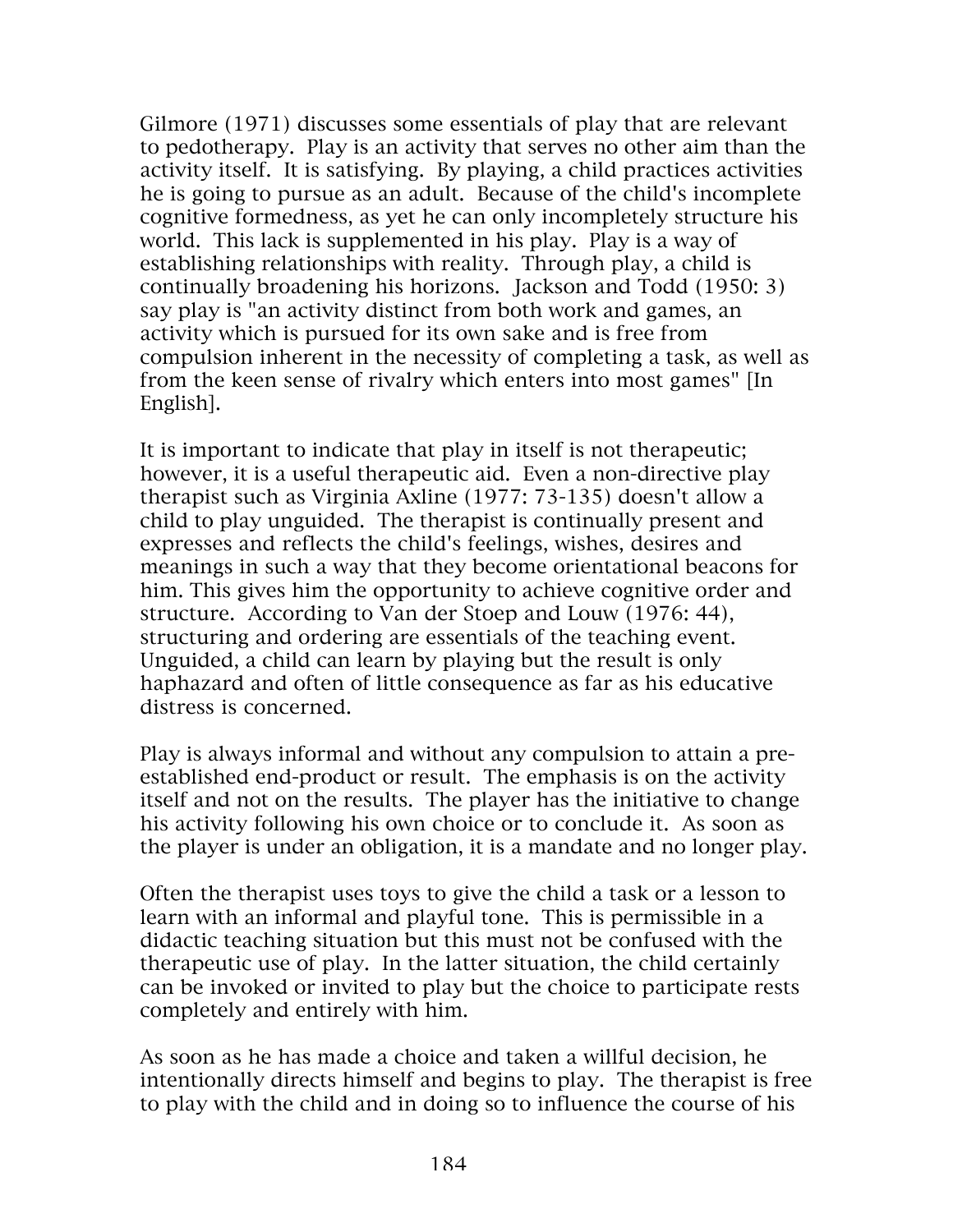Gilmore (1971) discusses some essentials of play that are relevant to pedotherapy. Play is an activity that serves no other aim than the activity itself. It is satisfying. By playing, a child practices activities he is going to pursue as an adult. Because of the child's incomplete cognitive formedness, as yet he can only incompletely structure his world. This lack is supplemented in his play. Play is a way of establishing relationships with reality. Through play, a child is continually broadening his horizons. Jackson and Todd (1950: 3) say play is "an activity distinct from both work and games, an activity which is pursued for its own sake and is free from compulsion inherent in the necessity of completing a task, as well as from the keen sense of rivalry which enters into most games" [In English].

It is important to indicate that play in itself is not therapeutic; however, it is a useful therapeutic aid. Even a non-directive play therapist such as Virginia Axline (1977: 73-135) doesn't allow a child to play unguided. The therapist is continually present and expresses and reflects the child's feelings, wishes, desires and meanings in such a way that they become orientational beacons for him. This gives him the opportunity to achieve cognitive order and structure. According to Van der Stoep and Louw (1976: 44), structuring and ordering are essentials of the teaching event. Unguided, a child can learn by playing but the result is only haphazard and often of little consequence as far as his educative distress is concerned.

Play is always informal and without any compulsion to attain a pre-established end-product or result. The emphasis is on the activity itself and not on the results. The player has the initiative to change his activity following his own choice or to conclude it. As soon as the player is under an obligation, it is a mandate and no longer play.

Often the therapist uses toys to give the child a task or a lesson to learn with an informal and playful tone. This is permissible in a didactic teaching situation but this must not be confused with the therapeutic use of play. In the latter situation, the child certainly can be invoked or invited to play but the choice to participate rests completely and entirely with him.

As soon as he has made a choice and taken a willful decision, he intentionally directs himself and begins to play. The therapist is free to play with the child and in doing so to influence the course of his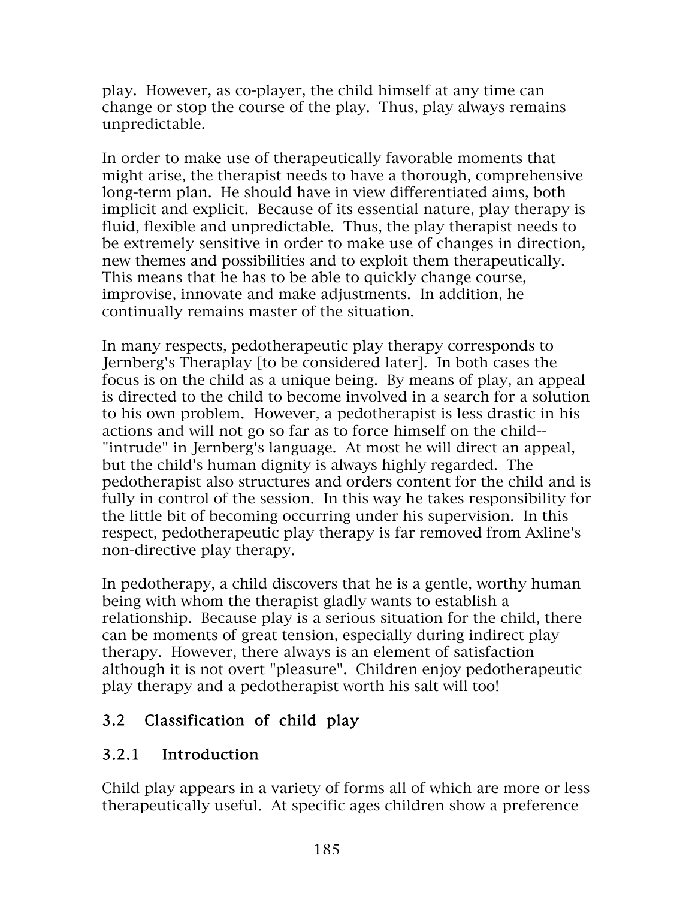play. However, as co-player, the child himself at any time can change or stop the course of the play. Thus, play always remains unpredictable.

In order to make use of therapeutically favorable moments that might arise, the therapist needs to have a thorough, comprehensive long-term plan. He should have in view differentiated aims, both implicit and explicit. Because of its essential nature, play therapy is fluid, flexible and unpredictable. Thus, the play therapist needs to be extremely sensitive in order to make use of changes in direction, new themes and possibilities and to exploit them therapeutically. This means that he has to be able to quickly change course, improvise, innovate and make adjustments. In addition, he continually remains master of the situation.

In many respects, pedotherapeutic play therapy corresponds to Jernberg's Theraplay [to be considered later]. In both cases the focus is on the child as a unique being. By means of play, an appeal is directed to the child to become involved in a search for a solution to his own problem. However, a pedotherapist is less drastic in his actions and will not go so far as to force himself on the child--"intrude" in Jernberg's language. At most he will direct an appeal, but the child's human dignity is always highly regarded. The pedotherapist also structures and orders content for the child and is fully in control of the session. In this way he takes responsibility for the little bit of becoming occurring under his supervision. In this respect, pedotherapeutic play therapy is far removed from Axline's non-directive play therapy.

In pedotherapy, a child discovers that he is a gentle, worthy human being with whom the therapist gladly wants to establish a relationship. Because play is a serious situation for the child, there can be moments of great tension, especially during indirect play therapy. However, there always is an element of satisfaction although it is not overt "pleasure". Children enjoy pedotherapeutic play therapy and a pedotherapist worth his salt will too!

## 3.2 Classification of child play

### 3.2.1 Introduction

Child play appears in a variety of forms all of which are more or less therapeutically useful. At specific ages children show a preference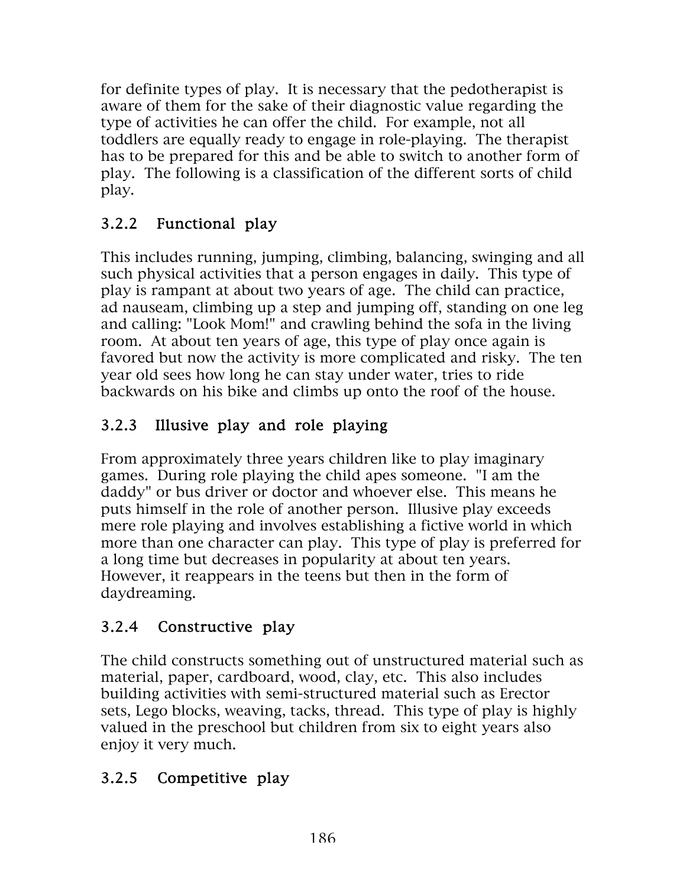for definite types of play. It is necessary that the pedotherapist is aware of them for the sake of their diagnostic value regarding the type of activities he can offer the child. For example, not all toddlers are equally ready to engage in role-playing. The therapist has to be prepared for this and be able to switch to another form of play. The following is a classification of the different sorts of child play.

### 3.2.2 Functional play

This includes running, jumping, climbing, balancing, swinging and all such physical activities that a person engages in daily. This type of play is rampant at about two years of age. The child can practice, ad nauseam, climbing up a step and jumping off, standing on one leg and calling: "Look Mom!" and crawling behind the sofa in the living room. At about ten years of age, this type of play once again is favored but now the activity is more complicated and risky. The ten year old sees how long he can stay under water, tries to ride backwards on his bike and climbs up onto the roof of the house.

### 3.2.3 Illusive play and role playing

From approximately three years children like to play imaginary games. During role playing the child apes someone. "I am the daddy" or bus driver or doctor and whoever else. This means he puts himself in the role of another person. Illusive play exceeds mere role playing and involves establishing a fictive world in which more than one character can play. This type of play is preferred for a long time but decreases in popularity at about ten years. However, it reappears in the teens but then in the form of daydreaming.

### 3.2.4 Constructive play

The child constructs something out of unstructured material such as material, paper, cardboard, wood, clay, etc. This also includes building activities with semi-structured material such as Erector sets, Lego blocks, weaving, tacks, thread. This type of play is highly valued in the preschool but children from six to eight years also enjoy it very much.

### 3.2.5 Competitive play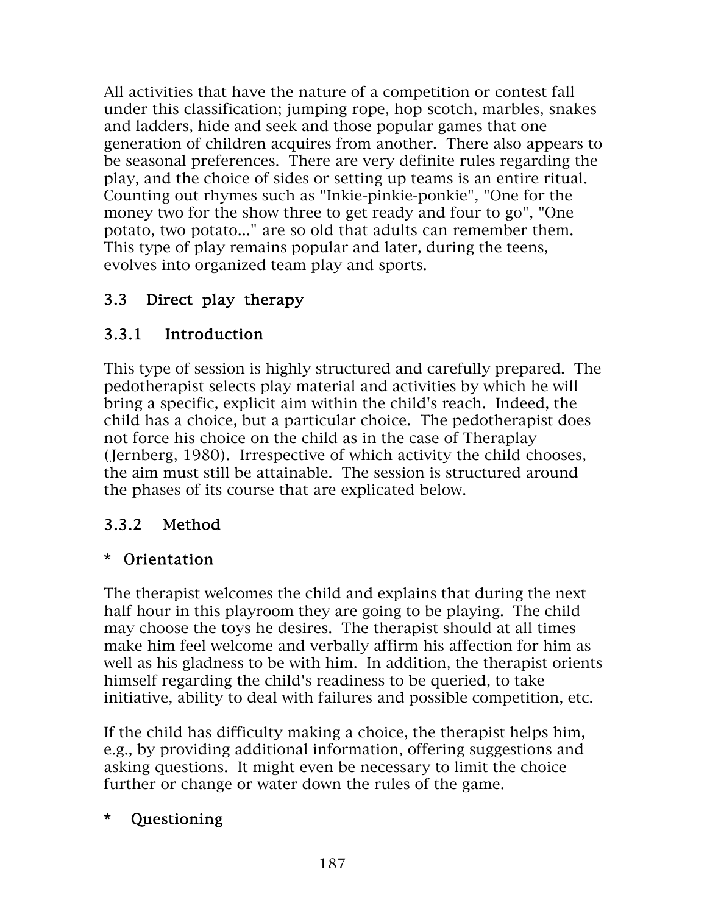All activities that have the nature of a competition or contest fall under this classification; jumping rope, hop scotch, marbles, snakes and ladders, hide and seek and those popular games that one generation of children acquires from another. There also appears to be seasonal preferences. There are very definite rules regarding the play, and the choice of sides or setting up teams is an entire ritual. Counting out rhymes such as "Inkie-pinkie-ponkie", "One for the money two for the show three to get ready and four to go", "One potato, two potato..." are so old that adults can remember them. This type of play remains popular and later, during the teens, evolves into organized team play and sports.

## 3.3 Direct play therapy

### 3.3.1 Introduction

This type of session is highly structured and carefully prepared. The pedotherapist selects play material and activities by which he will bring a specific, explicit aim within the child's reach. Indeed, the child has a choice, but a particular choice. The pedotherapist does not force his choice on the child as in the case of Theraplay (Jernberg, 1980). Irrespective of which activity the child chooses, the aim must still be attainable. The session is structured around the phases of its course that are explicated below.

### 3.3.2 Method

**\* Orientation**

The therapist welcomes the child and explains that during the next half hour in this playroom they are going to be playing. The child may choose the toys he desires. The therapist should at all times make him feel welcome and verbally affirm his affection for him as well as his gladness to be with him. In addition, the therapist orients himself regarding the child's readiness to be queried, to take initiative, ability to deal with failures and possible competition, etc.

If the child has difficulty making a choice, the therapist helps him, e.g., by providing additional information, offering suggestions and asking questions. It might even be necessary to limit the choice further or change or water down the rules of the game.

**\* Questioning**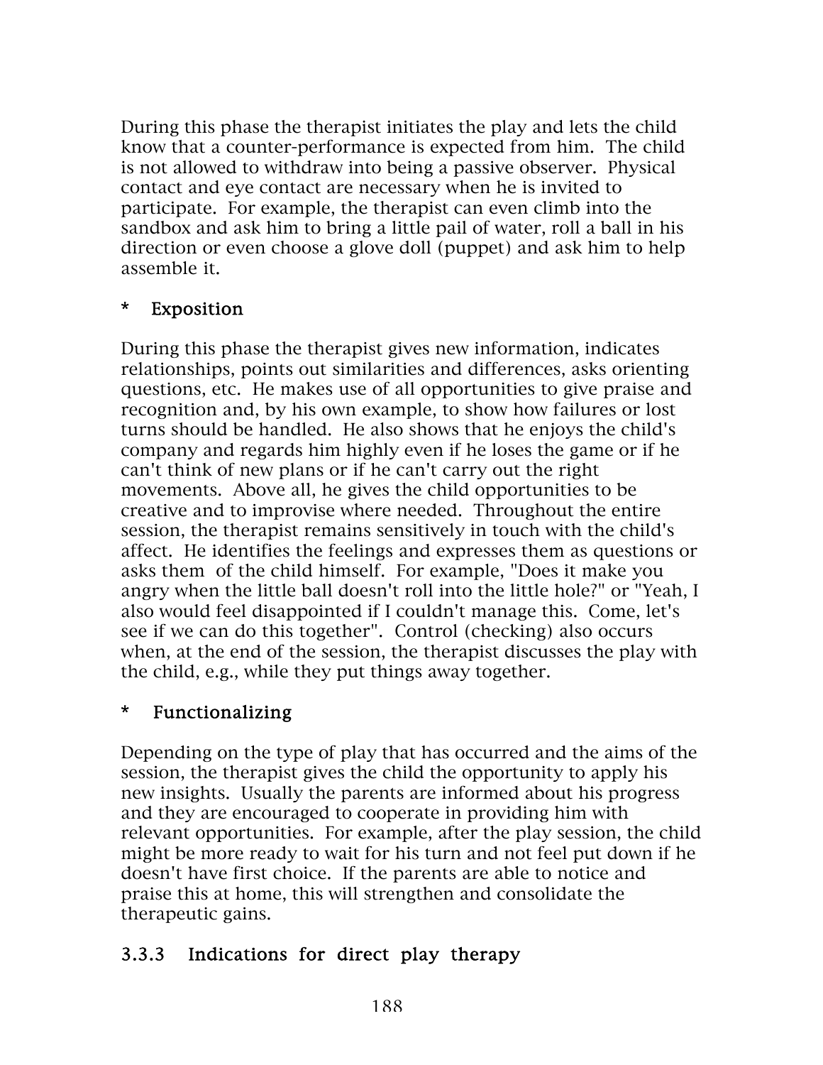During this phase the therapist initiates the play and lets the child know that a counter-performance is expected from him. The child is not allowed to withdraw into being a passive observer. Physical contact and eye contact are necessary when he is invited to participate. For example, the therapist can even climb into the sandbox and ask him to bring a little pail of water, roll a ball in his direction or even choose a glove doll (puppet) and ask him to help assemble it.

* **Exposition**

During this phase the therapist gives new information, indicates relationships, points out similarities and differences, asks orienting questions, etc. He makes use of all opportunities to give praise and recognition and, by his own example, to show how failures or lost turns should be handled. He also shows that he enjoys the child's company and regards him highly even if he loses the game or if he can't think of new plans or if he can't carry out the right movements. Above all, he gives the child opportunities to be creative and to improvise where needed. Throughout the entire session, the therapist remains sensitively in touch with the child's affect. He identifies the feelings and expresses them as questions or asks them of the child himself. For example, "Does it make you angry when the little ball doesn't roll into the little hole?" or "Yeah, I also would feel disappointed if I couldn't manage this. Come, let's see if we can do this together". Control (checking) also occurs when, at the end of the session, the therapist discusses the play with the child, e.g., while they put things away together.

* **Functionalizing**

Depending on the type of play that has occurred and the aims of the session, the therapist gives the child the opportunity to apply his new insights. Usually the parents are informed about his progress and they are encouraged to cooperate in providing him with relevant opportunities. For example, after the play session, the child might be more ready to wait for his turn and not feel put down if he doesn't have first choice. If the parents are able to notice and praise this at home, this will strengthen and consolidate the therapeutic gains.

### 3.3.3 Indications for direct play therapy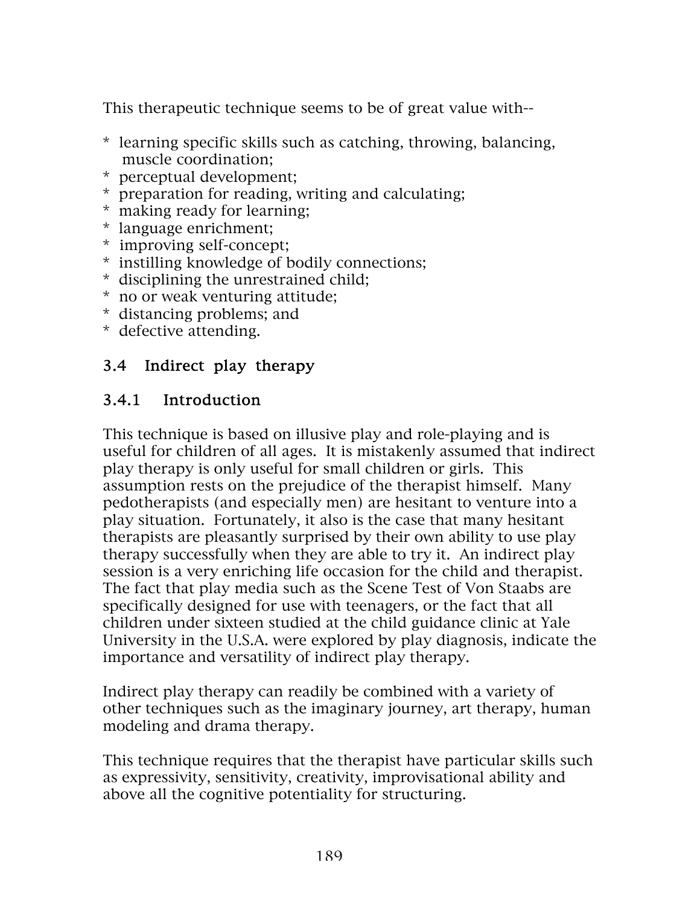This therapeutic technique seems to be of great value with--

* learning specific skills such as catching, throwing, balancing, muscle coordination;
* perceptual development;
* preparation for reading, writing and calculating;
* making ready for learning;
* language enrichment;
* improving self-concept;
* instilling knowledge of bodily connections;
* disciplining the unrestrained child;
* no or weak venturing attitude;
* distancing problems; and
* defective attending.

## 3.4 Indirect play therapy

### 3.4.1 Introduction

This technique is based on illusive play and role-playing and is useful for children of all ages. It is mistakenly assumed that indirect play therapy is only useful for small children or girls. This assumption rests on the prejudice of the therapist himself. Many pedotherapists (and especially men) are hesitant to venture into a play situation. Fortunately, it also is the case that many hesitant therapists are pleasantly surprised by their own ability to use play therapy successfully when they are able to try it. An indirect play session is a very enriching life occasion for the child and therapist. The fact that play media such as the Scene Test of Von Staabs are specifically designed for use with teenagers, or the fact that all children under sixteen studied at the child guidance clinic at Yale University in the U.S.A. were explored by play diagnosis, indicate the importance and versatility of indirect play therapy.

Indirect play therapy can readily be combined with a variety of other techniques such as the imaginary journey, art therapy, human modeling and drama therapy.

This technique requires that the therapist have particular skills such as expressivity, sensitivity, creativity, improvisational ability and above all the cognitive potentiality for structuring.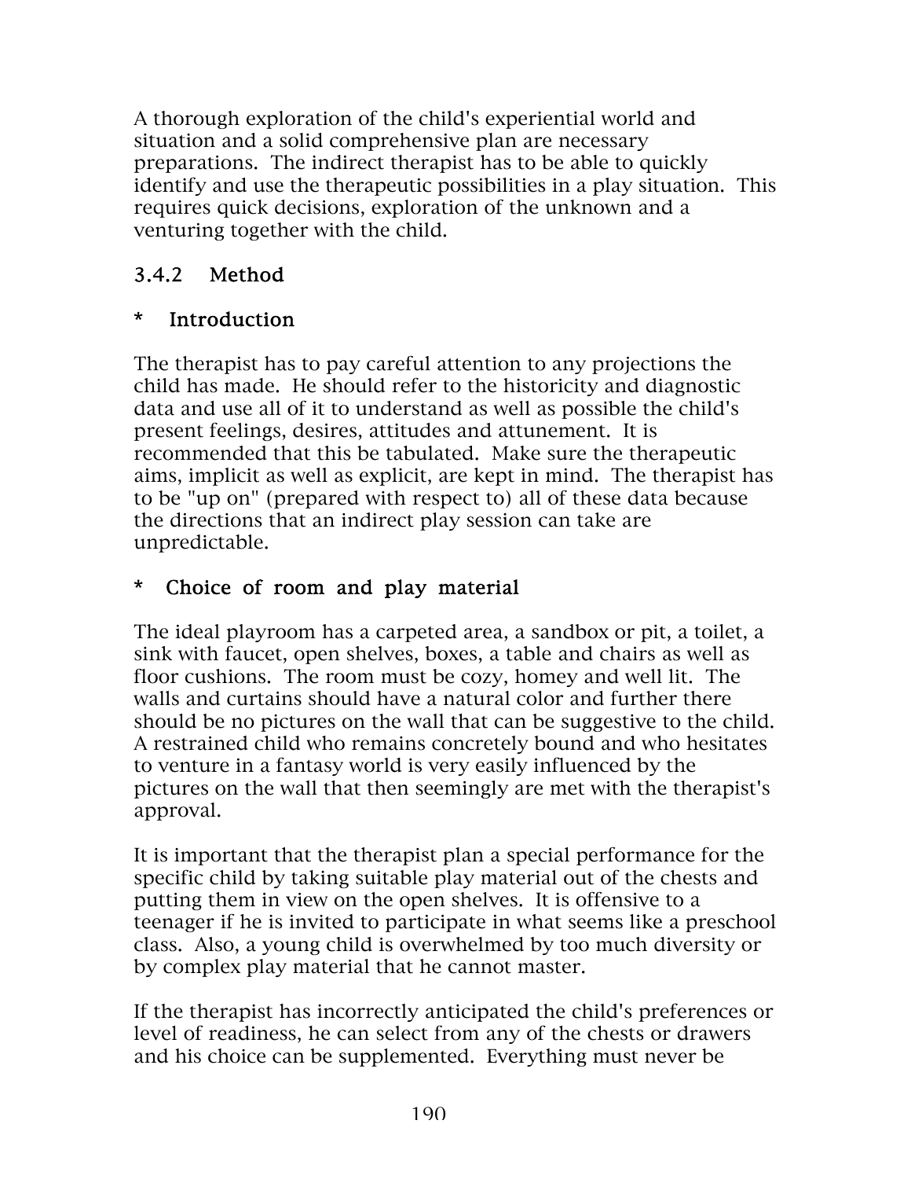A thorough exploration of the child's experiential world and situation and a solid comprehensive plan are necessary preparations. The indirect therapist has to be able to quickly identify and use the therapeutic possibilities in a play situation. This requires quick decisions, exploration of the unknown and a venturing together with the child.

### 3.4.2 Method

#### * Introduction

The therapist has to pay careful attention to any projections the child has made. He should refer to the historicity and diagnostic data and use all of it to understand as well as possible the child's present feelings, desires, attitudes and attunement. It is recommended that this be tabulated. Make sure the therapeutic aims, implicit as well as explicit, are kept in mind. The therapist has to be "up on" (prepared with respect to) all of these data because the directions that an indirect play session can take are unpredictable.

#### * Choice of room and play material

The ideal playroom has a carpeted area, a sandbox or pit, a toilet, a sink with faucet, open shelves, boxes, a table and chairs as well as floor cushions. The room must be cozy, homey and well lit. The walls and curtains should have a natural color and further there should be no pictures on the wall that can be suggestive to the child. A restrained child who remains concretely bound and who hesitates to venture in a fantasy world is very easily influenced by the pictures on the wall that then seemingly are met with the therapist's approval.

It is important that the therapist plan a special performance for the specific child by taking suitable play material out of the chests and putting them in view on the open shelves. It is offensive to a teenager if he is invited to participate in what seems like a preschool class. Also, a young child is overwhelmed by too much diversity or by complex play material that he cannot master.

If the therapist has incorrectly anticipated the child's preferences or level of readiness, he can select from any of the chests or drawers and his choice can be supplemented. Everything must never be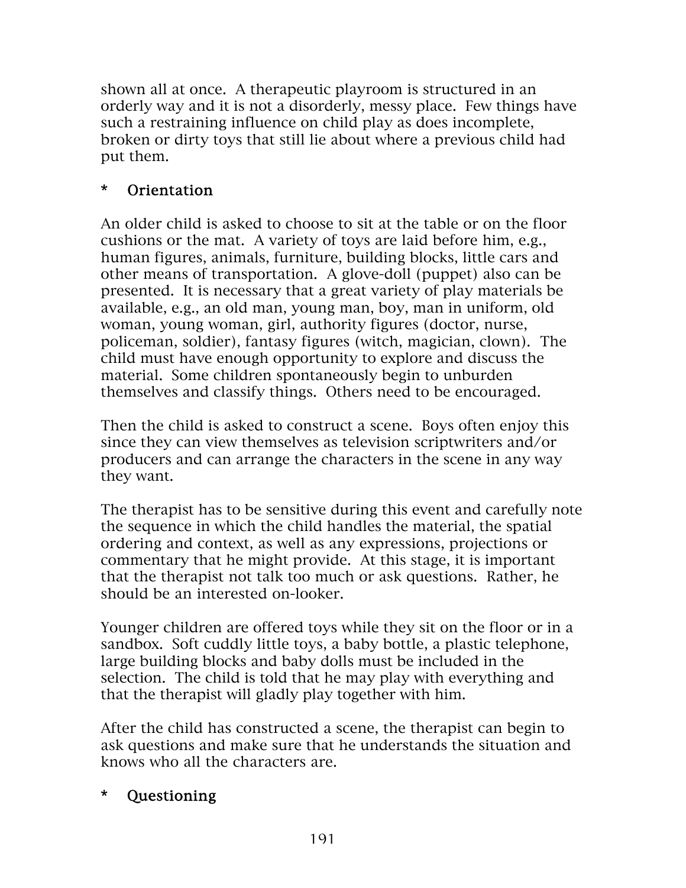shown all at once. A therapeutic playroom is structured in an orderly way and it is not a disorderly, messy place. Few things have such a restraining influence on child play as does incomplete, broken or dirty toys that still lie about where a previous child had put them.

### * Orientation

An older child is asked to choose to sit at the table or on the floor cushions or the mat. A variety of toys are laid before him, e.g., human figures, animals, furniture, building blocks, little cars and other means of transportation. A glove-doll (puppet) also can be presented. It is necessary that a great variety of play materials be available, e.g., an old man, young man, boy, man in uniform, old woman, young woman, girl, authority figures (doctor, nurse, policeman, soldier), fantasy figures (witch, magician, clown). The child must have enough opportunity to explore and discuss the material. Some children spontaneously begin to unburden themselves and classify things. Others need to be encouraged.

Then the child is asked to construct a scene. Boys often enjoy this since they can view themselves as television scriptwriters and/or producers and can arrange the characters in the scene in any way they want.

The therapist has to be sensitive during this event and carefully note the sequence in which the child handles the material, the spatial ordering and context, as well as any expressions, projections or commentary that he might provide. At this stage, it is important that the therapist not talk too much or ask questions. Rather, he should be an interested on-looker.

Younger children are offered toys while they sit on the floor or in a sandbox. Soft cuddly little toys, a baby bottle, a plastic telephone, large building blocks and baby dolls must be included in the selection. The child is told that he may play with everything and that the therapist will gladly play together with him.

After the child has constructed a scene, the therapist can begin to ask questions and make sure that he understands the situation and knows who all the characters are.

### * Questioning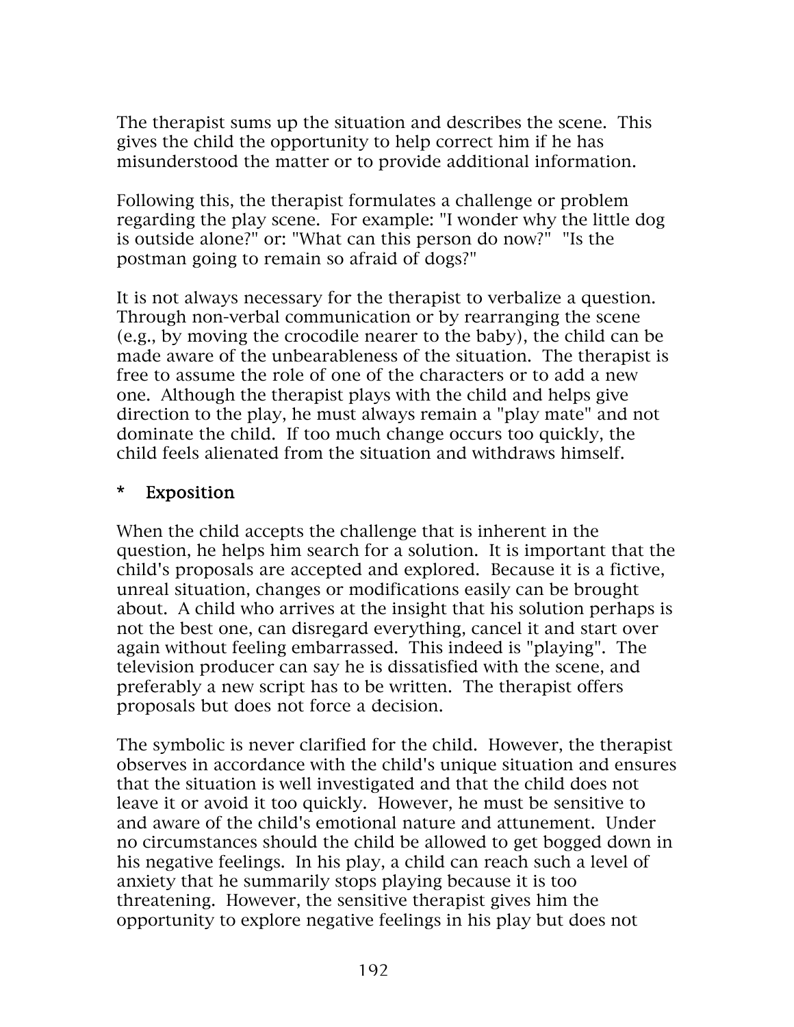The therapist sums up the situation and describes the scene. This gives the child the opportunity to help correct him if he has misunderstood the matter or to provide additional information.

Following this, the therapist formulates a challenge or problem regarding the play scene. For example: "I wonder why the little dog is outside alone?" or: "What can this person do now?" "Is the postman going to remain so afraid of dogs?"

It is not always necessary for the therapist to verbalize a question. Through non-verbal communication or by rearranging the scene (e.g., by moving the crocodile nearer to the baby), the child can be made aware of the unbearableness of the situation. The therapist is free to assume the role of one of the characters or to add a new one. Although the therapist plays with the child and helps give direction to the play, he must always remain a "play mate" and not dominate the child. If too much change occurs too quickly, the child feels alienated from the situation and withdraws himself.

## * Exposition

When the child accepts the challenge that is inherent in the question, he helps him search for a solution. It is important that the child's proposals are accepted and explored. Because it is a fictive, unreal situation, changes or modifications easily can be brought about. A child who arrives at the insight that his solution perhaps is not the best one, can disregard everything, cancel it and start over again without feeling embarrassed. This indeed is "playing". The television producer can say he is dissatisfied with the scene, and preferably a new script has to be written. The therapist offers proposals but does not force a decision.

The symbolic is never clarified for the child. However, the therapist observes in accordance with the child's unique situation and ensures that the situation is well investigated and that the child does not leave it or avoid it too quickly. However, he must be sensitive to and aware of the child's emotional nature and attunement. Under no circumstances should the child be allowed to get bogged down in his negative feelings. In his play, a child can reach such a level of anxiety that he summarily stops playing because it is too threatening. However, the sensitive therapist gives him the opportunity to explore negative feelings in his play but does not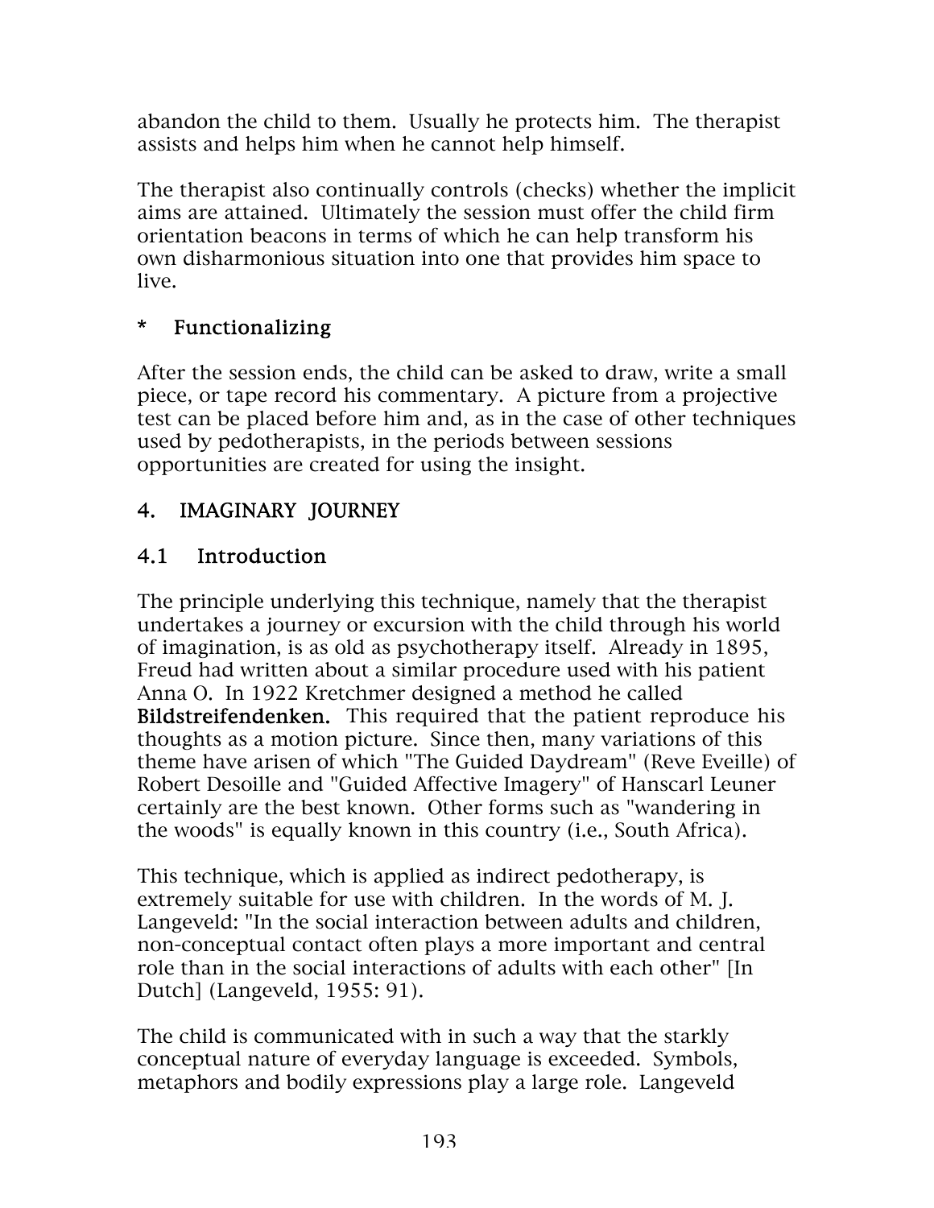abandon the child to them. Usually he protects him. The therapist assists and helps him when he cannot help himself.

The therapist also continually controls (checks) whether the implicit aims are attained. Ultimately the session must offer the child firm orientation beacons in terms of which he can help transform his own disharmonious situation into one that provides him space to live.

### * Functionalizing

After the session ends, the child can be asked to draw, write a small piece, or tape record his commentary. A picture from a projective test can be placed before him and, as in the case of other techniques used by pedotherapists, in the periods between sessions opportunities are created for using the insight.

## 4. IMAGINARY JOURNEY

### 4.1 Introduction

The principle underlying this technique, namely that the therapist undertakes a journey or excursion with the child through his world of imagination, is as old as psychotherapy itself. Already in 1895, Freud had written about a similar procedure used with his patient Anna O. In 1922 Kretchmer designed a method he called **Bildstreifendenken.** This required that the patient reproduce his thoughts as a motion picture. Since then, many variations of this theme have arisen of which "The Guided Daydream" (Reve Eveille) of Robert Desoille and "Guided Affective Imagery" of Hanscarl Leuner certainly are the best known. Other forms such as "wandering in the woods" is equally known in this country (i.e., South Africa).

This technique, which is applied as indirect pedotherapy, is extremely suitable for use with children. In the words of M. J. Langeveld: "In the social interaction between adults and children, non-conceptual contact often plays a more important and central role than in the social interactions of adults with each other" [In Dutch] (Langeveld, 1955: 91).

The child is communicated with in such a way that the starkly conceptual nature of everyday language is exceeded. Symbols, metaphors and bodily expressions play a large role. Langeveld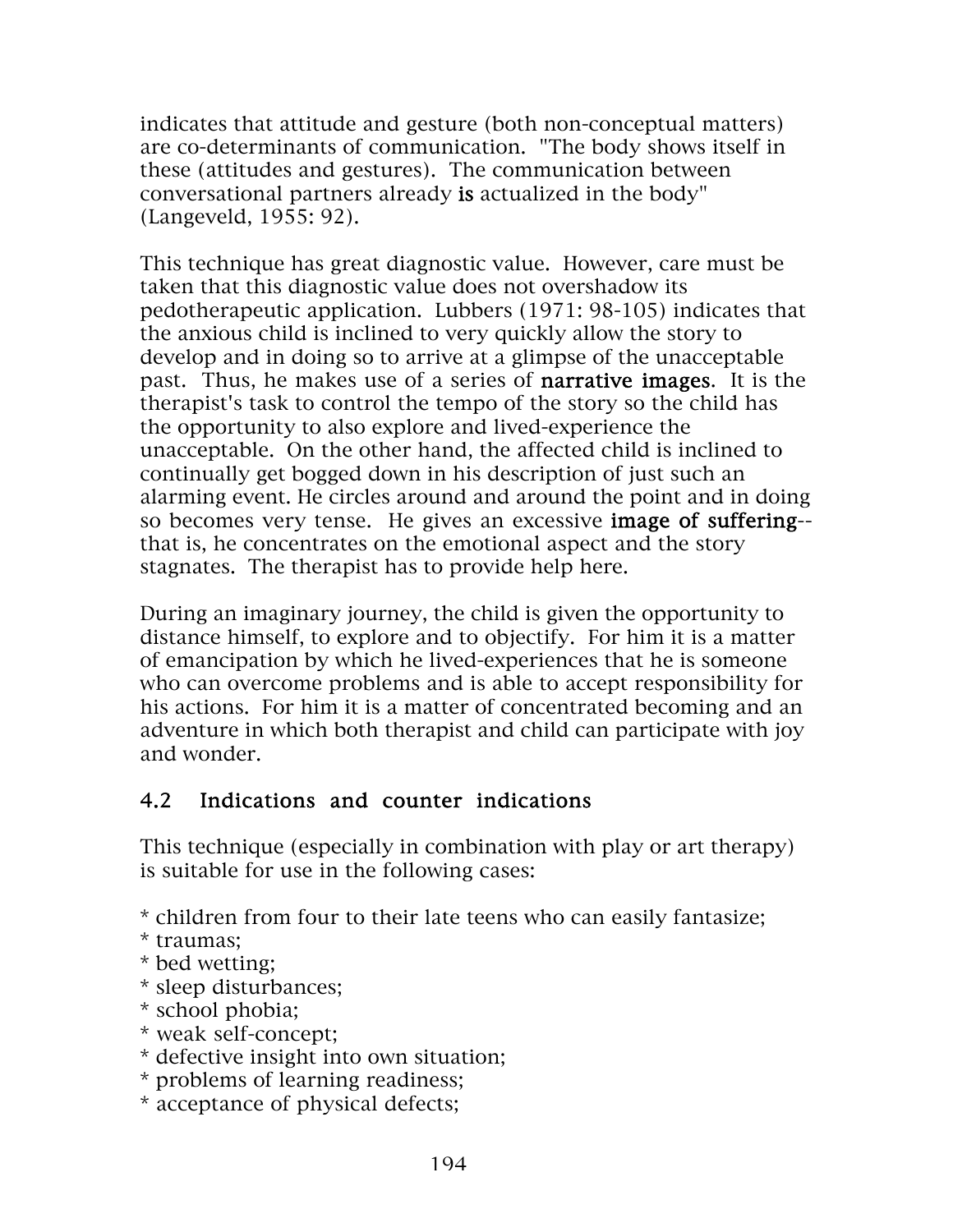indicates that attitude and gesture (both non-conceptual matters) are co-determinants of communication. "The body shows itself in these (attitudes and gestures). The communication between conversational partners already **is** actualized in the body" (Langeveld, 1955: 92).

This technique has great diagnostic value. However, care must be taken that this diagnostic value does not overshadow its pedotherapeutic application. Lubbers (1971: 98-105) indicates that the anxious child is inclined to very quickly allow the story to develop and in doing so to arrive at a glimpse of the unacceptable past. Thus, he makes use of a series of **narrative images**. It is the therapist's task to control the tempo of the story so the child has the opportunity to also explore and lived-experience the unacceptable. On the other hand, the affected child is inclined to continually get bogged down in his description of just such an alarming event. He circles around and around the point and in doing so becomes very tense. He gives an excessive **image of suffering**--that is, he concentrates on the emotional aspect and the story stagnates. The therapist has to provide help here.

During an imaginary journey, the child is given the opportunity to distance himself, to explore and to objectify. For him it is a matter of emancipation by which he lived-experiences that he is someone who can overcome problems and is able to accept responsibility for his actions. For him it is a matter of concentrated becoming and an adventure in which both therapist and child can participate with joy and wonder.

## 4.2 Indications and counter indications

This technique (especially in combination with play or art therapy) is suitable for use in the following cases:

* children from four to their late teens who can easily fantasize;
* traumas;
* bed wetting;
* sleep disturbances;
* school phobia;
* weak self-concept;
* defective insight into own situation;
* problems of learning readiness;
* acceptance of physical defects;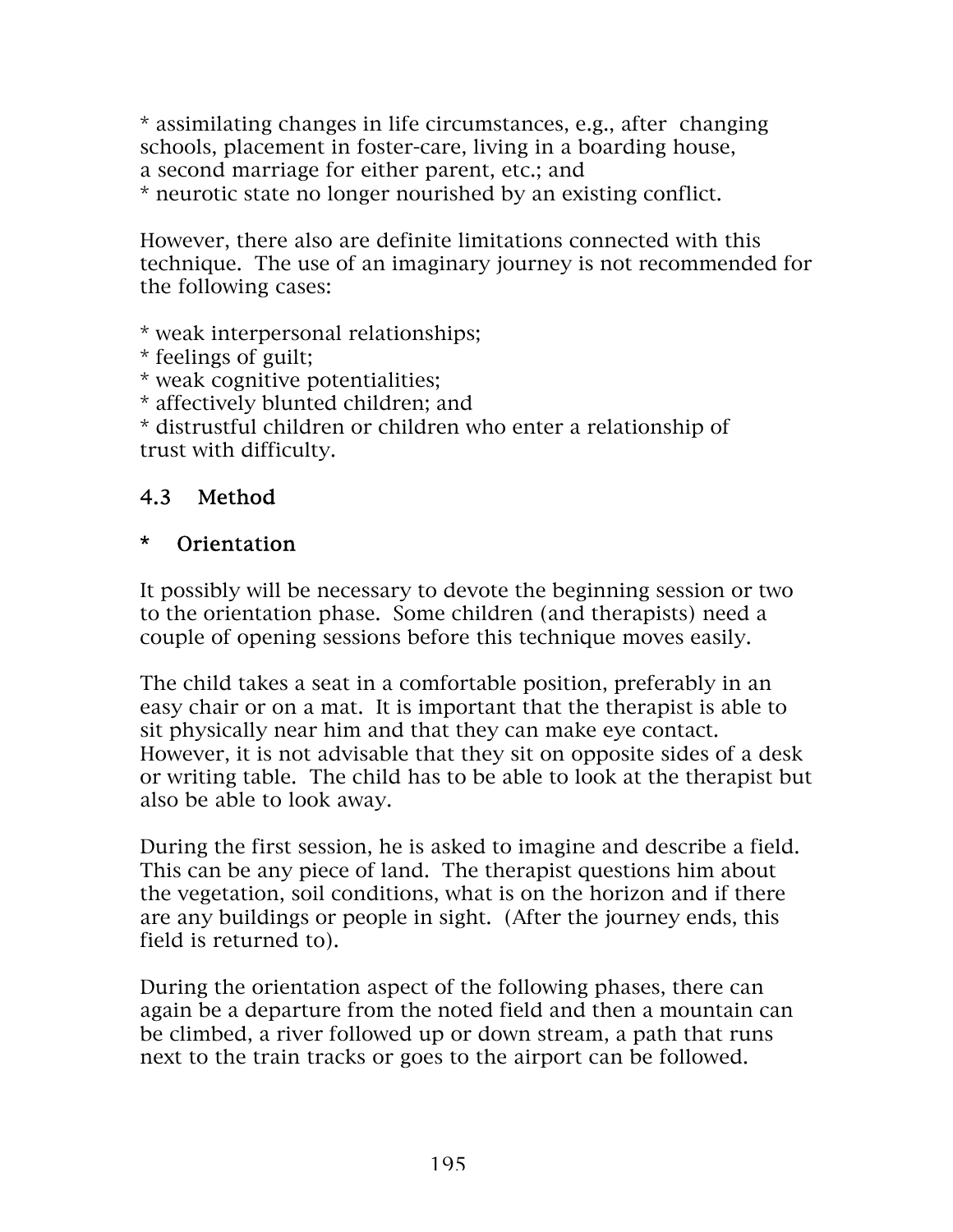* assimilating changes in life circumstances, e.g., after changing schools, placement in foster-care, living in a boarding house, a second marriage for either parent, etc.; and
* neurotic state no longer nourished by an existing conflict.

However, there also are definite limitations connected with this technique. The use of an imaginary journey is not recommended for the following cases:

* weak interpersonal relationships;
* feelings of guilt;
* weak cognitive potentialities;
* affectively blunted children; and
* distrustful children or children who enter a relationship of trust with difficulty.

## 4.3 Method

### * Orientation

It possibly will be necessary to devote the beginning session or two to the orientation phase. Some children (and therapists) need a couple of opening sessions before this technique moves easily.

The child takes a seat in a comfortable position, preferably in an easy chair or on a mat. It is important that the therapist is able to sit physically near him and that they can make eye contact. However, it is not advisable that they sit on opposite sides of a desk or writing table. The child has to be able to look at the therapist but also be able to look away.

During the first session, he is asked to imagine and describe a field. This can be any piece of land. The therapist questions him about the vegetation, soil conditions, what is on the horizon and if there are any buildings or people in sight. (After the journey ends, this field is returned to).

During the orientation aspect of the following phases, there can again be a departure from the noted field and then a mountain can be climbed, a river followed up or down stream, a path that runs next to the train tracks or goes to the airport can be followed.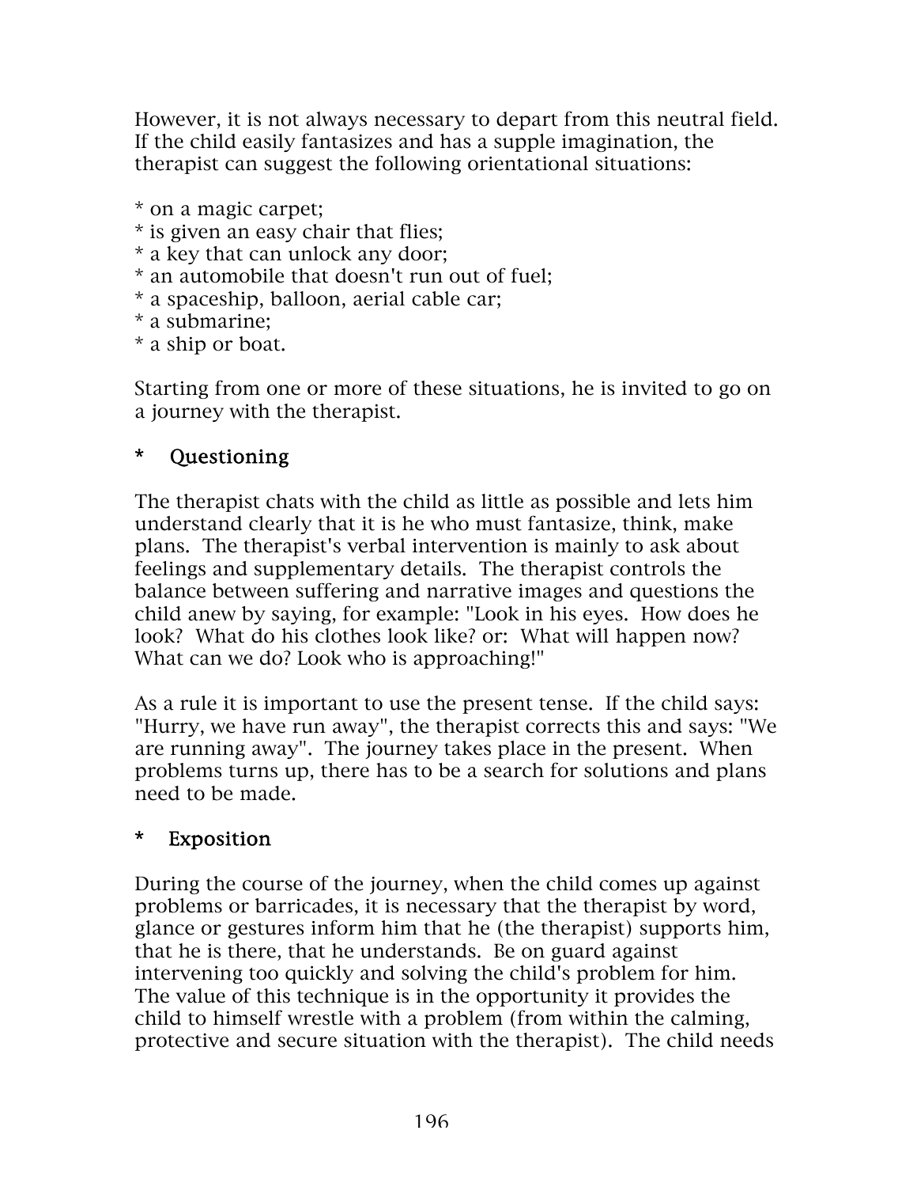However, it is not always necessary to depart from this neutral field. If the child easily fantasizes and has a supple imagination, the therapist can suggest the following orientational situations:

* on a magic carpet;
* is given an easy chair that flies;
* a key that can unlock any door;
* an automobile that doesn't run out of fuel;
* a spaceship, balloon, aerial cable car;
* a submarine;
* a ship or boat.

Starting from one or more of these situations, he is invited to go on a journey with the therapist.

### * Questioning

The therapist chats with the child as little as possible and lets him understand clearly that it is he who must fantasize, think, make plans. The therapist's verbal intervention is mainly to ask about feelings and supplementary details. The therapist controls the balance between suffering and narrative images and questions the child anew by saying, for example: "Look in his eyes. How does he look? What do his clothes look like? or: What will happen now? What can we do? Look who is approaching!"

As a rule it is important to use the present tense. If the child says: "Hurry, we have run away", the therapist corrects this and says: "We are running away". The journey takes place in the present. When problems turns up, there has to be a search for solutions and plans need to be made.

### * Exposition

During the course of the journey, when the child comes up against problems or barricades, it is necessary that the therapist by word, glance or gestures inform him that he (the therapist) supports him, that he is there, that he understands. Be on guard against intervening too quickly and solving the child's problem for him. The value of this technique is in the opportunity it provides the child to himself wrestle with a problem (from within the calming, protective and secure situation with the therapist). The child needs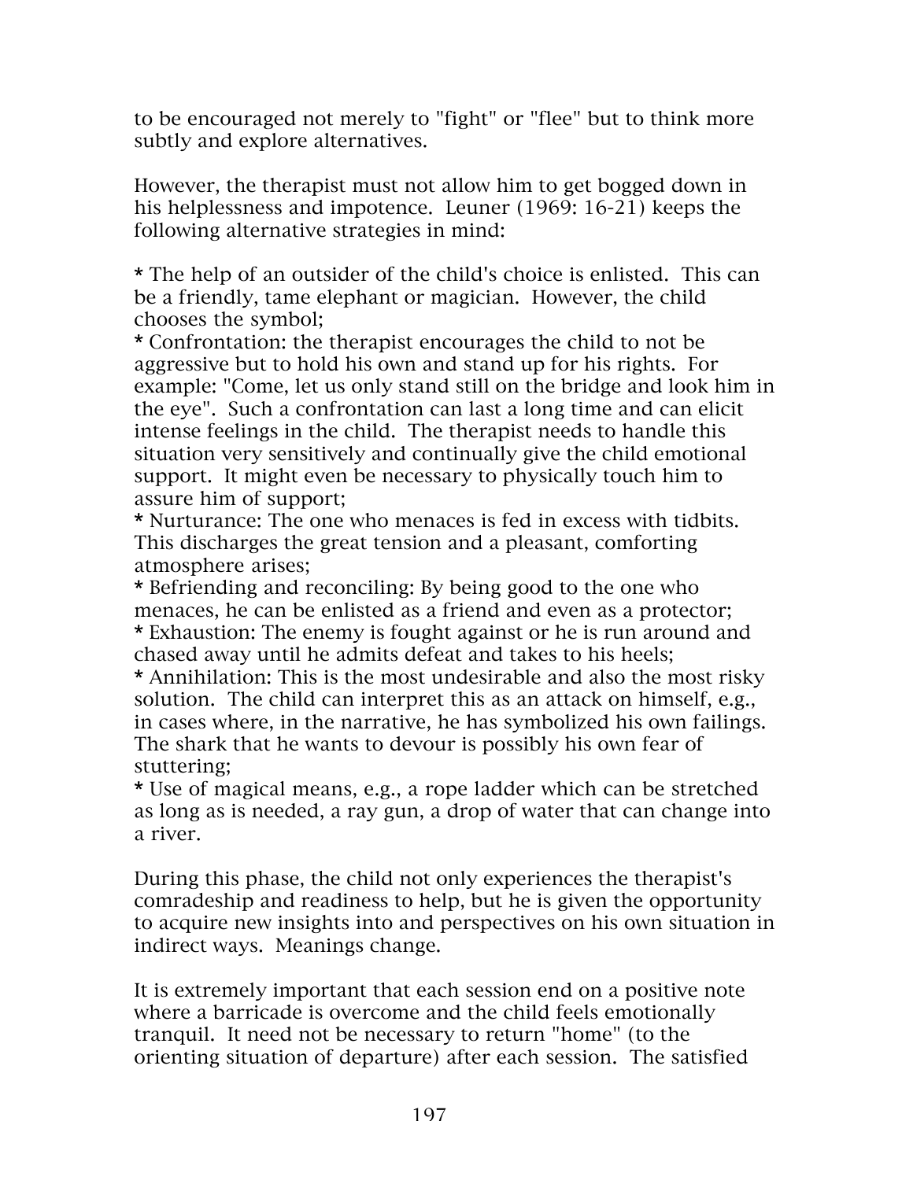to be encouraged not merely to "fight" or "flee" but to think more subtly and explore alternatives.

However, the therapist must not allow him to get bogged down in his helplessness and impotence. Leuner (1969: 16-21) keeps the following alternative strategies in mind:

* The help of an outsider of the child's choice is enlisted. This can be a friendly, tame elephant or magician. However, the child chooses the symbol;
* Confrontation: the therapist encourages the child to not be aggressive but to hold his own and stand up for his rights. For example: "Come, let us only stand still on the bridge and look him in the eye". Such a confrontation can last a long time and can elicit intense feelings in the child. The therapist needs to handle this situation very sensitively and continually give the child emotional support. It might even be necessary to physically touch him to assure him of support;
* Nurturance: The one who menaces is fed in excess with tidbits. This discharges the great tension and a pleasant, comforting atmosphere arises;
* Befriending and reconciling: By being good to the one who menaces, he can be enlisted as a friend and even as a protector;
* Exhaustion: The enemy is fought against or he is run around and chased away until he admits defeat and takes to his heels;
* Annihilation: This is the most undesirable and also the most risky solution. The child can interpret this as an attack on himself, e.g., in cases where, in the narrative, he has symbolized his own failings. The shark that he wants to devour is possibly his own fear of stuttering;
* Use of magical means, e.g., a rope ladder which can be stretched as long as is needed, a ray gun, a drop of water that can change into a river.

During this phase, the child not only experiences the therapist's comradeship and readiness to help, but he is given the opportunity to acquire new insights into and perspectives on his own situation in indirect ways. Meanings change.

It is extremely important that each session end on a positive note where a barricade is overcome and the child feels emotionally tranquil. It need not be necessary to return "home" (to the orienting situation of departure) after each session. The satisfied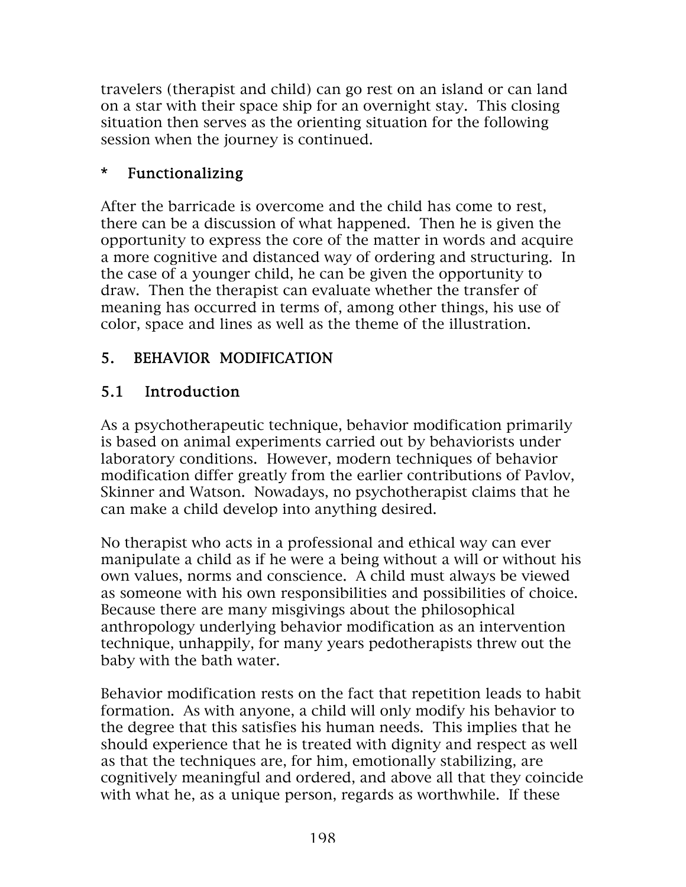travelers (therapist and child) can go rest on an island or can land on a star with their space ship for an overnight stay. This closing situation then serves as the orienting situation for the following session when the journey is continued.

### * Functionalizing

After the barricade is overcome and the child has come to rest, there can be a discussion of what happened. Then he is given the opportunity to express the core of the matter in words and acquire a more cognitive and distanced way of ordering and structuring. In the case of a younger child, he can be given the opportunity to draw. Then the therapist can evaluate whether the transfer of meaning has occurred in terms of, among other things, his use of color, space and lines as well as the theme of the illustration.

## 5. BEHAVIOR MODIFICATION

### 5.1 Introduction

As a psychotherapeutic technique, behavior modification primarily is based on animal experiments carried out by behaviorists under laboratory conditions. However, modern techniques of behavior modification differ greatly from the earlier contributions of Pavlov, Skinner and Watson. Nowadays, no psychotherapist claims that he can make a child develop into anything desired.

No therapist who acts in a professional and ethical way can ever manipulate a child as if he were a being without a will or without his own values, norms and conscience. A child must always be viewed as someone with his own responsibilities and possibilities of choice. Because there are many misgivings about the philosophical anthropology underlying behavior modification as an intervention technique, unhappily, for many years pedotherapists threw out the baby with the bath water.

Behavior modification rests on the fact that repetition leads to habit formation. As with anyone, a child will only modify his behavior to the degree that this satisfies his human needs. This implies that he should experience that he is treated with dignity and respect as well as that the techniques are, for him, emotionally stabilizing, are cognitively meaningful and ordered, and above all that they coincide with what he, as a unique person, regards as worthwhile. If these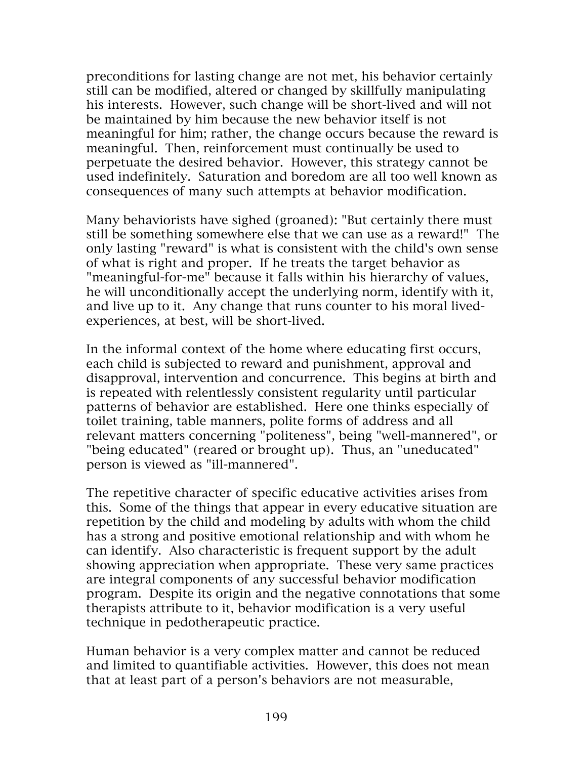preconditions for lasting change are not met, his behavior certainly still can be modified, altered or changed by skillfully manipulating his interests. However, such change will be short-lived and will not be maintained by him because the new behavior itself is not meaningful for him; rather, the change occurs because the reward is meaningful. Then, reinforcement must continually be used to perpetuate the desired behavior. However, this strategy cannot be used indefinitely. Saturation and boredom are all too well known as consequences of many such attempts at behavior modification.

Many behaviorists have sighed (groaned): "But certainly there must still be something somewhere else that we can use as a reward!" The only lasting "reward" is what is consistent with the child's own sense of what is right and proper. If he treats the target behavior as "meaningful-for-me" because it falls within his hierarchy of values, he will unconditionally accept the underlying norm, identify with it, and live up to it. Any change that runs counter to his moral lived-experiences, at best, will be short-lived.

In the informal context of the home where educating first occurs, each child is subjected to reward and punishment, approval and disapproval, intervention and concurrence. This begins at birth and is repeated with relentlessly consistent regularity until particular patterns of behavior are established. Here one thinks especially of toilet training, table manners, polite forms of address and all relevant matters concerning "politeness", being "well-mannered", or "being educated" (reared or brought up). Thus, an "uneducated" person is viewed as "ill-mannered".

The repetitive character of specific educative activities arises from this. Some of the things that appear in every educative situation are repetition by the child and modeling by adults with whom the child has a strong and positive emotional relationship and with whom he can identify. Also characteristic is frequent support by the adult showing appreciation when appropriate. These very same practices are integral components of any successful behavior modification program. Despite its origin and the negative connotations that some therapists attribute to it, behavior modification is a very useful technique in pedotherapeutic practice.

Human behavior is a very complex matter and cannot be reduced and limited to quantifiable activities. However, this does not mean that at least part of a person's behaviors are not measurable,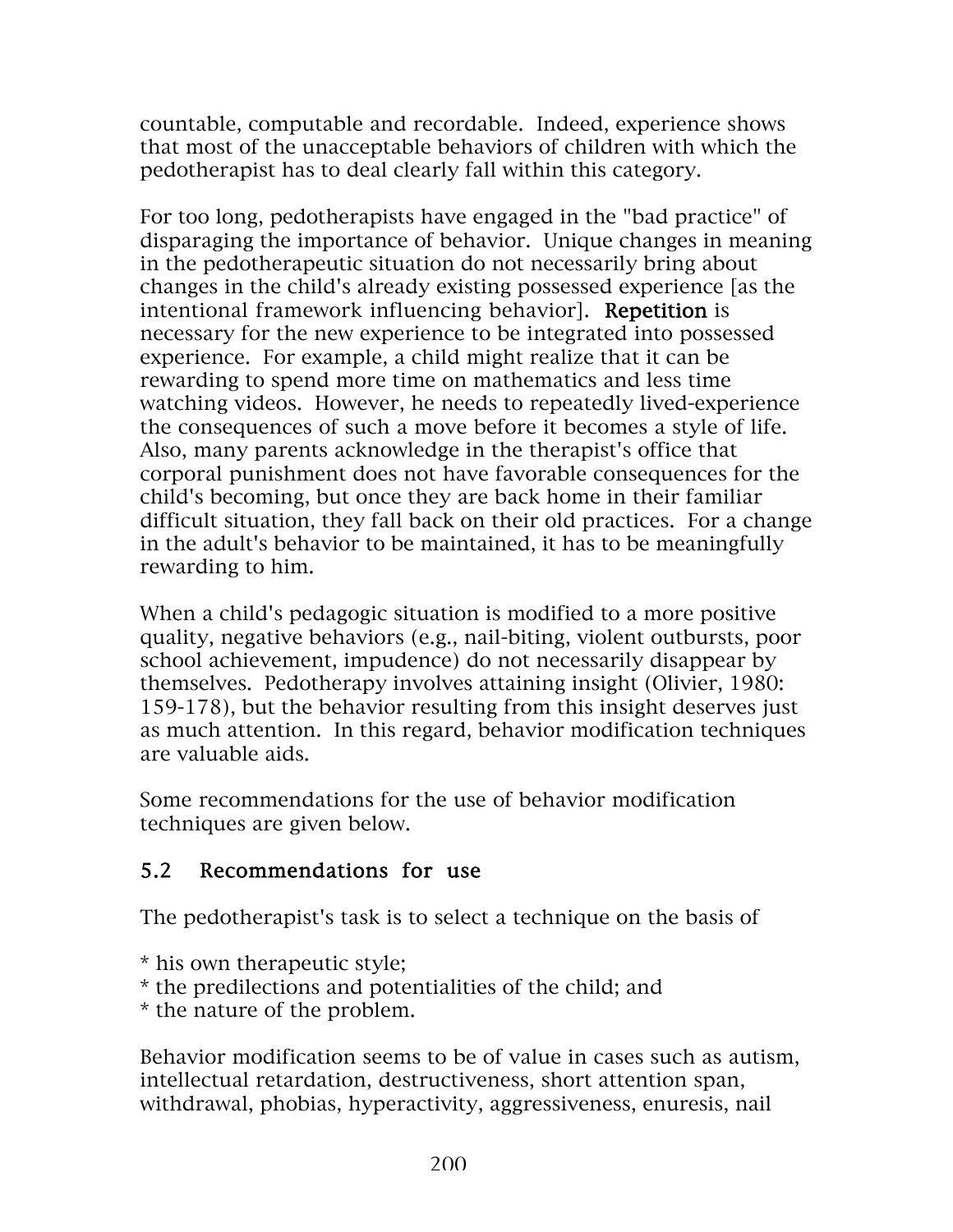countable, computable and recordable. Indeed, experience shows that most of the unacceptable behaviors of children with which the pedotherapist has to deal clearly fall within this category.

For too long, pedotherapists have engaged in the "bad practice" of disparaging the importance of behavior. Unique changes in meaning in the pedotherapeutic situation do not necessarily bring about changes in the child's already existing possessed experience [as the intentional framework influencing behavior]. **Repetition** is necessary for the new experience to be integrated into possessed experience. For example, a child might realize that it can be rewarding to spend more time on mathematics and less time watching videos. However, he needs to repeatedly lived-experience the consequences of such a move before it becomes a style of life. Also, many parents acknowledge in the therapist's office that corporal punishment does not have favorable consequences for the child's becoming, but once they are back home in their familiar difficult situation, they fall back on their old practices. For a change in the adult's behavior to be maintained, it has to be meaningfully rewarding to him.

When a child's pedagogic situation is modified to a more positive quality, negative behaviors (e.g., nail-biting, violent outbursts, poor school achievement, impudence) do not necessarily disappear by themselves. Pedotherapy involves attaining insight (Olivier, 1980: 159-178), but the behavior resulting from this insight deserves just as much attention. In this regard, behavior modification techniques are valuable aids.

Some recommendations for the use of behavior modification techniques are given below.

## 5.2 Recommendations for use

The pedotherapist's task is to select a technique on the basis of

* his own therapeutic style;
* the predilections and potentialities of the child; and
* the nature of the problem.

Behavior modification seems to be of value in cases such as autism, intellectual retardation, destructiveness, short attention span, withdrawal, phobias, hyperactivity, aggressiveness, enuresis, nail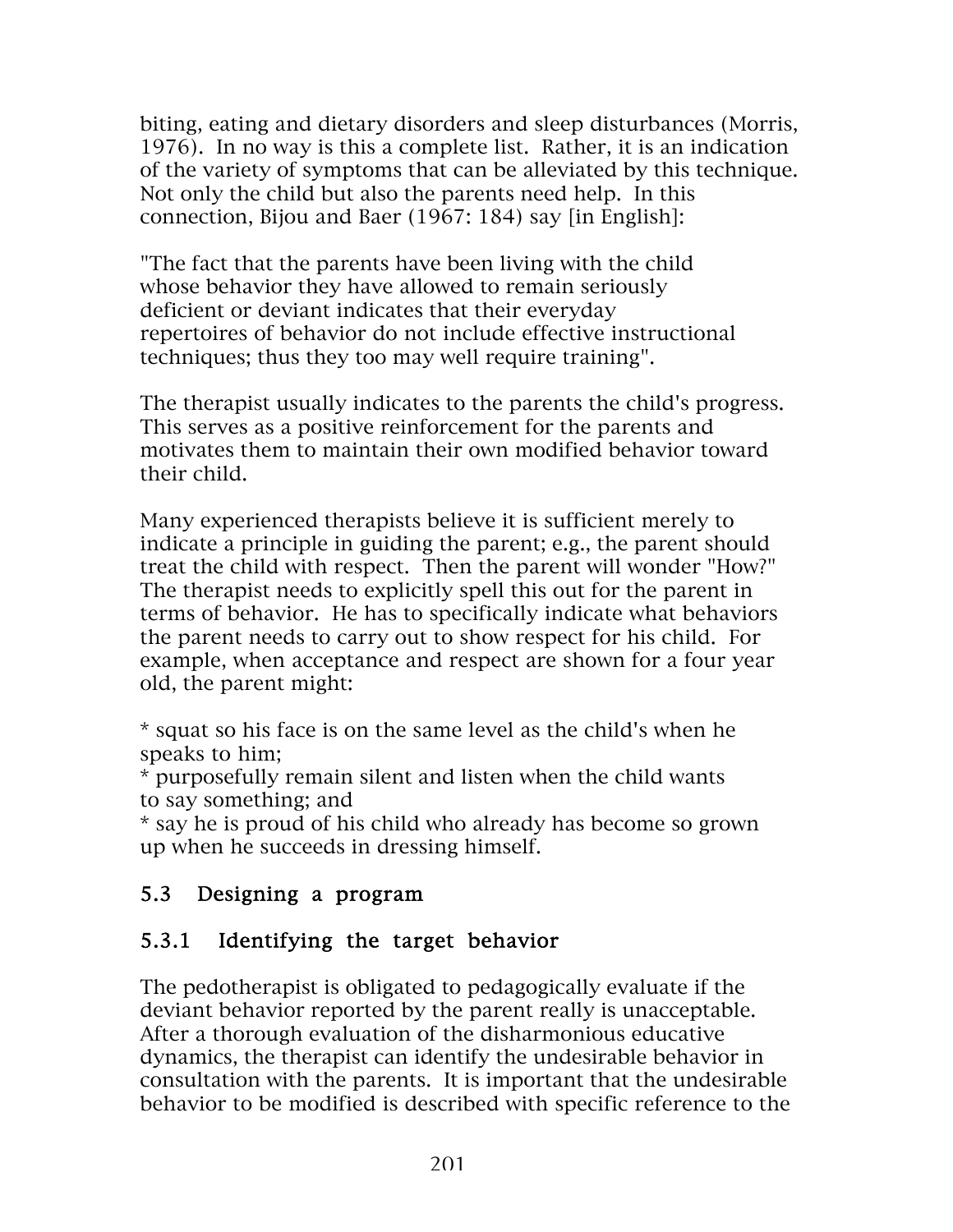biting, eating and dietary disorders and sleep disturbances (Morris, 1976). In no way is this a complete list. Rather, it is an indication of the variety of symptoms that can be alleviated by this technique. Not only the child but also the parents need help. In this connection, Bijou and Baer (1967: 184) say [in English]:

"The fact that the parents have been living with the child whose behavior they have allowed to remain seriously deficient or deviant indicates that their everyday repertoires of behavior do not include effective instructional techniques; thus they too may well require training".

The therapist usually indicates to the parents the child's progress. This serves as a positive reinforcement for the parents and motivates them to maintain their own modified behavior toward their child.

Many experienced therapists believe it is sufficient merely to indicate a principle in guiding the parent; e.g., the parent should treat the child with respect. Then the parent will wonder "How?" The therapist needs to explicitly spell this out for the parent in terms of behavior. He has to specifically indicate what behaviors the parent needs to carry out to show respect for his child. For example, when acceptance and respect are shown for a four year old, the parent might:

* squat so his face is on the same level as the child's when he speaks to him;
* purposefully remain silent and listen when the child wants to say something; and
* say he is proud of his child who already has become so grown up when he succeeds in dressing himself.

## 5.3 Designing a program

### 5.3.1 Identifying the target behavior

The pedotherapist is obligated to pedagogically evaluate if the deviant behavior reported by the parent really is unacceptable. After a thorough evaluation of the disharmonious educative dynamics, the therapist can identify the undesirable behavior in consultation with the parents. It is important that the undesirable behavior to be modified is described with specific reference to the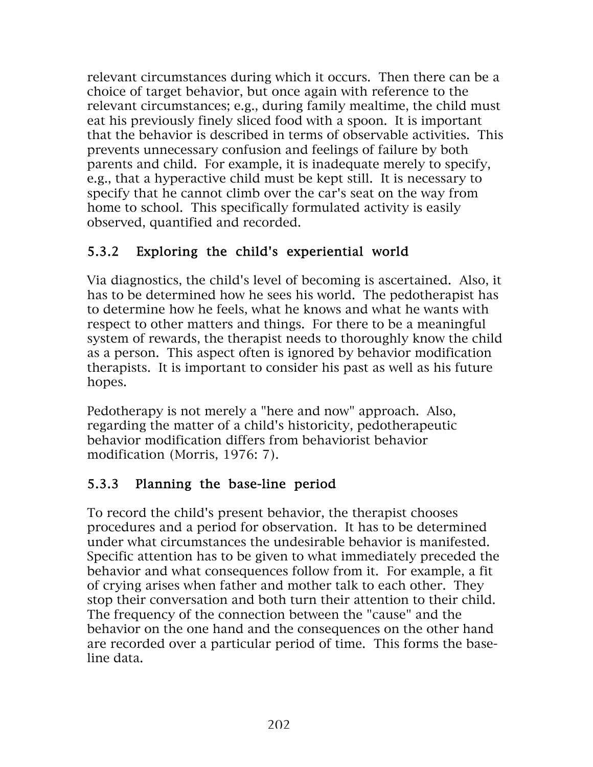relevant circumstances during which it occurs. Then there can be a choice of target behavior, but once again with reference to the relevant circumstances; e.g., during family mealtime, the child must eat his previously finely sliced food with a spoon. It is important that the behavior is described in terms of observable activities. This prevents unnecessary confusion and feelings of failure by both parents and child. For example, it is inadequate merely to specify, e.g., that a hyperactive child must be kept still. It is necessary to specify that he cannot climb over the car's seat on the way from home to school. This specifically formulated activity is easily observed, quantified and recorded.

### 5.3.2 Exploring the child's experiential world

Via diagnostics, the child's level of becoming is ascertained. Also, it has to be determined how he sees his world. The pedotherapist has to determine how he feels, what he knows and what he wants with respect to other matters and things. For there to be a meaningful system of rewards, the therapist needs to thoroughly know the child as a person. This aspect often is ignored by behavior modification therapists. It is important to consider his past as well as his future hopes.

Pedotherapy is not merely a "here and now" approach. Also, regarding the matter of a child's historicity, pedotherapeutic behavior modification differs from behaviorist behavior modification (Morris, 1976: 7).

### 5.3.3 Planning the base-line period

To record the child's present behavior, the therapist chooses procedures and a period for observation. It has to be determined under what circumstances the undesirable behavior is manifested. Specific attention has to be given to what immediately preceded the behavior and what consequences follow from it. For example, a fit of crying arises when father and mother talk to each other. They stop their conversation and both turn their attention to their child. The frequency of the connection between the "cause" and the behavior on the one hand and the consequences on the other hand are recorded over a particular period of time. This forms the base-line data.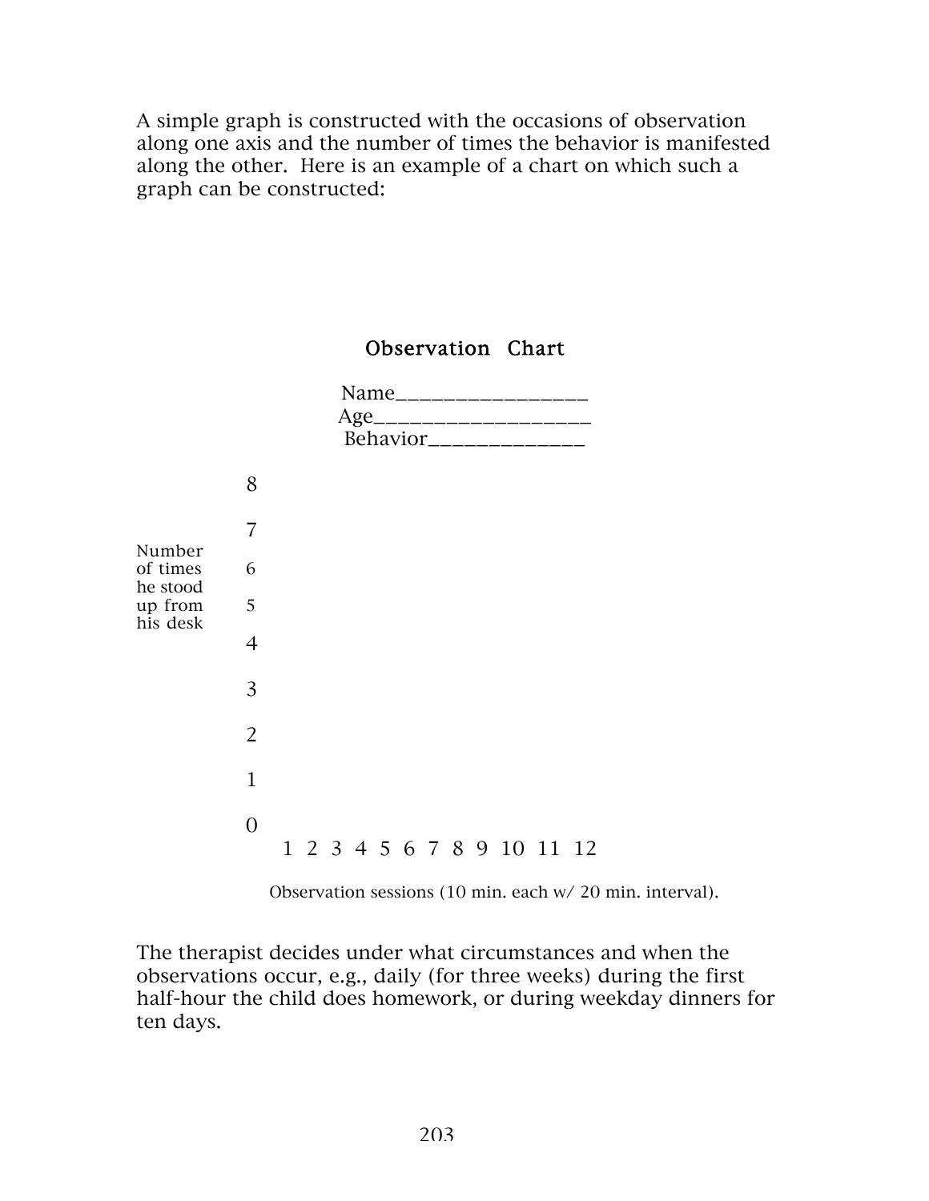A simple graph is constructed with the occasions of observation along one axis and the number of times the behavior is manifested along the other. Here is an example of a chart on which such a graph can be constructed:

**Observation Chart**

Name_________________
Age___________________
Behavior______________

```
                8

                7
Number
of times        6
he stood
up from         5
his desk
                4

                3

                2

                1

                0
                   1  2  3  4  5  6  7  8  9  10  11  12
```

Observation sessions (10 min. each w/ 20 min. interval).

The therapist decides under what circumstances and when the observations occur, e.g., daily (for three weeks) during the first half-hour the child does homework, or during weekday dinners for ten days.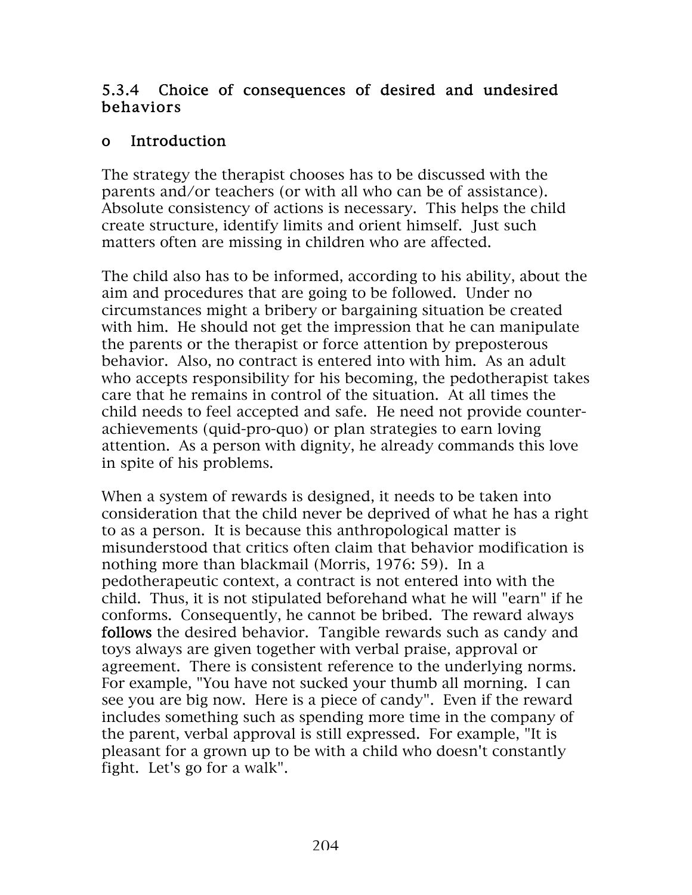### 5.3.4 Choice of consequences of desired and undesired behaviors

#### o Introduction

The strategy the therapist chooses has to be discussed with the parents and/or teachers (or with all who can be of assistance). Absolute consistency of actions is necessary. This helps the child create structure, identify limits and orient himself. Just such matters often are missing in children who are affected.

The child also has to be informed, according to his ability, about the aim and procedures that are going to be followed. Under no circumstances might a bribery or bargaining situation be created with him. He should not get the impression that he can manipulate the parents or the therapist or force attention by preposterous behavior. Also, no contract is entered into with him. As an adult who accepts responsibility for his becoming, the pedotherapist takes care that he remains in control of the situation. At all times the child needs to feel accepted and safe. He need not provide counter-achievements (quid-pro-quo) or plan strategies to earn loving attention. As a person with dignity, he already commands this love in spite of his problems.

When a system of rewards is designed, it needs to be taken into consideration that the child never be deprived of what he has a right to as a person. It is because this anthropological matter is misunderstood that critics often claim that behavior modification is nothing more than blackmail (Morris, 1976: 59). In a pedotherapeutic context, a contract is not entered into with the child. Thus, it is not stipulated beforehand what he will "earn" if he conforms. Consequently, he cannot be bribed. The reward always **follows** the desired behavior. Tangible rewards such as candy and toys always are given together with verbal praise, approval or agreement. There is consistent reference to the underlying norms. For example, "You have not sucked your thumb all morning. I can see you are big now. Here is a piece of candy". Even if the reward includes something such as spending more time in the company of the parent, verbal approval is still expressed. For example, "It is pleasant for a grown up to be with a child who doesn't constantly fight. Let's go for a walk".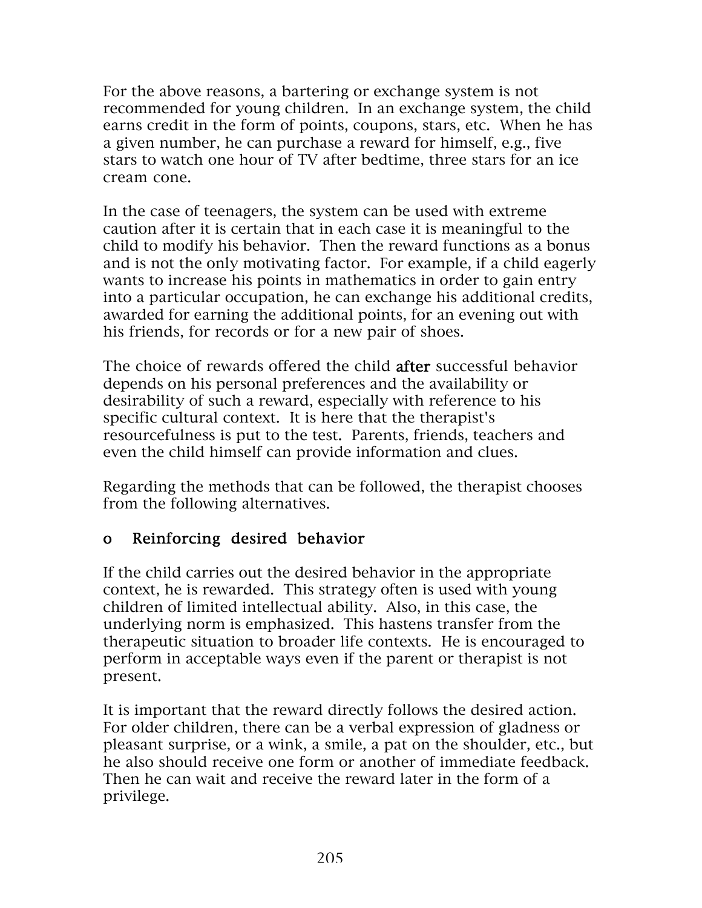For the above reasons, a bartering or exchange system is not recommended for young children. In an exchange system, the child earns credit in the form of points, coupons, stars, etc. When he has a given number, he can purchase a reward for himself, e.g., five stars to watch one hour of TV after bedtime, three stars for an ice cream cone.

In the case of teenagers, the system can be used with extreme caution after it is certain that in each case it is meaningful to the child to modify his behavior. Then the reward functions as a bonus and is not the only motivating factor. For example, if a child eagerly wants to increase his points in mathematics in order to gain entry into a particular occupation, he can exchange his additional credits, awarded for earning the additional points, for an evening out with his friends, for records or for a new pair of shoes.

The choice of rewards offered the child **after** successful behavior depends on his personal preferences and the availability or desirability of such a reward, especially with reference to his specific cultural context. It is here that the therapist's resourcefulness is put to the test. Parents, friends, teachers and even the child himself can provide information and clues.

Regarding the methods that can be followed, the therapist chooses from the following alternatives.

- **Reinforcing desired behavior**

If the child carries out the desired behavior in the appropriate context, he is rewarded. This strategy often is used with young children of limited intellectual ability. Also, in this case, the underlying norm is emphasized. This hastens transfer from the therapeutic situation to broader life contexts. He is encouraged to perform in acceptable ways even if the parent or therapist is not present.

It is important that the reward directly follows the desired action. For older children, there can be a verbal expression of gladness or pleasant surprise, or a wink, a smile, a pat on the shoulder, etc., but he also should receive one form or another of immediate feedback. Then he can wait and receive the reward later in the form of a privilege.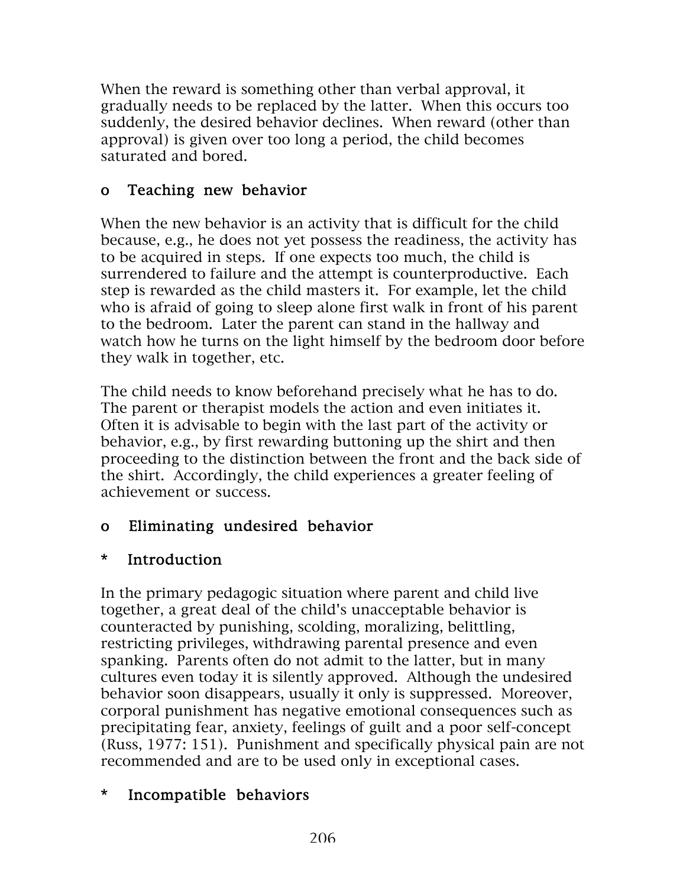When the reward is something other than verbal approval, it gradually needs to be replaced by the latter. When this occurs too suddenly, the desired behavior declines. When reward (other than approval) is given over too long a period, the child becomes saturated and bored.

### o Teaching new behavior

When the new behavior is an activity that is difficult for the child because, e.g., he does not yet possess the readiness, the activity has to be acquired in steps. If one expects too much, the child is surrendered to failure and the attempt is counterproductive. Each step is rewarded as the child masters it. For example, let the child who is afraid of going to sleep alone first walk in front of his parent to the bedroom. Later the parent can stand in the hallway and watch how he turns on the light himself by the bedroom door before they walk in together, etc.

The child needs to know beforehand precisely what he has to do. The parent or therapist models the action and even initiates it. Often it is advisable to begin with the last part of the activity or behavior, e.g., by first rewarding buttoning up the shirt and then proceeding to the distinction between the front and the back side of the shirt. Accordingly, the child experiences a greater feeling of achievement or success.

### o Eliminating undesired behavior

#### * Introduction

In the primary pedagogic situation where parent and child live together, a great deal of the child's unacceptable behavior is counteracted by punishing, scolding, moralizing, belittling, restricting privileges, withdrawing parental presence and even spanking. Parents often do not admit to the latter, but in many cultures even today it is silently approved. Although the undesired behavior soon disappears, usually it only is suppressed. Moreover, corporal punishment has negative emotional consequences such as precipitating fear, anxiety, feelings of guilt and a poor self-concept (Russ, 1977: 151). Punishment and specifically physical pain are not recommended and are to be used only in exceptional cases.

#### * Incompatible behaviors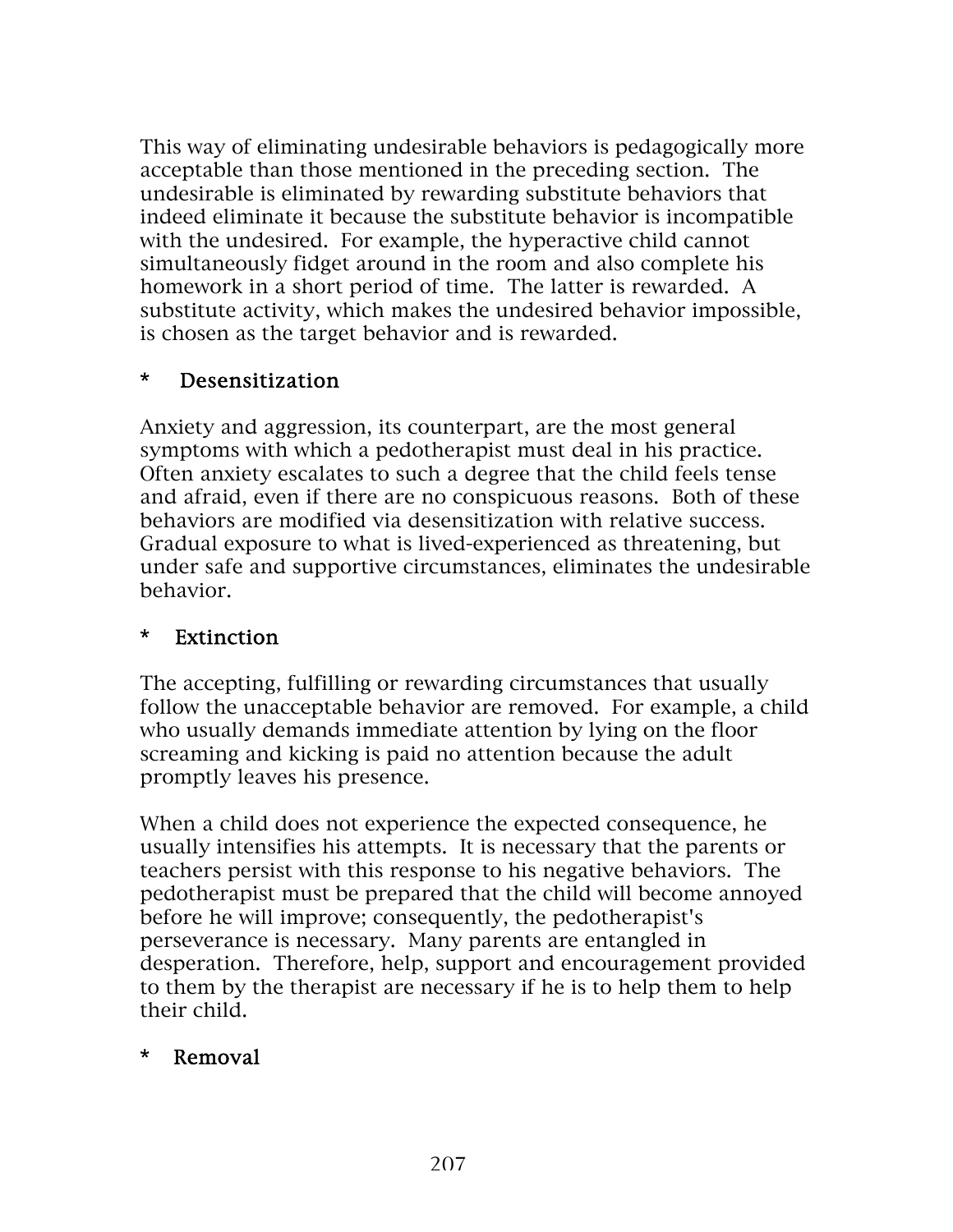This way of eliminating undesirable behaviors is pedagogically more acceptable than those mentioned in the preceding section. The undesirable is eliminated by rewarding substitute behaviors that indeed eliminate it because the substitute behavior is incompatible with the undesired. For example, the hyperactive child cannot simultaneously fidget around in the room and also complete his homework in a short period of time. The latter is rewarded. A substitute activity, which makes the undesired behavior impossible, is chosen as the target behavior and is rewarded.

**\* Desensitization**

Anxiety and aggression, its counterpart, are the most general symptoms with which a pedotherapist must deal in his practice. Often anxiety escalates to such a degree that the child feels tense and afraid, even if there are no conspicuous reasons. Both of these behaviors are modified via desensitization with relative success. Gradual exposure to what is lived-experienced as threatening, but under safe and supportive circumstances, eliminates the undesirable behavior.

**\* Extinction**

The accepting, fulfilling or rewarding circumstances that usually follow the unacceptable behavior are removed. For example, a child who usually demands immediate attention by lying on the floor screaming and kicking is paid no attention because the adult promptly leaves his presence.

When a child does not experience the expected consequence, he usually intensifies his attempts. It is necessary that the parents or teachers persist with this response to his negative behaviors. The pedotherapist must be prepared that the child will become annoyed before he will improve; consequently, the pedotherapist's perseverance is necessary. Many parents are entangled in desperation. Therefore, help, support and encouragement provided to them by the therapist are necessary if he is to help them to help their child.

**\* Removal**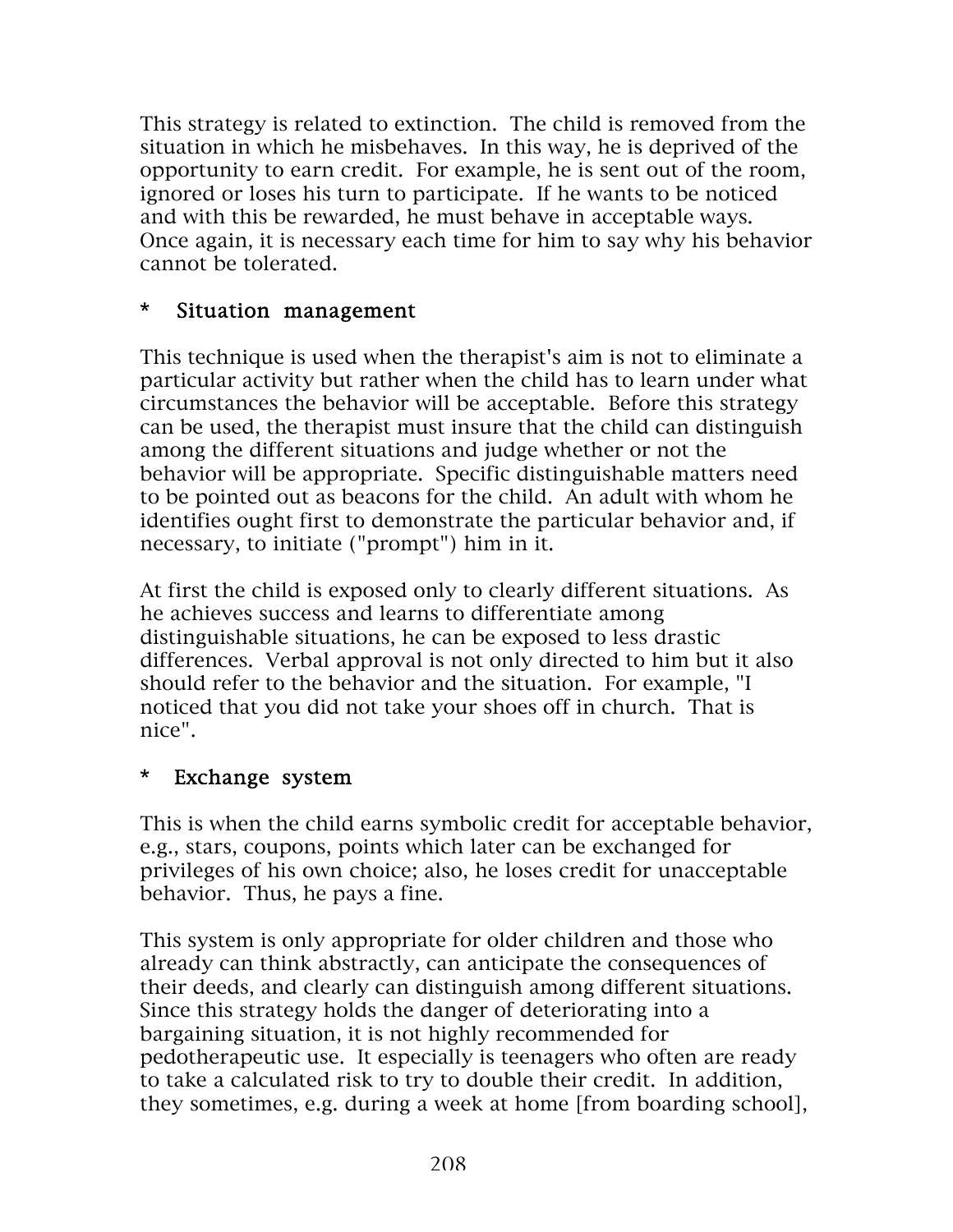This strategy is related to extinction. The child is removed from the situation in which he misbehaves. In this way, he is deprived of the opportunity to earn credit. For example, he is sent out of the room, ignored or loses his turn to participate. If he wants to be noticed and with this be rewarded, he must behave in acceptable ways. Once again, it is necessary each time for him to say why his behavior cannot be tolerated.

### * Situation management

This technique is used when the therapist's aim is not to eliminate a particular activity but rather when the child has to learn under what circumstances the behavior will be acceptable. Before this strategy can be used, the therapist must insure that the child can distinguish among the different situations and judge whether or not the behavior will be appropriate. Specific distinguishable matters need to be pointed out as beacons for the child. An adult with whom he identifies ought first to demonstrate the particular behavior and, if necessary, to initiate ("prompt") him in it.

At first the child is exposed only to clearly different situations. As he achieves success and learns to differentiate among distinguishable situations, he can be exposed to less drastic differences. Verbal approval is not only directed to him but it also should refer to the behavior and the situation. For example, "I noticed that you did not take your shoes off in church. That is nice".

### * Exchange system

This is when the child earns symbolic credit for acceptable behavior, e.g., stars, coupons, points which later can be exchanged for privileges of his own choice; also, he loses credit for unacceptable behavior. Thus, he pays a fine.

This system is only appropriate for older children and those who already can think abstractly, can anticipate the consequences of their deeds, and clearly can distinguish among different situations. Since this strategy holds the danger of deteriorating into a bargaining situation, it is not highly recommended for pedotherapeutic use. It especially is teenagers who often are ready to take a calculated risk to try to double their credit. In addition, they sometimes, e.g. during a week at home [from boarding school],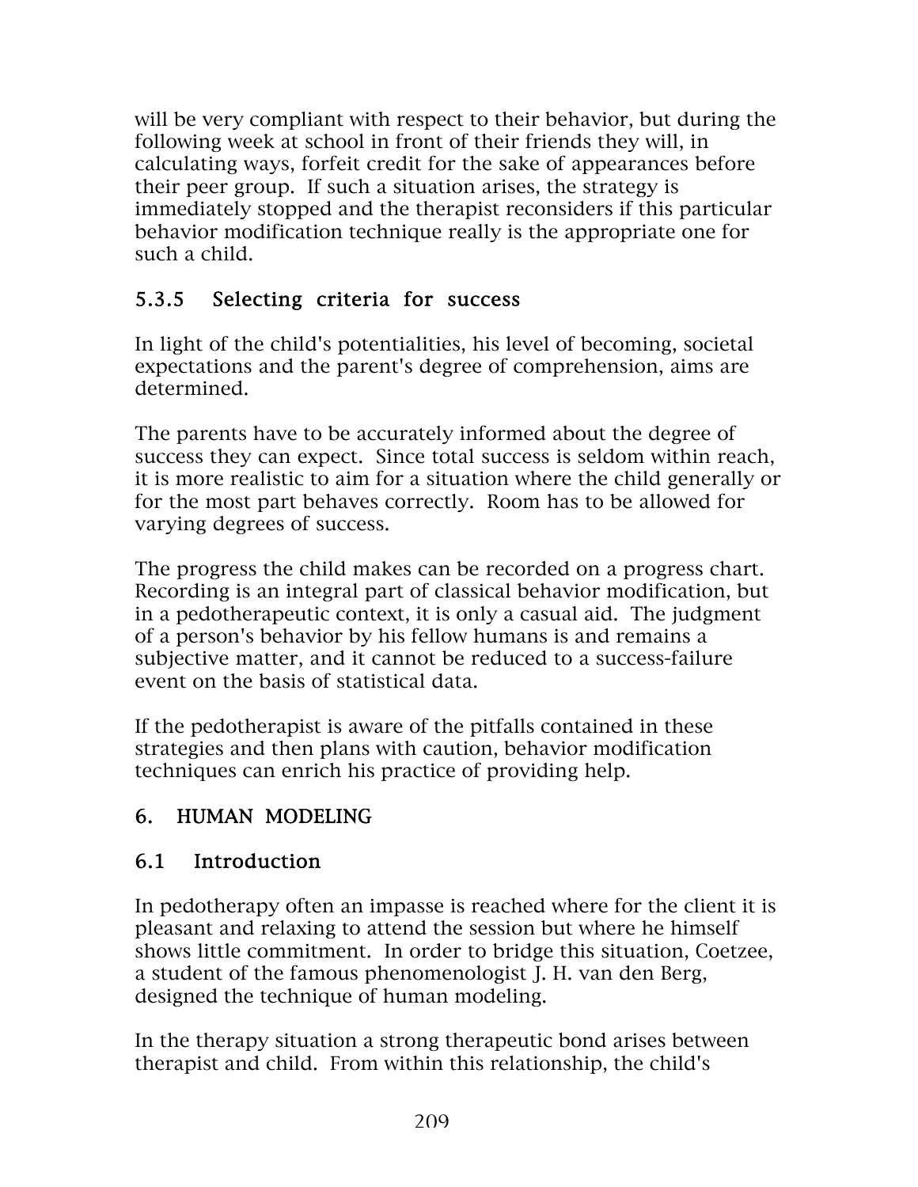will be very compliant with respect to their behavior, but during the following week at school in front of their friends they will, in calculating ways, forfeit credit for the sake of appearances before their peer group. If such a situation arises, the strategy is immediately stopped and the therapist reconsiders if this particular behavior modification technique really is the appropriate one for such a child.

### 5.3.5 Selecting criteria for success

In light of the child's potentialities, his level of becoming, societal expectations and the parent's degree of comprehension, aims are determined.

The parents have to be accurately informed about the degree of success they can expect. Since total success is seldom within reach, it is more realistic to aim for a situation where the child generally or for the most part behaves correctly. Room has to be allowed for varying degrees of success.

The progress the child makes can be recorded on a progress chart. Recording is an integral part of classical behavior modification, but in a pedotherapeutic context, it is only a casual aid. The judgment of a person's behavior by his fellow humans is and remains a subjective matter, and it cannot be reduced to a success-failure event on the basis of statistical data.

If the pedotherapist is aware of the pitfalls contained in these strategies and then plans with caution, behavior modification techniques can enrich his practice of providing help.

## 6. HUMAN MODELING

### 6.1 Introduction

In pedotherapy often an impasse is reached where for the client it is pleasant and relaxing to attend the session but where he himself shows little commitment. In order to bridge this situation, Coetzee, a student of the famous phenomenologist J. H. van den Berg, designed the technique of human modeling.

In the therapy situation a strong therapeutic bond arises between therapist and child. From within this relationship, the child's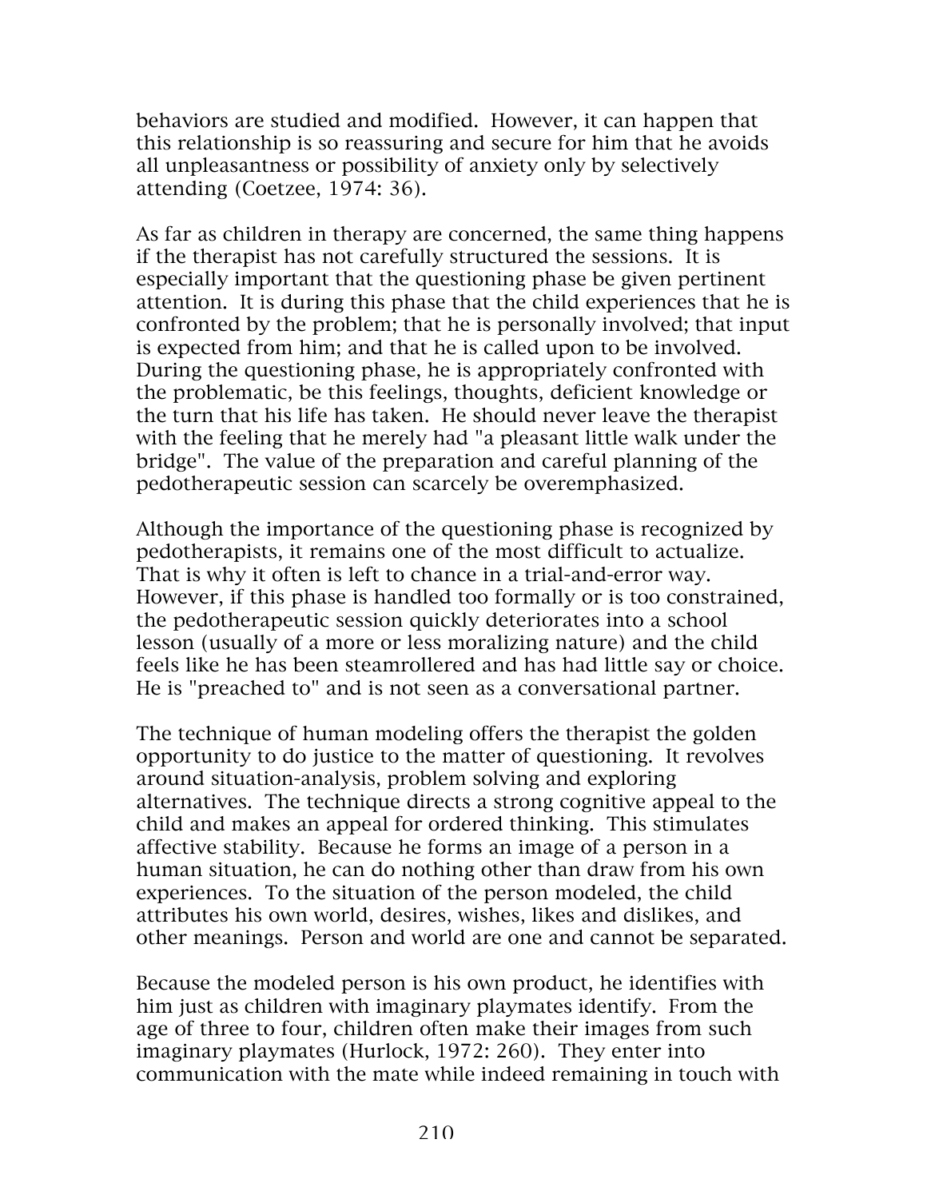behaviors are studied and modified. However, it can happen that this relationship is so reassuring and secure for him that he avoids all unpleasantness or possibility of anxiety only by selectively attending (Coetzee, 1974: 36).

As far as children in therapy are concerned, the same thing happens if the therapist has not carefully structured the sessions. It is especially important that the questioning phase be given pertinent attention. It is during this phase that the child experiences that he is confronted by the problem; that he is personally involved; that input is expected from him; and that he is called upon to be involved. During the questioning phase, he is appropriately confronted with the problematic, be this feelings, thoughts, deficient knowledge or the turn that his life has taken. He should never leave the therapist with the feeling that he merely had "a pleasant little walk under the bridge". The value of the preparation and careful planning of the pedotherapeutic session can scarcely be overemphasized.

Although the importance of the questioning phase is recognized by pedotherapists, it remains one of the most difficult to actualize. That is why it often is left to chance in a trial-and-error way. However, if this phase is handled too formally or is too constrained, the pedotherapeutic session quickly deteriorates into a school lesson (usually of a more or less moralizing nature) and the child feels like he has been steamrollered and has had little say or choice. He is "preached to" and is not seen as a conversational partner.

The technique of human modeling offers the therapist the golden opportunity to do justice to the matter of questioning. It revolves around situation-analysis, problem solving and exploring alternatives. The technique directs a strong cognitive appeal to the child and makes an appeal for ordered thinking. This stimulates affective stability. Because he forms an image of a person in a human situation, he can do nothing other than draw from his own experiences. To the situation of the person modeled, the child attributes his own world, desires, wishes, likes and dislikes, and other meanings. Person and world are one and cannot be separated.

Because the modeled person is his own product, he identifies with him just as children with imaginary playmates identify. From the age of three to four, children often make their images from such imaginary playmates (Hurlock, 1972: 260). They enter into communication with the mate while indeed remaining in touch with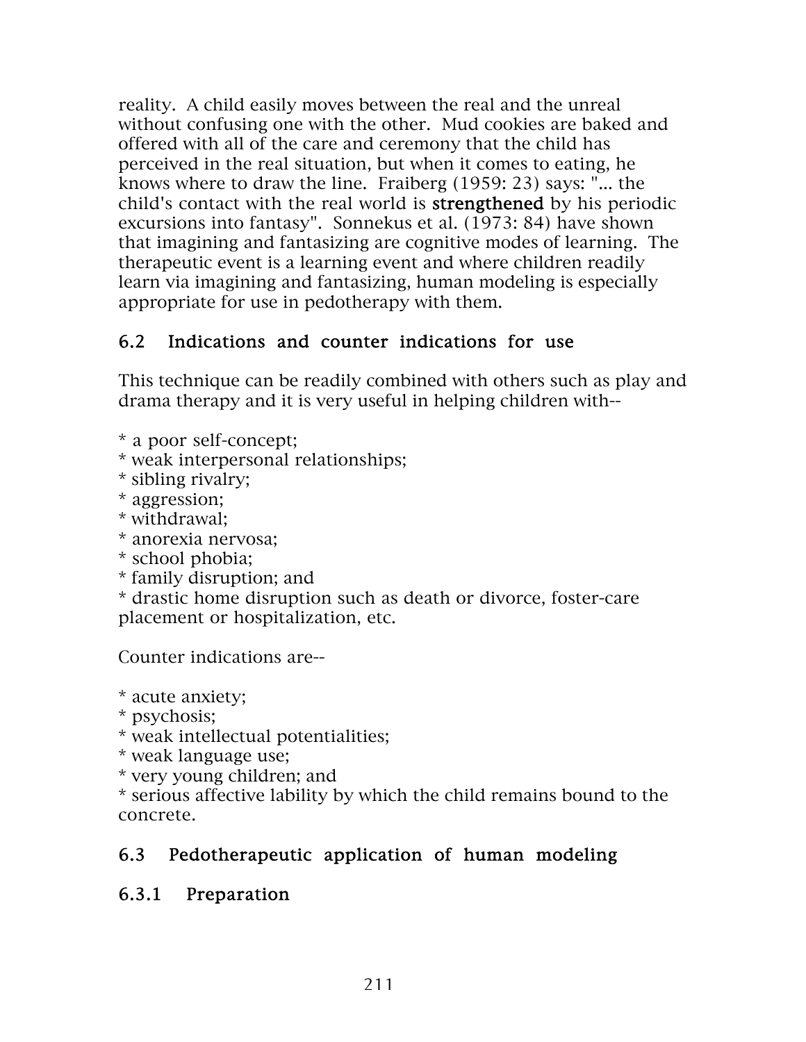reality. A child easily moves between the real and the unreal without confusing one with the other. Mud cookies are baked and offered with all of the care and ceremony that the child has perceived in the real situation, but when it comes to eating, he knows where to draw the line. Fraiberg (1959: 23) says: "... the child's contact with the real world is **strengthened** by his periodic excursions into fantasy". Sonnekus et al. (1973: 84) have shown that imagining and fantasizing are cognitive modes of learning. The therapeutic event is a learning event and where children readily learn via imagining and fantasizing, human modeling is especially appropriate for use in pedotherapy with them.

### 6.2 Indications and counter indications for use

This technique can be readily combined with others such as play and drama therapy and it is very useful in helping children with--

* a poor self-concept;
* weak interpersonal relationships;
* sibling rivalry;
* aggression;
* withdrawal;
* anorexia nervosa;
* school phobia;
* family disruption; and
* drastic home disruption such as death or divorce, foster-care placement or hospitalization, etc.

Counter indications are--

* acute anxiety;
* psychosis;
* weak intellectual potentialities;
* weak language use;
* very young children; and
* serious affective lability by which the child remains bound to the concrete.

### 6.3 Pedotherapeutic application of human modeling

#### 6.3.1 Preparation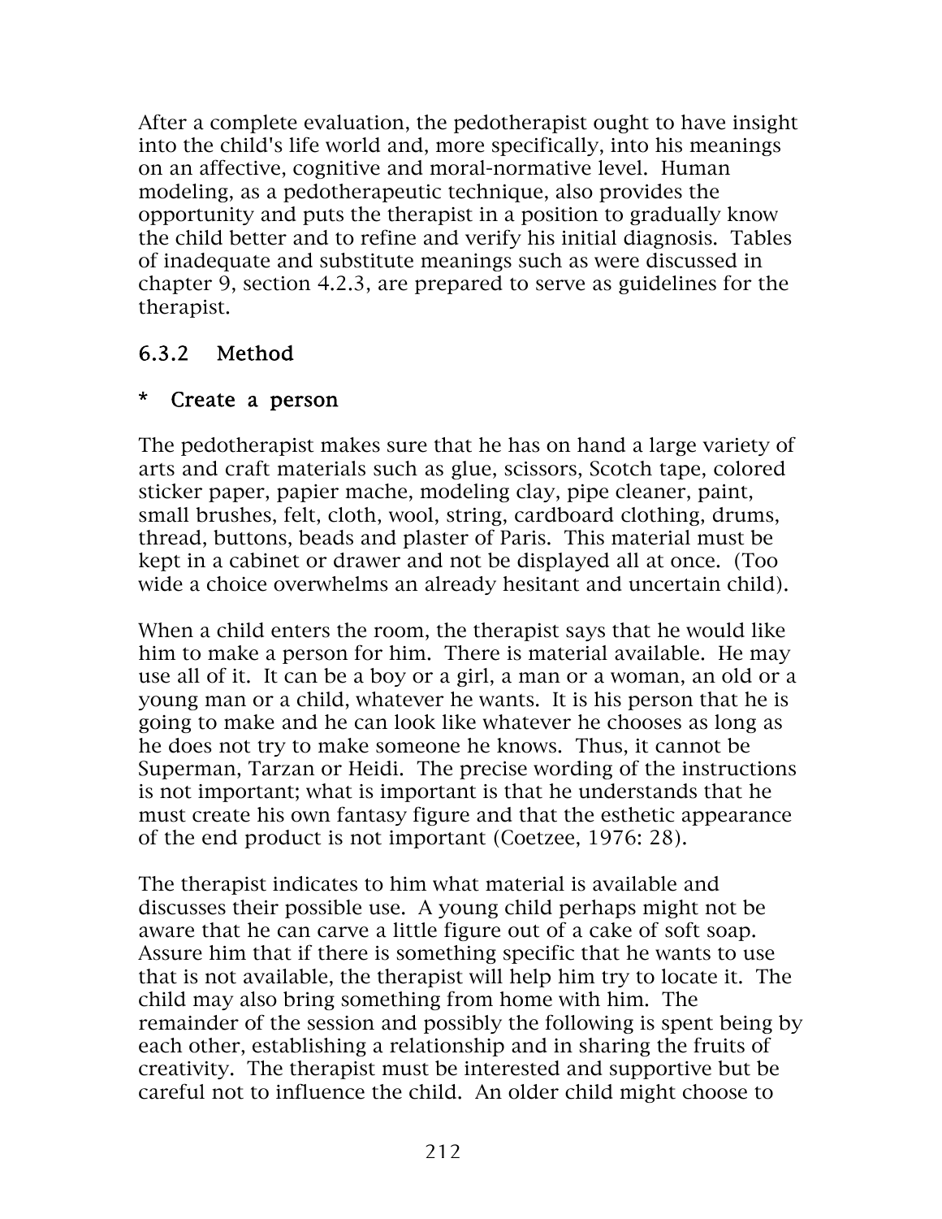After a complete evaluation, the pedotherapist ought to have insight into the child's life world and, more specifically, into his meanings on an affective, cognitive and moral-normative level. Human modeling, as a pedotherapeutic technique, also provides the opportunity and puts the therapist in a position to gradually know the child better and to refine and verify his initial diagnosis. Tables of inadequate and substitute meanings such as were discussed in chapter 9, section 4.2.3, are prepared to serve as guidelines for the therapist.

### 6.3.2 Method

#### * Create a person

The pedotherapist makes sure that he has on hand a large variety of arts and craft materials such as glue, scissors, Scotch tape, colored sticker paper, papier mache, modeling clay, pipe cleaner, paint, small brushes, felt, cloth, wool, string, cardboard clothing, drums, thread, buttons, beads and plaster of Paris. This material must be kept in a cabinet or drawer and not be displayed all at once. (Too wide a choice overwhelms an already hesitant and uncertain child).

When a child enters the room, the therapist says that he would like him to make a person for him. There is material available. He may use all of it. It can be a boy or a girl, a man or a woman, an old or a young man or a child, whatever he wants. It is his person that he is going to make and he can look like whatever he chooses as long as he does not try to make someone he knows. Thus, it cannot be Superman, Tarzan or Heidi. The precise wording of the instructions is not important; what is important is that he understands that he must create his own fantasy figure and that the esthetic appearance of the end product is not important (Coetzee, 1976: 28).

The therapist indicates to him what material is available and discusses their possible use. A young child perhaps might not be aware that he can carve a little figure out of a cake of soft soap. Assure him that if there is something specific that he wants to use that is not available, the therapist will help him try to locate it. The child may also bring something from home with him. The remainder of the session and possibly the following is spent being by each other, establishing a relationship and in sharing the fruits of creativity. The therapist must be interested and supportive but be careful not to influence the child. An older child might choose to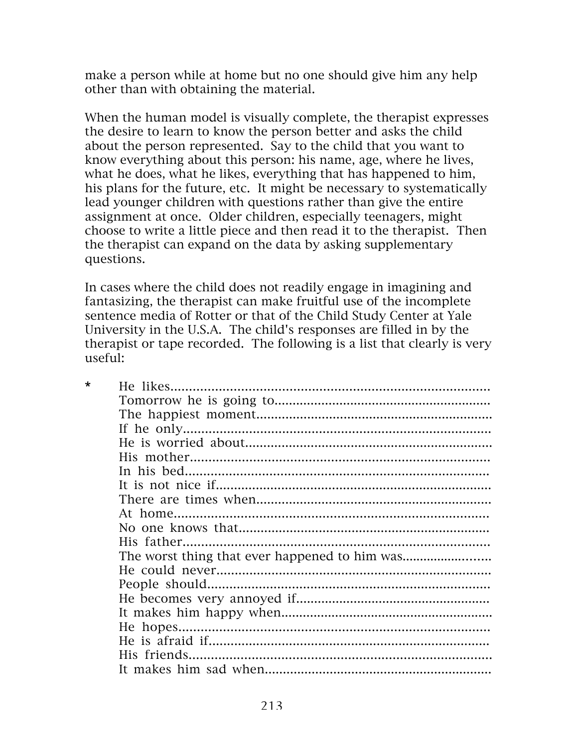make a person while at home but no one should give him any help other than with obtaining the material.

When the human model is visually complete, the therapist expresses the desire to learn to know the person better and asks the child about the person represented. Say to the child that you want to know everything about this person: his name, age, where he lives, what he does, what he likes, everything that has happened to him, his plans for the future, etc. It might be necessary to systematically lead younger children with questions rather than give the entire assignment at once. Older children, especially teenagers, might choose to write a little piece and then read it to the therapist. Then the therapist can expand on the data by asking supplementary questions.

In cases where the child does not readily engage in imagining and fantasizing, the therapist can make fruitful use of the incomplete sentence media of Rotter or that of the Child Study Center at Yale University in the U.S.A. The child's responses are filled in by the therapist or tape recorded. The following is a list that clearly is very useful:

* He likes.......................................................................................
  Tomorrow he is going to...........................................................
  The happiest moment................................................................
  If he only...................................................................................
  He is worried about...................................................................
  His mother.................................................................................
  In his bed..................................................................................
  It is not nice if...........................................................................
  There are times when................................................................
  At home.....................................................................................
  No one knows that.....................................................................
  His father..................................................................................
  The worst thing that ever happened to him was........................
  He could never..........................................................................
  People should............................................................................
  He becomes very annoyed if......................................................
  It makes him happy when..........................................................
  He hopes...................................................................................
  He is afraid if............................................................................
  His friends.................................................................................
  It makes him sad when..............................................................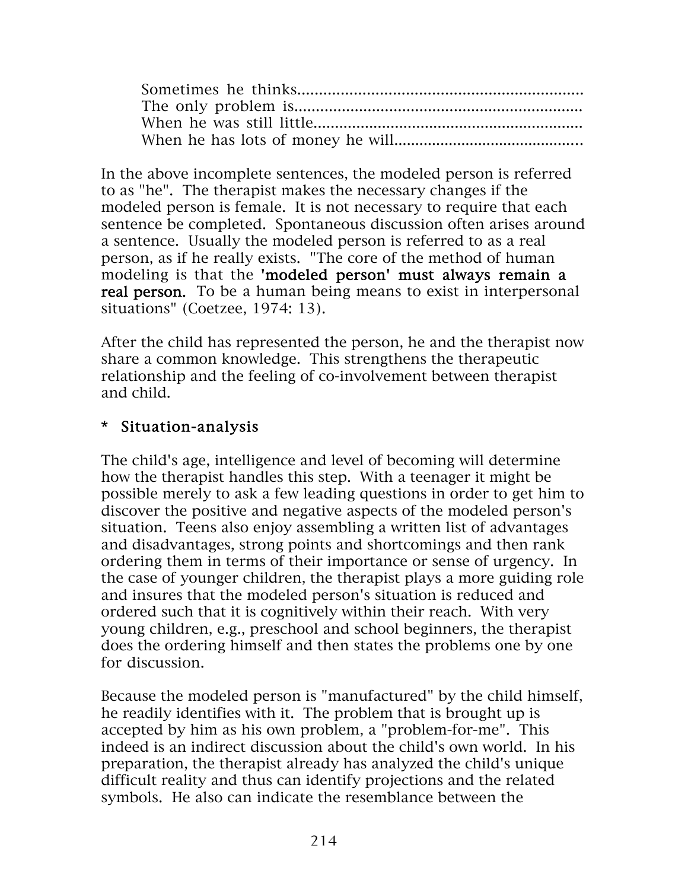Sometimes he thinks..................................................................
The only problem is.................................................................
When he was still little..............................................................
When he has lots of money he will............................................

In the above incomplete sentences, the modeled person is referred to as "he". The therapist makes the necessary changes if the modeled person is female. It is not necessary to require that each sentence be completed. Spontaneous discussion often arises around a sentence. Usually the modeled person is referred to as a real person, as if he really exists. "The core of the method of human modeling is that the **'modeled person' must always remain a real person.** To be a human being means to exist in interpersonal situations" (Coetzee, 1974: 13).

After the child has represented the person, he and the therapist now share a common knowledge. This strengthens the therapeutic relationship and the feeling of co-involvement between therapist and child.

**\* Situation-analysis**

The child's age, intelligence and level of becoming will determine how the therapist handles this step. With a teenager it might be possible merely to ask a few leading questions in order to get him to discover the positive and negative aspects of the modeled person's situation. Teens also enjoy assembling a written list of advantages and disadvantages, strong points and shortcomings and then rank ordering them in terms of their importance or sense of urgency. In the case of younger children, the therapist plays a more guiding role and insures that the modeled person's situation is reduced and ordered such that it is cognitively within their reach. With very young children, e.g., preschool and school beginners, the therapist does the ordering himself and then states the problems one by one for discussion.

Because the modeled person is "manufactured" by the child himself, he readily identifies with it. The problem that is brought up is accepted by him as his own problem, a "problem-for-me". This indeed is an indirect discussion about the child's own world. In his preparation, the therapist already has analyzed the child's unique difficult reality and thus can identify projections and the related symbols. He also can indicate the resemblance between the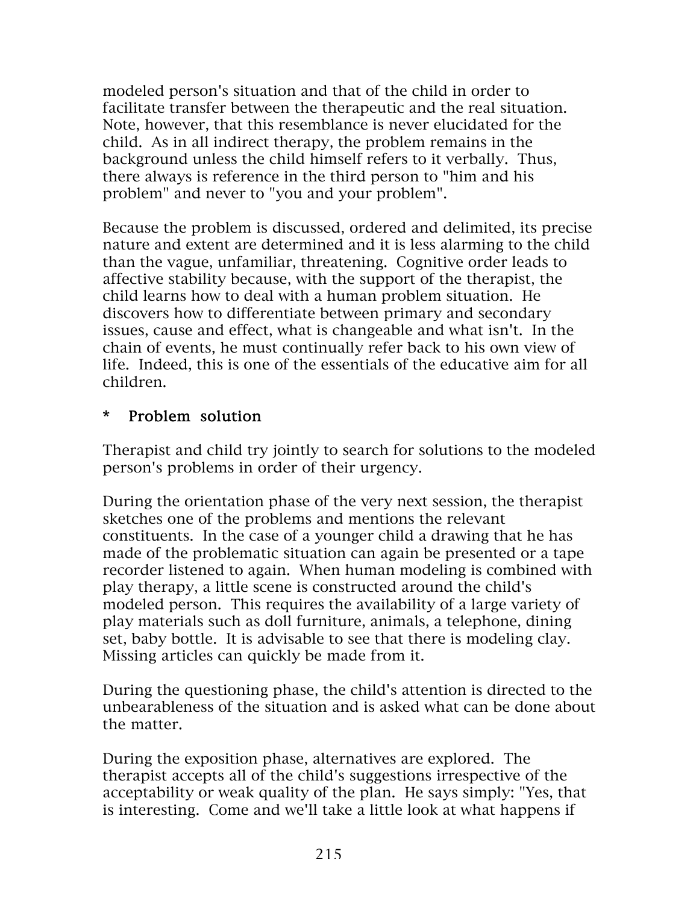modeled person's situation and that of the child in order to facilitate transfer between the therapeutic and the real situation. Note, however, that this resemblance is never elucidated for the child. As in all indirect therapy, the problem remains in the background unless the child himself refers to it verbally. Thus, there always is reference in the third person to "him and his problem" and never to "you and your problem".

Because the problem is discussed, ordered and delimited, its precise nature and extent are determined and it is less alarming to the child than the vague, unfamiliar, threatening. Cognitive order leads to affective stability because, with the support of the therapist, the child learns how to deal with a human problem situation. He discovers how to differentiate between primary and secondary issues, cause and effect, what is changeable and what isn't. In the chain of events, he must continually refer back to his own view of life. Indeed, this is one of the essentials of the educative aim for all children.

**\* Problem solution**

Therapist and child try jointly to search for solutions to the modeled person's problems in order of their urgency.

During the orientation phase of the very next session, the therapist sketches one of the problems and mentions the relevant constituents. In the case of a younger child a drawing that he has made of the problematic situation can again be presented or a tape recorder listened to again. When human modeling is combined with play therapy, a little scene is constructed around the child's modeled person. This requires the availability of a large variety of play materials such as doll furniture, animals, a telephone, dining set, baby bottle. It is advisable to see that there is modeling clay. Missing articles can quickly be made from it.

During the questioning phase, the child's attention is directed to the unbearableness of the situation and is asked what can be done about the matter.

During the exposition phase, alternatives are explored. The therapist accepts all of the child's suggestions irrespective of the acceptability or weak quality of the plan. He says simply: "Yes, that is interesting. Come and we'll take a little look at what happens if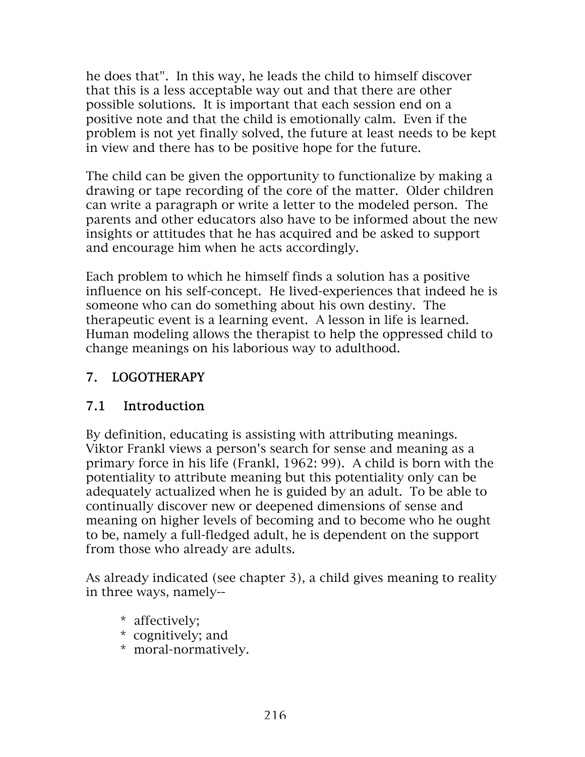he does that". In this way, he leads the child to himself discover that this is a less acceptable way out and that there are other possible solutions. It is important that each session end on a positive note and that the child is emotionally calm. Even if the problem is not yet finally solved, the future at least needs to be kept in view and there has to be positive hope for the future.

The child can be given the opportunity to functionalize by making a drawing or tape recording of the core of the matter. Older children can write a paragraph or write a letter to the modeled person. The parents and other educators also have to be informed about the new insights or attitudes that he has acquired and be asked to support and encourage him when he acts accordingly.

Each problem to which he himself finds a solution has a positive influence on his self-concept. He lived-experiences that indeed he is someone who can do something about his own destiny. The therapeutic event is a learning event. A lesson in life is learned. Human modeling allows the therapist to help the oppressed child to change meanings on his laborious way to adulthood.

## 7. LOGOTHERAPY

### 7.1 Introduction

By definition, educating is assisting with attributing meanings. Viktor Frankl views a person's search for sense and meaning as a primary force in his life (Frankl, 1962: 99). A child is born with the potentiality to attribute meaning but this potentiality only can be adequately actualized when he is guided by an adult. To be able to continually discover new or deepened dimensions of sense and meaning on higher levels of becoming and to become who he ought to be, namely a full-fledged adult, he is dependent on the support from those who already are adults.

As already indicated (see chapter 3), a child gives meaning to reality in three ways, namely--

* affectively;
* cognitively; and
* moral-normatively.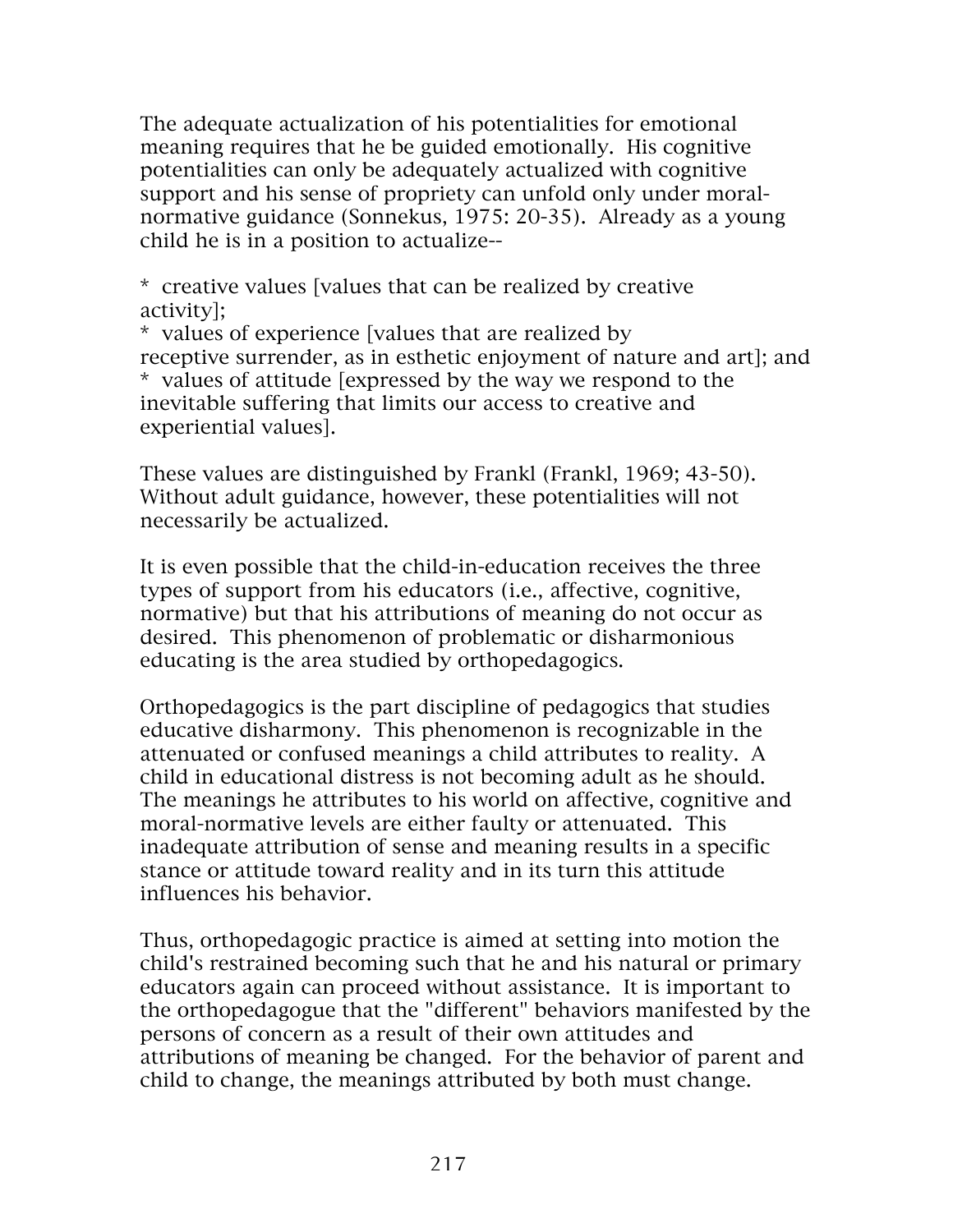The adequate actualization of his potentialities for emotional meaning requires that he be guided emotionally. His cognitive potentialities can only be adequately actualized with cognitive support and his sense of propriety can unfold only under moral-normative guidance (Sonnekus, 1975: 20-35). Already as a young child he is in a position to actualize--

* creative values [values that can be realized by creative activity];
* values of experience [values that are realized by receptive surrender, as in esthetic enjoyment of nature and art]; and
* values of attitude [expressed by the way we respond to the inevitable suffering that limits our access to creative and experiential values].

These values are distinguished by Frankl (Frankl, 1969; 43-50). Without adult guidance, however, these potentialities will not necessarily be actualized.

It is even possible that the child-in-education receives the three types of support from his educators (i.e., affective, cognitive, normative) but that his attributions of meaning do not occur as desired. This phenomenon of problematic or disharmonious educating is the area studied by orthopedagogics.

Orthopedagogics is the part discipline of pedagogics that studies educative disharmony. This phenomenon is recognizable in the attenuated or confused meanings a child attributes to reality. A child in educational distress is not becoming adult as he should. The meanings he attributes to his world on affective, cognitive and moral-normative levels are either faulty or attenuated. This inadequate attribution of sense and meaning results in a specific stance or attitude toward reality and in its turn this attitude influences his behavior.

Thus, orthopedagogic practice is aimed at setting into motion the child's restrained becoming such that he and his natural or primary educators again can proceed without assistance. It is important to the orthopedagogue that the "different" behaviors manifested by the persons of concern as a result of their own attitudes and attributions of meaning be changed. For the behavior of parent and child to change, the meanings attributed by both must change.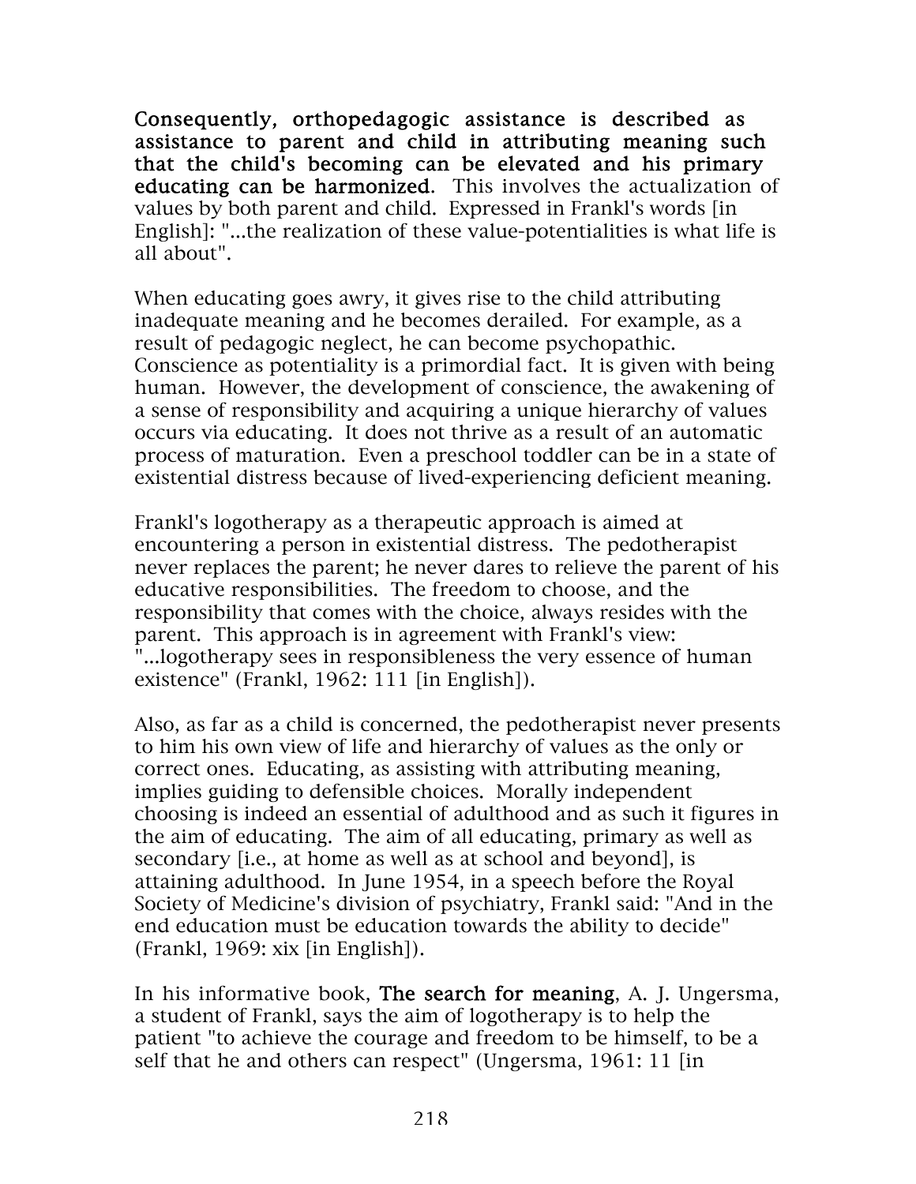**Consequently, orthopedagogic assistance is described as assistance to parent and child in attributing meaning such that the child's becoming can be elevated and his primary educating can be harmonized.** This involves the actualization of values by both parent and child. Expressed in Frankl's words [in English]: "...the realization of these value-potentialities is what life is all about".

When educating goes awry, it gives rise to the child attributing inadequate meaning and he becomes derailed. For example, as a result of pedagogic neglect, he can become psychopathic. Conscience as potentiality is a primordial fact. It is given with being human. However, the development of conscience, the awakening of a sense of responsibility and acquiring a unique hierarchy of values occurs via educating. It does not thrive as a result of an automatic process of maturation. Even a preschool toddler can be in a state of existential distress because of lived-experiencing deficient meaning.

Frankl's logotherapy as a therapeutic approach is aimed at encountering a person in existential distress. The pedotherapist never replaces the parent; he never dares to relieve the parent of his educative responsibilities. The freedom to choose, and the responsibility that comes with the choice, always resides with the parent. This approach is in agreement with Frankl's view: "...logotherapy sees in responsibleness the very essence of human existence" (Frankl, 1962: 111 [in English]).

Also, as far as a child is concerned, the pedotherapist never presents to him his own view of life and hierarchy of values as the only or correct ones. Educating, as assisting with attributing meaning, implies guiding to defensible choices. Morally independent choosing is indeed an essential of adulthood and as such it figures in the aim of educating. The aim of all educating, primary as well as secondary [i.e., at home as well as at school and beyond], is attaining adulthood. In June 1954, in a speech before the Royal Society of Medicine's division of psychiatry, Frankl said: "And in the end education must be education towards the ability to decide" (Frankl, 1969: xix [in English]).

In his informative book, **The search for meaning**, A. J. Ungersma, a student of Frankl, says the aim of logotherapy is to help the patient "to achieve the courage and freedom to be himself, to be a self that he and others can respect" (Ungersma, 1961: 11 [in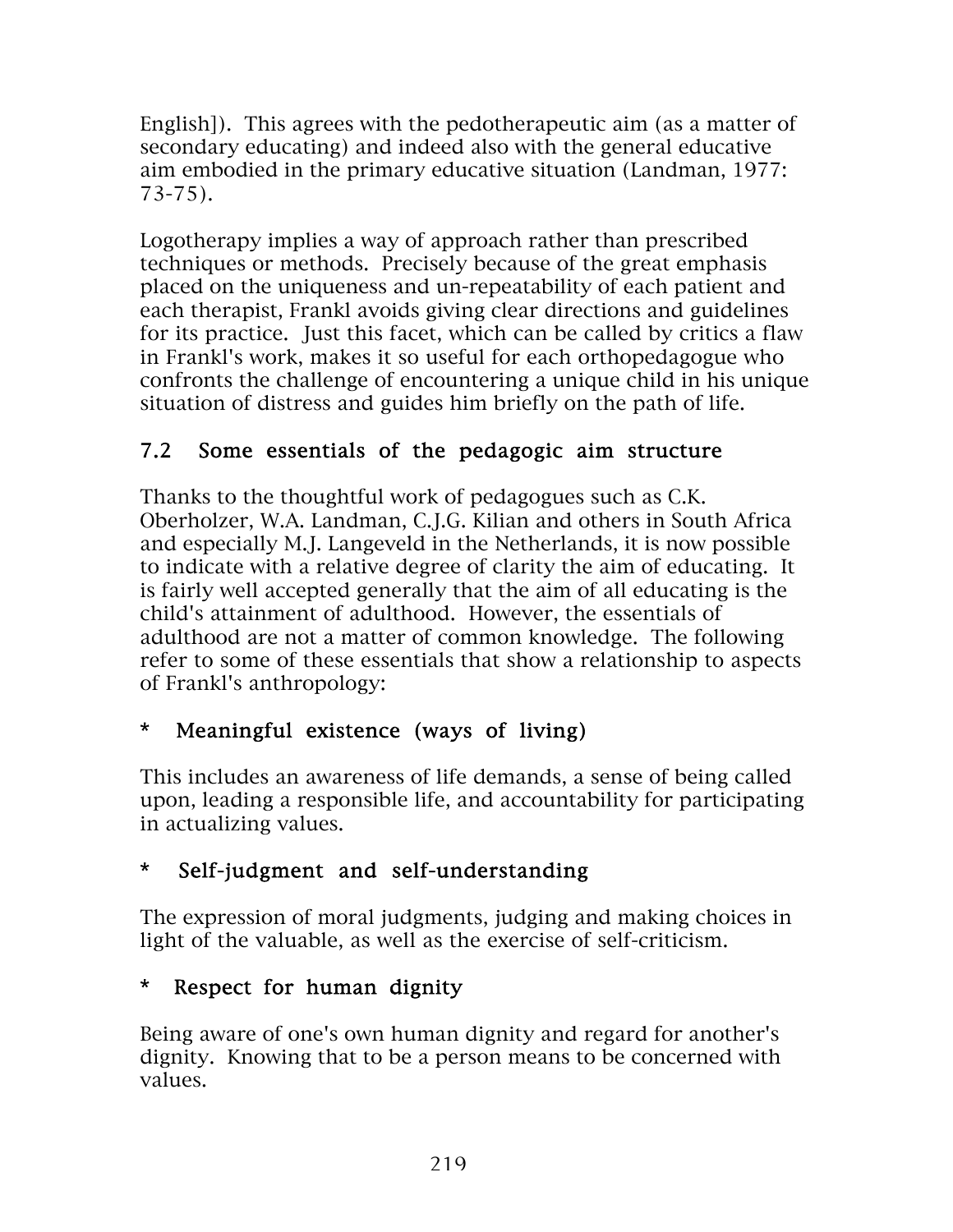English]). This agrees with the pedotherapeutic aim (as a matter of secondary educating) and indeed also with the general educative aim embodied in the primary educative situation (Landman, 1977: 73-75).

Logotherapy implies a way of approach rather than prescribed techniques or methods. Precisely because of the great emphasis placed on the uniqueness and un-repeatability of each patient and each therapist, Frankl avoids giving clear directions and guidelines for its practice. Just this facet, which can be called by critics a flaw in Frankl's work, makes it so useful for each orthopedagogue who confronts the challenge of encountering a unique child in his unique situation of distress and guides him briefly on the path of life.

## 7.2 Some essentials of the pedagogic aim structure

Thanks to the thoughtful work of pedagogues such as C.K. Oberholzer, W.A. Landman, C.J.G. Kilian and others in South Africa and especially M.J. Langeveld in the Netherlands, it is now possible to indicate with a relative degree of clarity the aim of educating. It is fairly well accepted generally that the aim of all educating is the child's attainment of adulthood. However, the essentials of adulthood are not a matter of common knowledge. The following refer to some of these essentials that show a relationship to aspects of Frankl's anthropology:

**\* Meaningful existence (ways of living)**

This includes an awareness of life demands, a sense of being called upon, leading a responsible life, and accountability for participating in actualizing values.

**\* Self-judgment and self-understanding**

The expression of moral judgments, judging and making choices in light of the valuable, as well as the exercise of self-criticism.

**\* Respect for human dignity**

Being aware of one's own human dignity and regard for another's dignity. Knowing that to be a person means to be concerned with values.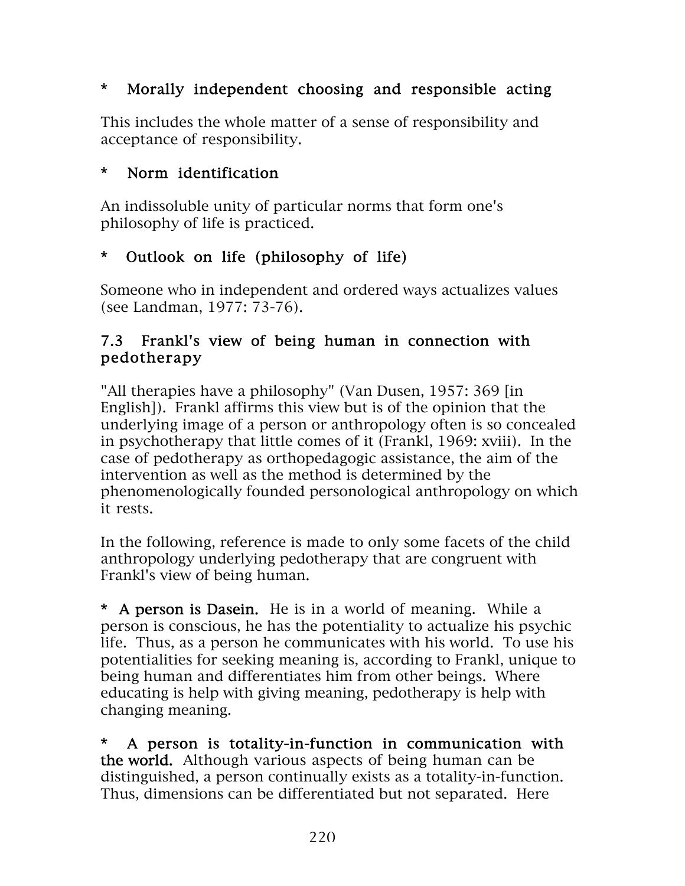**\*   Morally independent choosing and responsible acting**

This includes the whole matter of a sense of responsibility and acceptance of responsibility.

**\*   Norm identification**

An indissoluble unity of particular norms that form one's philosophy of life is practiced.

**\*   Outlook on life (philosophy of life)**

Someone who in independent and ordered ways actualizes values (see Landman, 1977: 73-76).

### 7.3 Frankl's view of being human in connection with pedotherapy

"All therapies have a philosophy" (Van Dusen, 1957: 369 [in English]). Frankl affirms this view but is of the opinion that the underlying image of a person or anthropology often is so concealed in psychotherapy that little comes of it (Frankl, 1969: xviii). In the case of pedotherapy as orthopedagogic assistance, the aim of the intervention as well as the method is determined by the phenomenologically founded personological anthropology on which it rests.

In the following, reference is made to only some facets of the child anthropology underlying pedotherapy that are congruent with Frankl's view of being human.

**\* A person is Dasein.** He is in a world of meaning. While a person is conscious, he has the potentiality to actualize his psychic life. Thus, as a person he communicates with his world. To use his potentialities for seeking meaning is, according to Frankl, unique to being human and differentiates him from other beings. Where educating is help with giving meaning, pedotherapy is help with changing meaning.

**\*   A person is totality-in-function in communication with the world.** Although various aspects of being human can be distinguished, a person continually exists as a totality-in-function. Thus, dimensions can be differentiated but not separated. Here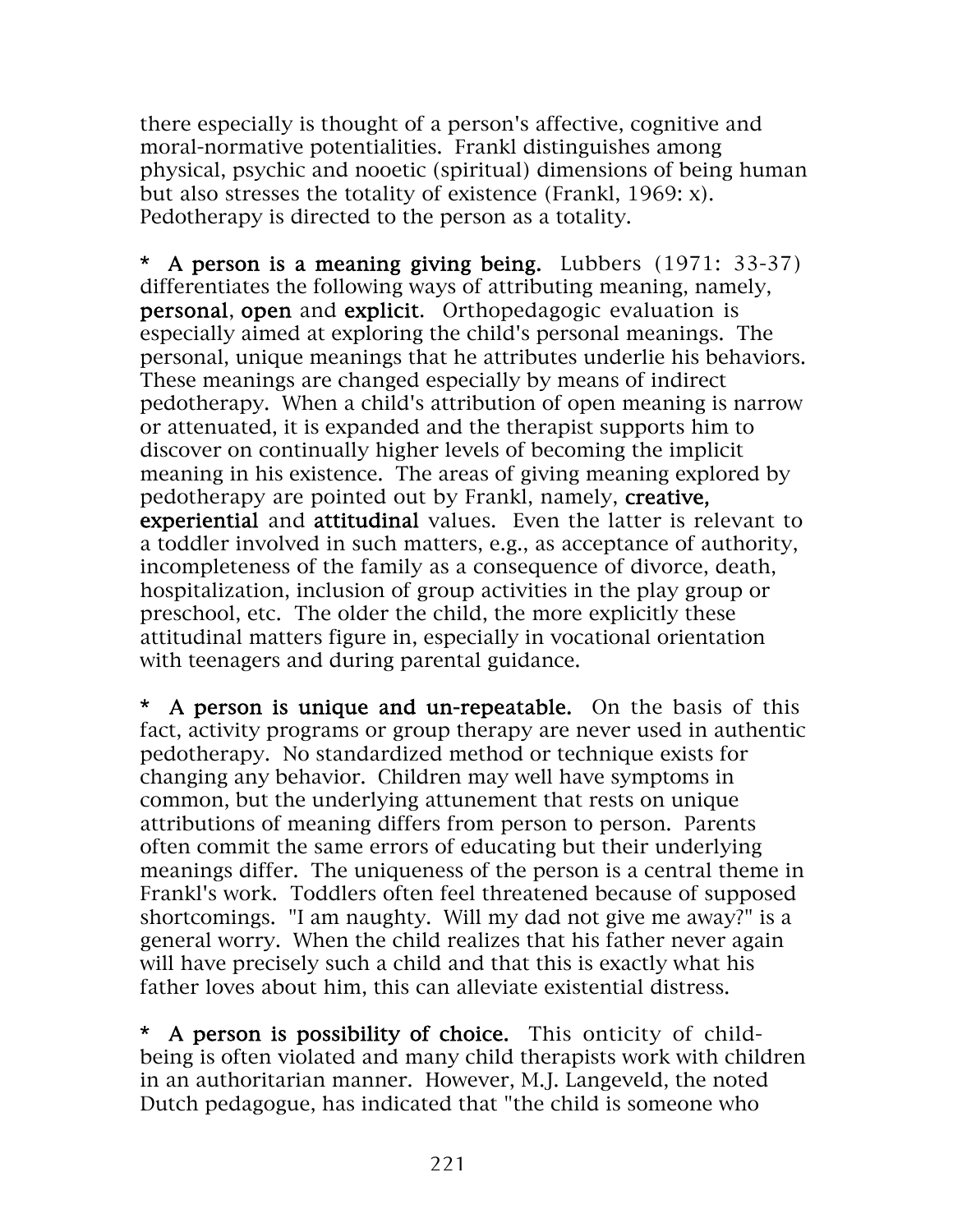there especially is thought of a person's affective, cognitive and moral-normative potentialities. Frankl distinguishes among physical, psychic and nooetic (spiritual) dimensions of being human but also stresses the totality of existence (Frankl, 1969: x). Pedotherapy is directed to the person as a totality.

* **A person is a meaning giving being.** Lubbers (1971: 33-37) differentiates the following ways of attributing meaning, namely, **personal**, **open** and **explicit**. Orthopedagogic evaluation is especially aimed at exploring the child's personal meanings. The personal, unique meanings that he attributes underlie his behaviors. These meanings are changed especially by means of indirect pedotherapy. When a child's attribution of open meaning is narrow or attenuated, it is expanded and the therapist supports him to discover on continually higher levels of becoming the implicit meaning in his existence. The areas of giving meaning explored by pedotherapy are pointed out by Frankl, namely, **creative, experiential** and **attitudinal** values. Even the latter is relevant to a toddler involved in such matters, e.g., as acceptance of authority, incompleteness of the family as a consequence of divorce, death, hospitalization, inclusion of group activities in the play group or preschool, etc. The older the child, the more explicitly these attitudinal matters figure in, especially in vocational orientation with teenagers and during parental guidance.

* **A person is unique and un-repeatable.** On the basis of this fact, activity programs or group therapy are never used in authentic pedotherapy. No standardized method or technique exists for changing any behavior. Children may well have symptoms in common, but the underlying attunement that rests on unique attributions of meaning differs from person to person. Parents often commit the same errors of educating but their underlying meanings differ. The uniqueness of the person is a central theme in Frankl's work. Toddlers often feel threatened because of supposed shortcomings. "I am naughty. Will my dad not give me away?" is a general worry. When the child realizes that his father never again will have precisely such a child and that this is exactly what his father loves about him, this can alleviate existential distress.

* **A person is possibility of choice.** This onticity of child-being is often violated and many child therapists work with children in an authoritarian manner. However, M.J. Langeveld, the noted Dutch pedagogue, has indicated that "the child is someone who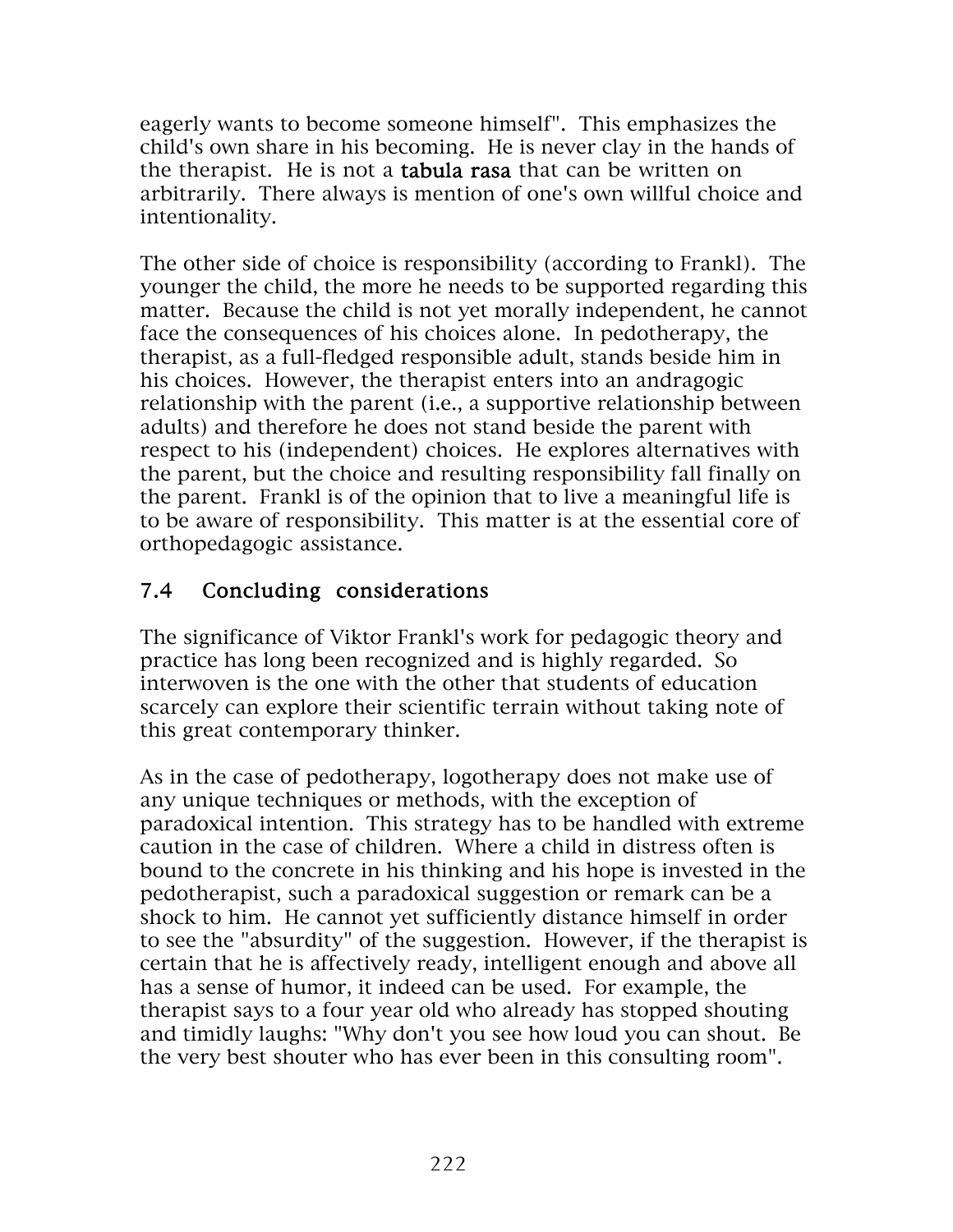eagerly wants to become someone himself". This emphasizes the child's own share in his becoming. He is never clay in the hands of the therapist. He is not a **tabula rasa** that can be written on arbitrarily. There always is mention of one's own willful choice and intentionality.

The other side of choice is responsibility (according to Frankl). The younger the child, the more he needs to be supported regarding this matter. Because the child is not yet morally independent, he cannot face the consequences of his choices alone. In pedotherapy, the therapist, as a full-fledged responsible adult, stands beside him in his choices. However, the therapist enters into an andragogic relationship with the parent (i.e., a supportive relationship between adults) and therefore he does not stand beside the parent with respect to his (independent) choices. He explores alternatives with the parent, but the choice and resulting responsibility fall finally on the parent. Frankl is of the opinion that to live a meaningful life is to be aware of responsibility. This matter is at the essential core of orthopedagogic assistance.

## 7.4 Concluding considerations

The significance of Viktor Frankl's work for pedagogic theory and practice has long been recognized and is highly regarded. So interwoven is the one with the other that students of education scarcely can explore their scientific terrain without taking note of this great contemporary thinker.

As in the case of pedotherapy, logotherapy does not make use of any unique techniques or methods, with the exception of paradoxical intention. This strategy has to be handled with extreme caution in the case of children. Where a child in distress often is bound to the concrete in his thinking and his hope is invested in the pedotherapist, such a paradoxical suggestion or remark can be a shock to him. He cannot yet sufficiently distance himself in order to see the "absurdity" of the suggestion. However, if the therapist is certain that he is affectively ready, intelligent enough and above all has a sense of humor, it indeed can be used. For example, the therapist says to a four year old who already has stopped shouting and timidly laughs: "Why don't you see how loud you can shout. Be the very best shouter who has ever been in this consulting room".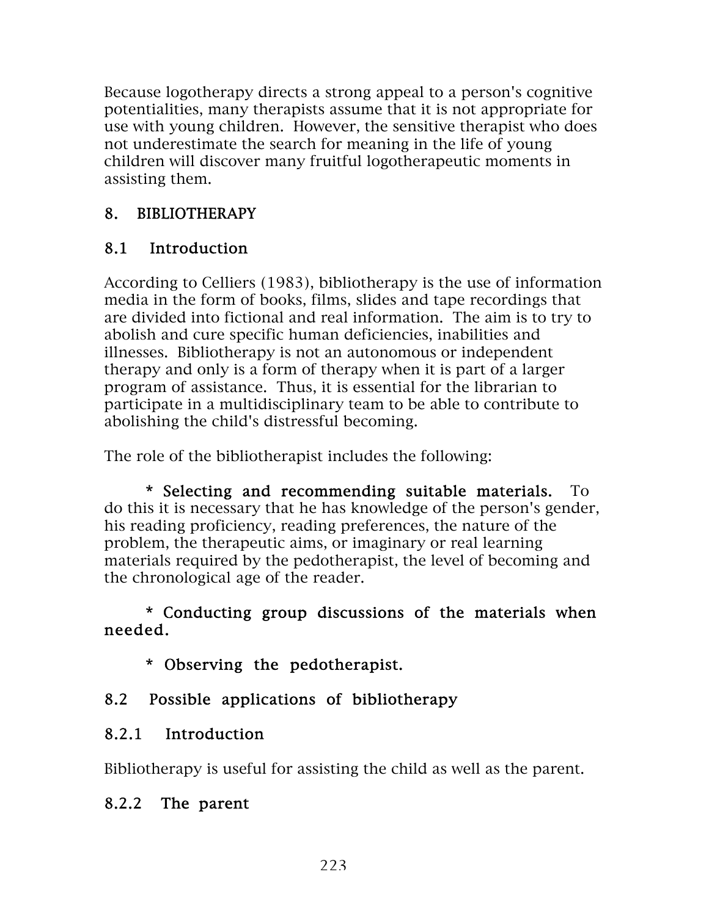Because logotherapy directs a strong appeal to a person's cognitive potentialities, many therapists assume that it is not appropriate for use with young children. However, the sensitive therapist who does not underestimate the search for meaning in the life of young children will discover many fruitful logotherapeutic moments in assisting them.

## 8. BIBLIOTHERAPY

### 8.1 Introduction

According to Celliers (1983), bibliotherapy is the use of information media in the form of books, films, slides and tape recordings that are divided into fictional and real information. The aim is to try to abolish and cure specific human deficiencies, inabilities and illnesses. Bibliotherapy is not an autonomous or independent therapy and only is a form of therapy when it is part of a larger program of assistance. Thus, it is essential for the librarian to participate in a multidisciplinary team to be able to contribute to abolishing the child's distressful becoming.

The role of the bibliotherapist includes the following:

* **Selecting and recommending suitable materials.** To do this it is necessary that he has knowledge of the person's gender, his reading proficiency, reading preferences, the nature of the problem, the therapeutic aims, or imaginary or real learning materials required by the pedotherapist, the level of becoming and the chronological age of the reader.

* **Conducting group discussions of the materials when needed.**

* **Observing the pedotherapist.**

### 8.2 Possible applications of bibliotherapy

#### 8.2.1 Introduction

Bibliotherapy is useful for assisting the child as well as the parent.

#### 8.2.2 The parent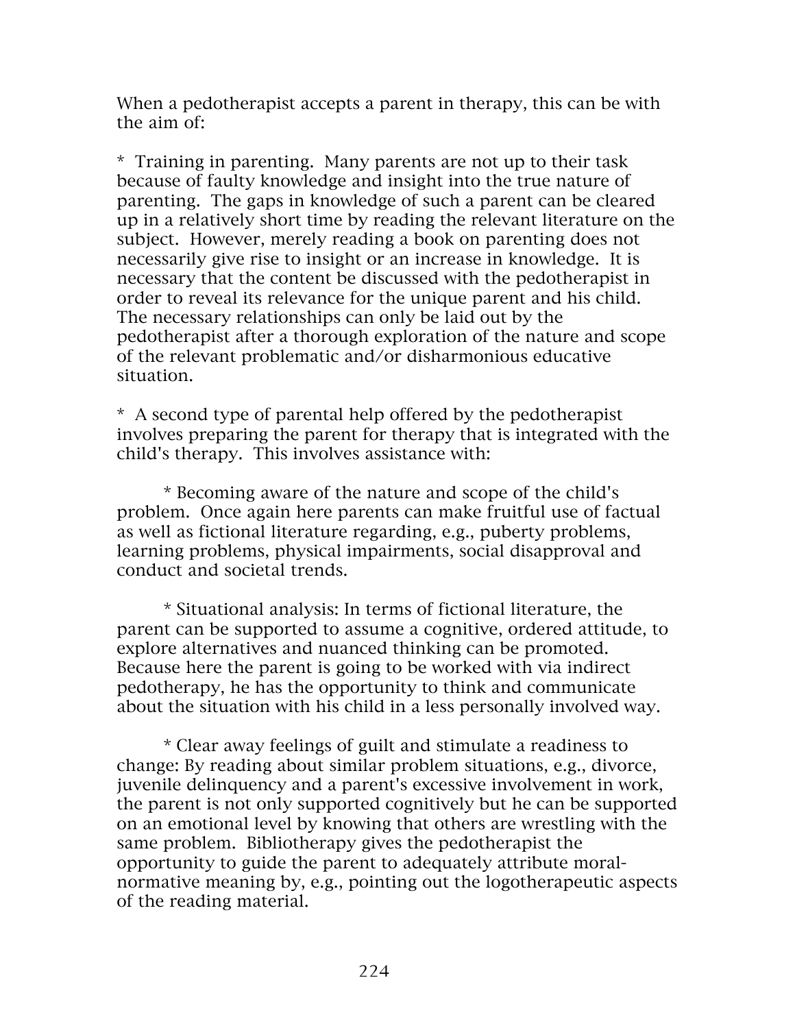When a pedotherapist accepts a parent in therapy, this can be with the aim of:

* Training in parenting. Many parents are not up to their task because of faulty knowledge and insight into the true nature of parenting. The gaps in knowledge of such a parent can be cleared up in a relatively short time by reading the relevant literature on the subject. However, merely reading a book on parenting does not necessarily give rise to insight or an increase in knowledge. It is necessary that the content be discussed with the pedotherapist in order to reveal its relevance for the unique parent and his child. The necessary relationships can only be laid out by the pedotherapist after a thorough exploration of the nature and scope of the relevant problematic and/or disharmonious educative situation.

* A second type of parental help offered by the pedotherapist involves preparing the parent for therapy that is integrated with the child's therapy. This involves assistance with:

    * Becoming aware of the nature and scope of the child's problem. Once again here parents can make fruitful use of factual as well as fictional literature regarding, e.g., puberty problems, learning problems, physical impairments, social disapproval and conduct and societal trends.

    * Situational analysis: In terms of fictional literature, the parent can be supported to assume a cognitive, ordered attitude, to explore alternatives and nuanced thinking can be promoted. Because here the parent is going to be worked with via indirect pedotherapy, he has the opportunity to think and communicate about the situation with his child in a less personally involved way.

    * Clear away feelings of guilt and stimulate a readiness to change: By reading about similar problem situations, e.g., divorce, juvenile delinquency and a parent's excessive involvement in work, the parent is not only supported cognitively but he can be supported on an emotional level by knowing that others are wrestling with the same problem. Bibliotherapy gives the pedotherapist the opportunity to guide the parent to adequately attribute moral-normative meaning by, e.g., pointing out the logotherapeutic aspects of the reading material.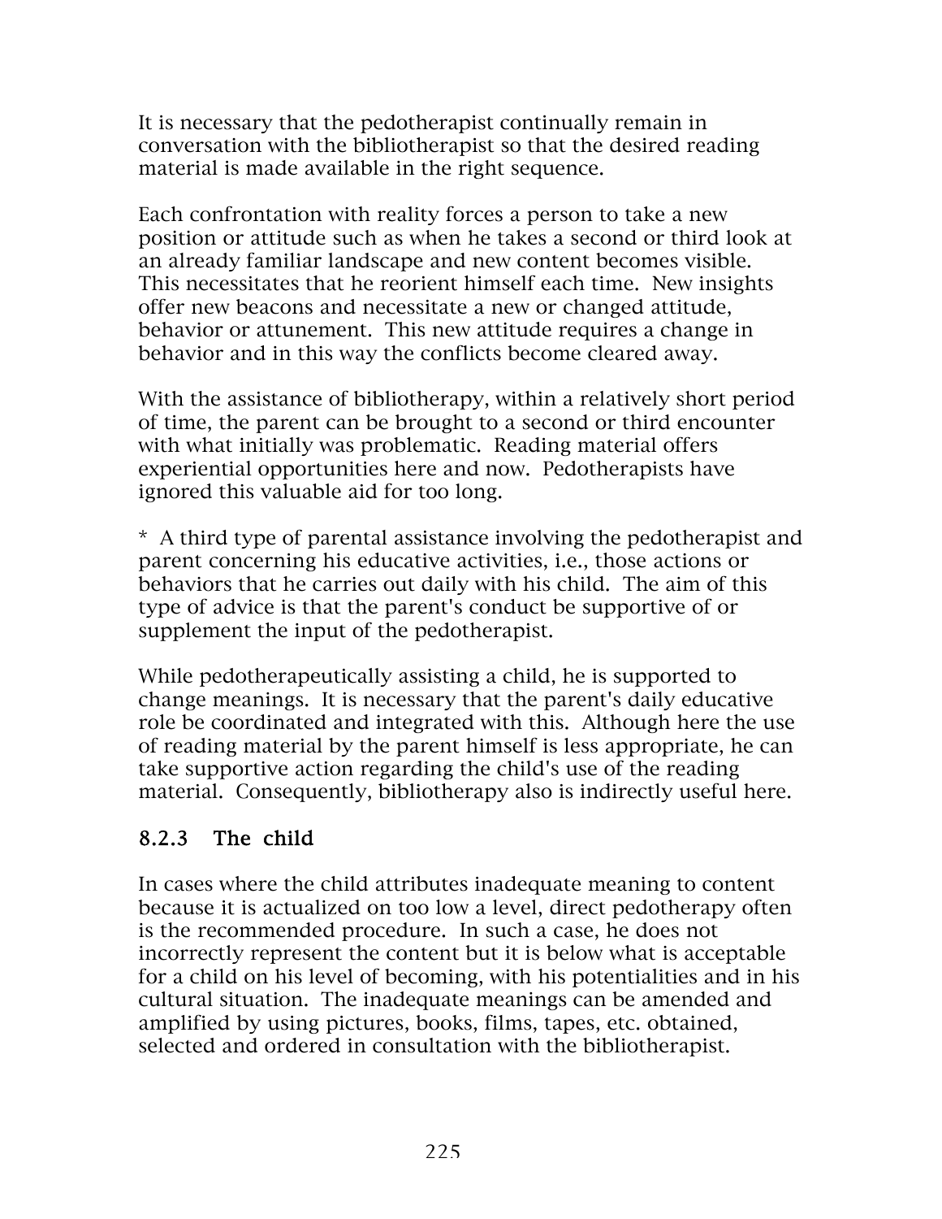It is necessary that the pedotherapist continually remain in conversation with the bibliotherapist so that the desired reading material is made available in the right sequence.

Each confrontation with reality forces a person to take a new position or attitude such as when he takes a second or third look at an already familiar landscape and new content becomes visible. This necessitates that he reorient himself each time. New insights offer new beacons and necessitate a new or changed attitude, behavior or attunement. This new attitude requires a change in behavior and in this way the conflicts become cleared away.

With the assistance of bibliotherapy, within a relatively short period of time, the parent can be brought to a second or third encounter with what initially was problematic. Reading material offers experiential opportunities here and now. Pedotherapists have ignored this valuable aid for too long.

* A third type of parental assistance involving the pedotherapist and parent concerning his educative activities, i.e., those actions or behaviors that he carries out daily with his child. The aim of this type of advice is that the parent's conduct be supportive of or supplement the input of the pedotherapist.

While pedotherapeutically assisting a child, he is supported to change meanings. It is necessary that the parent's daily educative role be coordinated and integrated with this. Although here the use of reading material by the parent himself is less appropriate, he can take supportive action regarding the child's use of the reading material. Consequently, bibliotherapy also is indirectly useful here.

### 8.2.3 The child

In cases where the child attributes inadequate meaning to content because it is actualized on too low a level, direct pedotherapy often is the recommended procedure. In such a case, he does not incorrectly represent the content but it is below what is acceptable for a child on his level of becoming, with his potentialities and in his cultural situation. The inadequate meanings can be amended and amplified by using pictures, books, films, tapes, etc. obtained, selected and ordered in consultation with the bibliotherapist.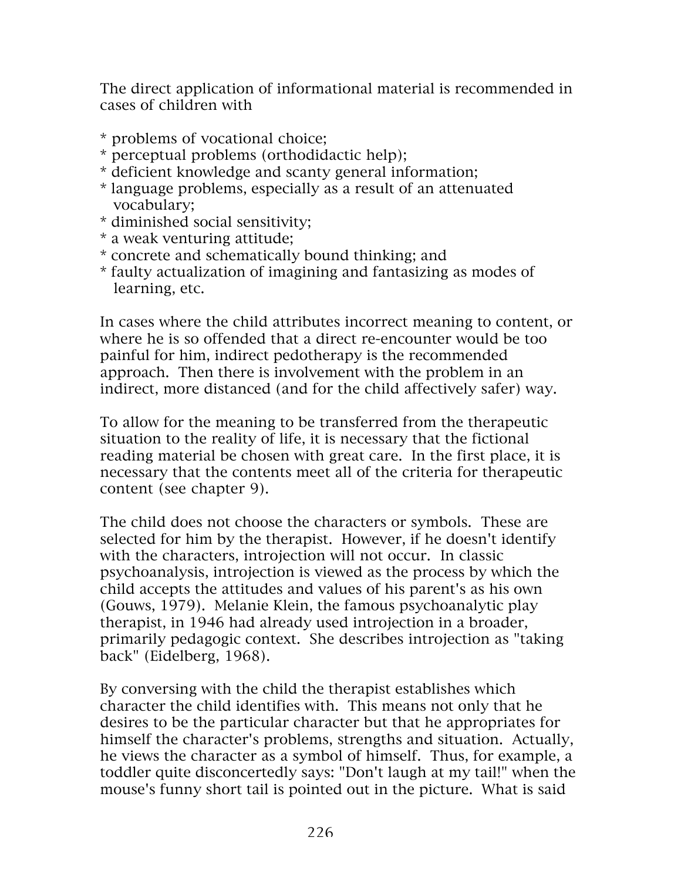The direct application of informational material is recommended in cases of children with

* problems of vocational choice;
* perceptual problems (orthodidactic help);
* deficient knowledge and scanty general information;
* language problems, especially as a result of an attenuated vocabulary;
* diminished social sensitivity;
* a weak venturing attitude;
* concrete and schematically bound thinking; and
* faulty actualization of imagining and fantasizing as modes of learning, etc.

In cases where the child attributes incorrect meaning to content, or where he is so offended that a direct re-encounter would be too painful for him, indirect pedotherapy is the recommended approach. Then there is involvement with the problem in an indirect, more distanced (and for the child affectively safer) way.

To allow for the meaning to be transferred from the therapeutic situation to the reality of life, it is necessary that the fictional reading material be chosen with great care. In the first place, it is necessary that the contents meet all of the criteria for therapeutic content (see chapter 9).

The child does not choose the characters or symbols. These are selected for him by the therapist. However, if he doesn't identify with the characters, introjection will not occur. In classic psychoanalysis, introjection is viewed as the process by which the child accepts the attitudes and values of his parent's as his own (Gouws, 1979). Melanie Klein, the famous psychoanalytic play therapist, in 1946 had already used introjection in a broader, primarily pedagogic context. She describes introjection as "taking back" (Eidelberg, 1968).

By conversing with the child the therapist establishes which character the child identifies with. This means not only that he desires to be the particular character but that he appropriates for himself the character's problems, strengths and situation. Actually, he views the character as a symbol of himself. Thus, for example, a toddler quite disconcertedly says: "Don't laugh at my tail!" when the mouse's funny short tail is pointed out in the picture. What is said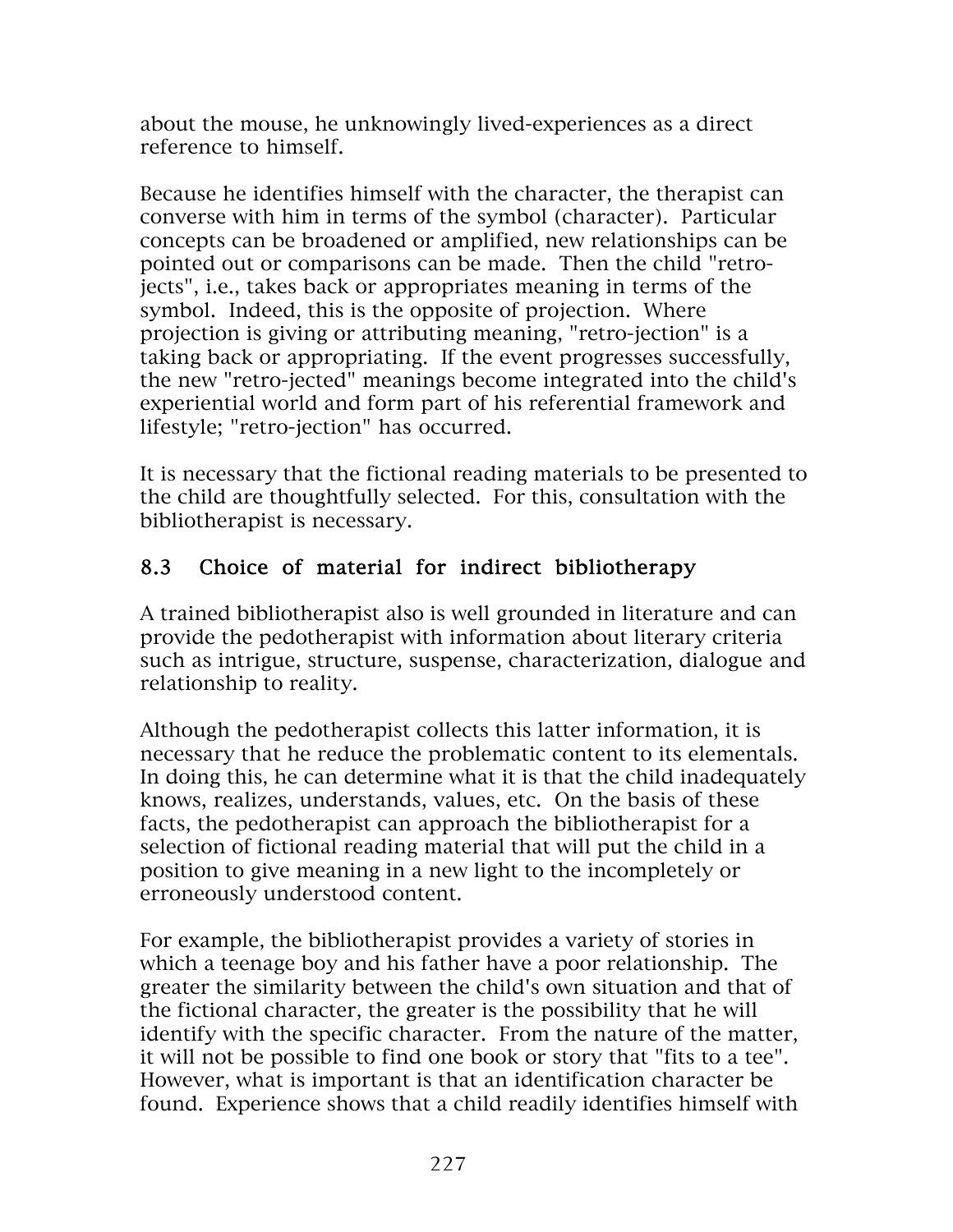about the mouse, he unknowingly lived-experiences as a direct reference to himself.

Because he identifies himself with the character, the therapist can converse with him in terms of the symbol (character). Particular concepts can be broadened or amplified, new relationships can be pointed out or comparisons can be made. Then the child "retro-jects", i.e., takes back or appropriates meaning in terms of the symbol. Indeed, this is the opposite of projection. Where projection is giving or attributing meaning, "retro-jection" is a taking back or appropriating. If the event progresses successfully, the new "retro-jected" meanings become integrated into the child's experiential world and form part of his referential framework and lifestyle; "retro-jection" has occurred.

It is necessary that the fictional reading materials to be presented to the child are thoughtfully selected. For this, consultation with the bibliotherapist is necessary.

## 8.3 Choice of material for indirect bibliotherapy

A trained bibliotherapist also is well grounded in literature and can provide the pedotherapist with information about literary criteria such as intrigue, structure, suspense, characterization, dialogue and relationship to reality.

Although the pedotherapist collects this latter information, it is necessary that he reduce the problematic content to its elementals. In doing this, he can determine what it is that the child inadequately knows, realizes, understands, values, etc. On the basis of these facts, the pedotherapist can approach the bibliotherapist for a selection of fictional reading material that will put the child in a position to give meaning in a new light to the incompletely or erroneously understood content.

For example, the bibliotherapist provides a variety of stories in which a teenage boy and his father have a poor relationship. The greater the similarity between the child's own situation and that of the fictional character, the greater is the possibility that he will identify with the specific character. From the nature of the matter, it will not be possible to find one book or story that "fits to a tee". However, what is important is that an identification character be found. Experience shows that a child readily identifies himself with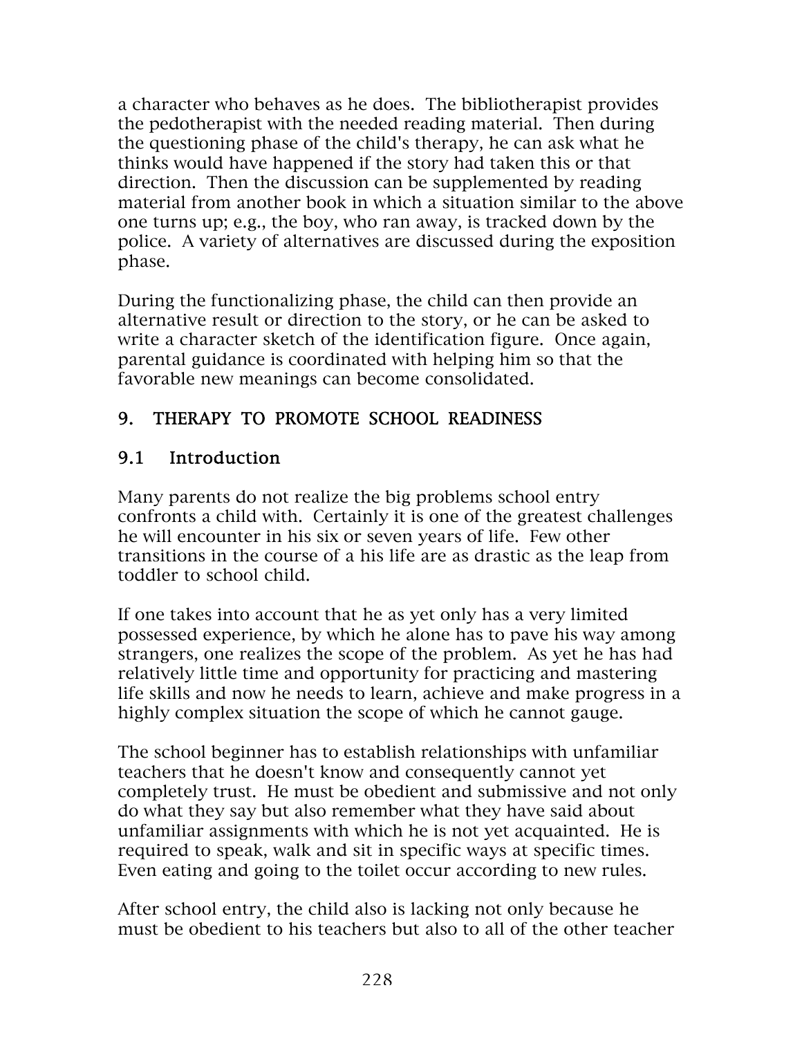a character who behaves as he does. The bibliotherapist provides the pedotherapist with the needed reading material. Then during the questioning phase of the child's therapy, he can ask what he thinks would have happened if the story had taken this or that direction. Then the discussion can be supplemented by reading material from another book in which a situation similar to the above one turns up; e.g., the boy, who ran away, is tracked down by the police. A variety of alternatives are discussed during the exposition phase.

During the functionalizing phase, the child can then provide an alternative result or direction to the story, or he can be asked to write a character sketch of the identification figure. Once again, parental guidance is coordinated with helping him so that the favorable new meanings can become consolidated.

## 9. THERAPY TO PROMOTE SCHOOL READINESS

### 9.1 Introduction

Many parents do not realize the big problems school entry confronts a child with. Certainly it is one of the greatest challenges he will encounter in his six or seven years of life. Few other transitions in the course of a his life are as drastic as the leap from toddler to school child.

If one takes into account that he as yet only has a very limited possessed experience, by which he alone has to pave his way among strangers, one realizes the scope of the problem. As yet he has had relatively little time and opportunity for practicing and mastering life skills and now he needs to learn, achieve and make progress in a highly complex situation the scope of which he cannot gauge.

The school beginner has to establish relationships with unfamiliar teachers that he doesn't know and consequently cannot yet completely trust. He must be obedient and submissive and not only do what they say but also remember what they have said about unfamiliar assignments with which he is not yet acquainted. He is required to speak, walk and sit in specific ways at specific times. Even eating and going to the toilet occur according to new rules.

After school entry, the child also is lacking not only because he must be obedient to his teachers but also to all of the other teacher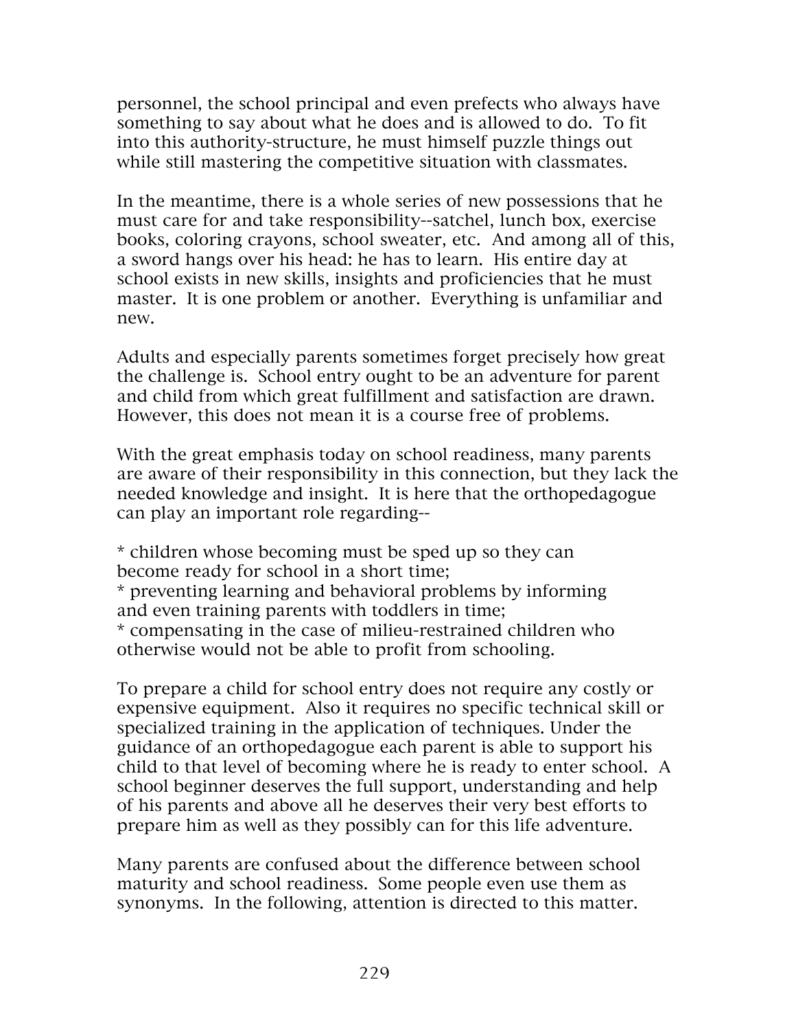personnel, the school principal and even prefects who always have something to say about what he does and is allowed to do. To fit into this authority-structure, he must himself puzzle things out while still mastering the competitive situation with classmates.

In the meantime, there is a whole series of new possessions that he must care for and take responsibility--satchel, lunch box, exercise books, coloring crayons, school sweater, etc. And among all of this, a sword hangs over his head: he has to learn. His entire day at school exists in new skills, insights and proficiencies that he must master. It is one problem or another. Everything is unfamiliar and new.

Adults and especially parents sometimes forget precisely how great the challenge is. School entry ought to be an adventure for parent and child from which great fulfillment and satisfaction are drawn. However, this does not mean it is a course free of problems.

With the great emphasis today on school readiness, many parents are aware of their responsibility in this connection, but they lack the needed knowledge and insight. It is here that the orthopedagogue can play an important role regarding--

* children whose becoming must be sped up so they can become ready for school in a short time;
* preventing learning and behavioral problems by informing and even training parents with toddlers in time;
* compensating in the case of milieu-restrained children who otherwise would not be able to profit from schooling.

To prepare a child for school entry does not require any costly or expensive equipment. Also it requires no specific technical skill or specialized training in the application of techniques. Under the guidance of an orthopedagogue each parent is able to support his child to that level of becoming where he is ready to enter school. A school beginner deserves the full support, understanding and help of his parents and above all he deserves their very best efforts to prepare him as well as they possibly can for this life adventure.

Many parents are confused about the difference between school maturity and school readiness. Some people even use them as synonyms. In the following, attention is directed to this matter.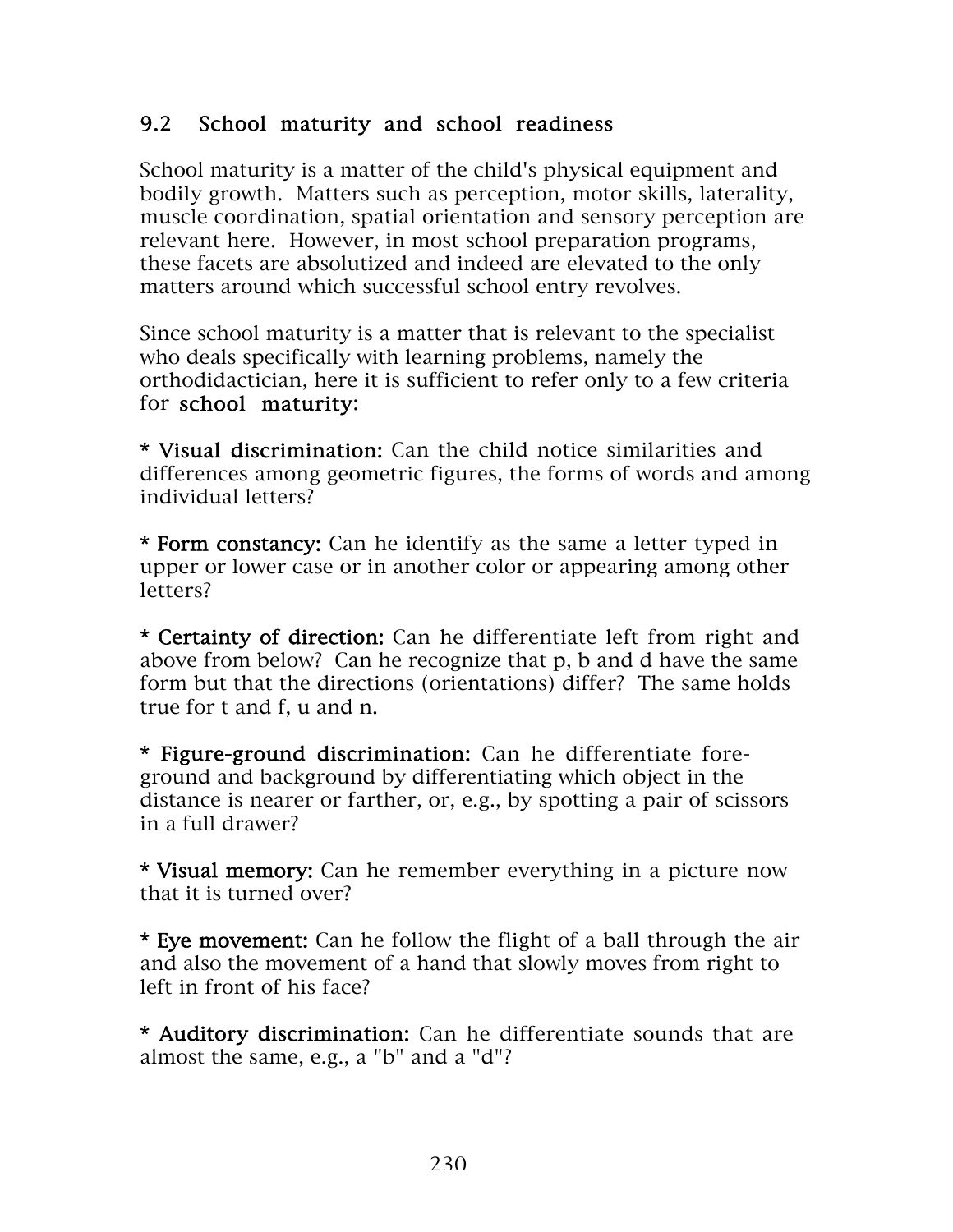## 9.2 School maturity and school readiness

School maturity is a matter of the child's physical equipment and bodily growth. Matters such as perception, motor skills, laterality, muscle coordination, spatial orientation and sensory perception are relevant here. However, in most school preparation programs, these facets are absolutized and indeed are elevated to the only matters around which successful school entry revolves.

Since school maturity is a matter that is relevant to the specialist who deals specifically with learning problems, namely the orthodidactician, here it is sufficient to refer only to a few criteria for **school maturity**:

* **Visual discrimination:** Can the child notice similarities and differences among geometric figures, the forms of words and among individual letters?

* **Form constancy:** Can he identify as the same a letter typed in upper or lower case or in another color or appearing among other letters?

* **Certainty of direction:** Can he differentiate left from right and above from below? Can he recognize that p, b and d have the same form but that the directions (orientations) differ? The same holds true for t and f, u and n.

* **Figure-ground discrimination:** Can he differentiate fore-ground and background by differentiating which object in the distance is nearer or farther, or, e.g., by spotting a pair of scissors in a full drawer?

* **Visual memory:** Can he remember everything in a picture now that it is turned over?

* **Eye movement:** Can he follow the flight of a ball through the air and also the movement of a hand that slowly moves from right to left in front of his face?

* **Auditory discrimination:** Can he differentiate sounds that are almost the same, e.g., a "b" and a "d"?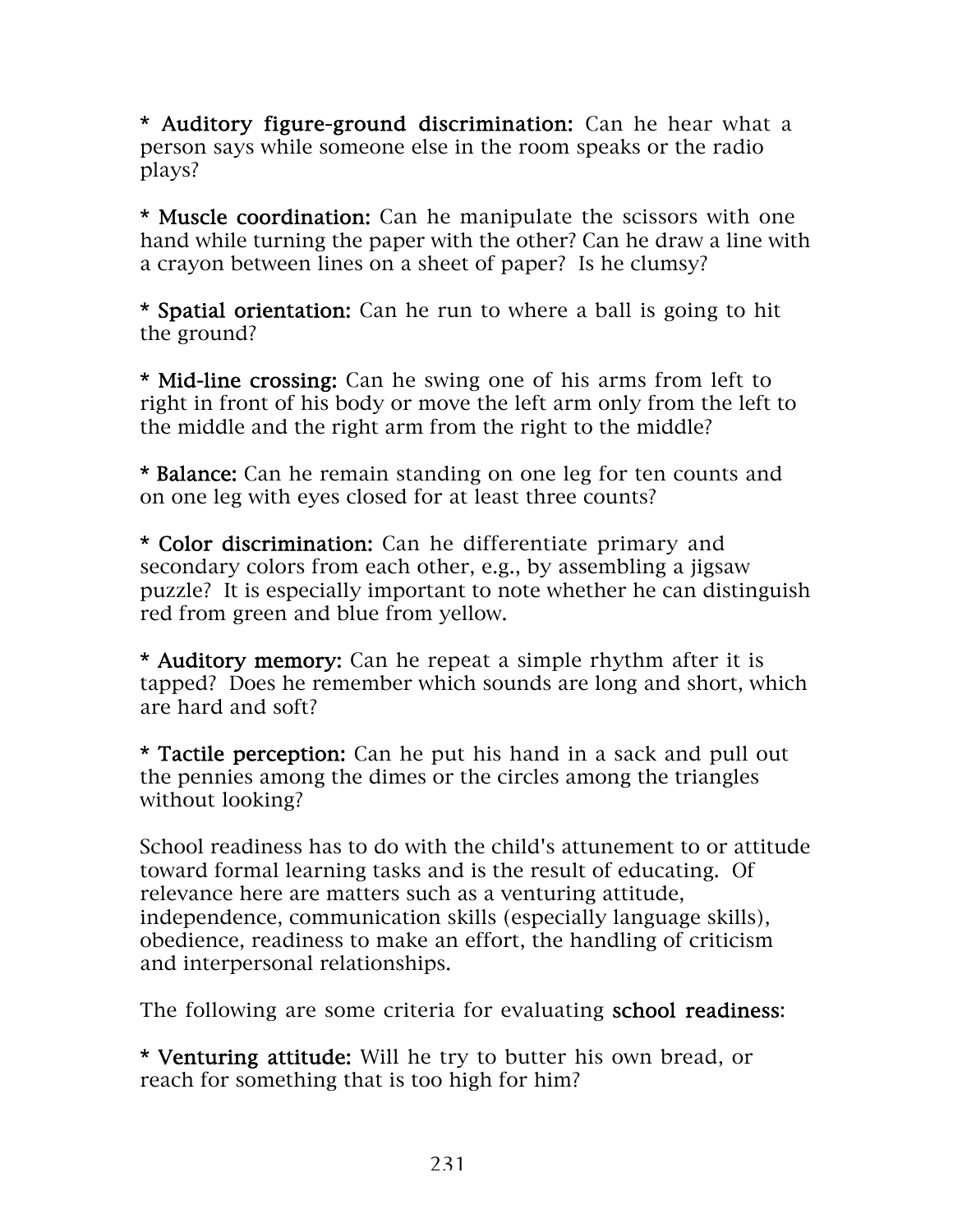* **Auditory figure-ground discrimination:** Can he hear what a person says while someone else in the room speaks or the radio plays?

* **Muscle coordination:** Can he manipulate the scissors with one hand while turning the paper with the other? Can he draw a line with a crayon between lines on a sheet of paper? Is he clumsy?

* **Spatial orientation:** Can he run to where a ball is going to hit the ground?

* **Mid-line crossing:** Can he swing one of his arms from left to right in front of his body or move the left arm only from the left to the middle and the right arm from the right to the middle?

* **Balance:** Can he remain standing on one leg for ten counts and on one leg with eyes closed for at least three counts?

* **Color discrimination:** Can he differentiate primary and secondary colors from each other, e.g., by assembling a jigsaw puzzle? It is especially important to note whether he can distinguish red from green and blue from yellow.

* **Auditory memory:** Can he repeat a simple rhythm after it is tapped? Does he remember which sounds are long and short, which are hard and soft?

* **Tactile perception:** Can he put his hand in a sack and pull out the pennies among the dimes or the circles among the triangles without looking?

School readiness has to do with the child's attunement to or attitude toward formal learning tasks and is the result of educating. Of relevance here are matters such as a venturing attitude, independence, communication skills (especially language skills), obedience, readiness to make an effort, the handling of criticism and interpersonal relationships.

The following are some criteria for evaluating **school readiness**:

* **Venturing attitude:** Will he try to butter his own bread, or reach for something that is too high for him?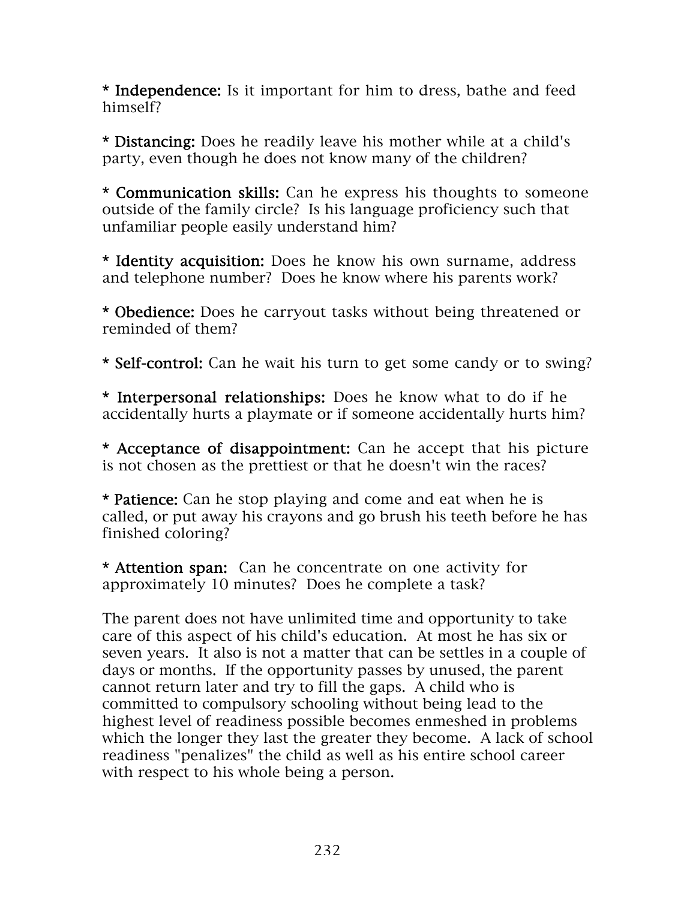* **Independence:** Is it important for him to dress, bathe and feed himself?

* **Distancing:** Does he readily leave his mother while at a child's party, even though he does not know many of the children?

* **Communication skills:** Can he express his thoughts to someone outside of the family circle? Is his language proficiency such that unfamiliar people easily understand him?

* **Identity acquisition:** Does he know his own surname, address and telephone number? Does he know where his parents work?

* **Obedience:** Does he carryout tasks without being threatened or reminded of them?

* **Self-control:** Can he wait his turn to get some candy or to swing?

* **Interpersonal relationships:** Does he know what to do if he accidentally hurts a playmate or if someone accidentally hurts him?

* **Acceptance of disappointment:** Can he accept that his picture is not chosen as the prettiest or that he doesn't win the races?

* **Patience:** Can he stop playing and come and eat when he is called, or put away his crayons and go brush his teeth before he has finished coloring?

* **Attention span:** Can he concentrate on one activity for approximately 10 minutes? Does he complete a task?

The parent does not have unlimited time and opportunity to take care of this aspect of his child's education. At most he has six or seven years. It also is not a matter that can be settles in a couple of days or months. If the opportunity passes by unused, the parent cannot return later and try to fill the gaps. A child who is committed to compulsory schooling without being lead to the highest level of readiness possible becomes enmeshed in problems which the longer they last the greater they become. A lack of school readiness "penalizes" the child as well as his entire school career with respect to his whole being a person.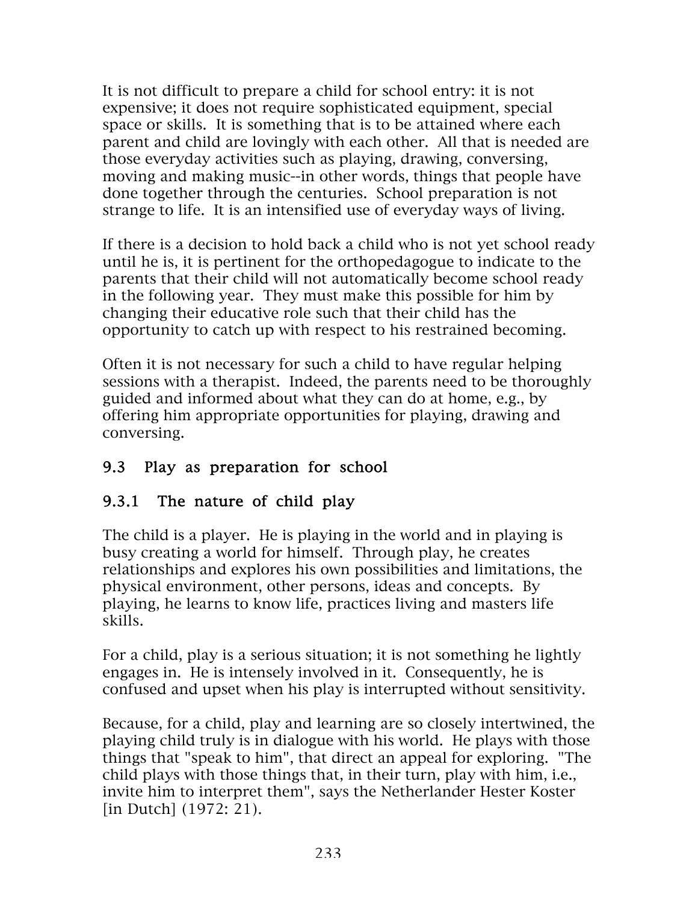It is not difficult to prepare a child for school entry: it is not expensive; it does not require sophisticated equipment, special space or skills. It is something that is to be attained where each parent and child are lovingly with each other. All that is needed are those everyday activities such as playing, drawing, conversing, moving and making music--in other words, things that people have done together through the centuries. School preparation is not strange to life. It is an intensified use of everyday ways of living.

If there is a decision to hold back a child who is not yet school ready until he is, it is pertinent for the orthopedagogue to indicate to the parents that their child will not automatically become school ready in the following year. They must make this possible for him by changing their educative role such that their child has the opportunity to catch up with respect to his restrained becoming.

Often it is not necessary for such a child to have regular helping sessions with a therapist. Indeed, the parents need to be thoroughly guided and informed about what they can do at home, e.g., by offering him appropriate opportunities for playing, drawing and conversing.

## 9.3 Play as preparation for school

### 9.3.1 The nature of child play

The child is a player. He is playing in the world and in playing is busy creating a world for himself. Through play, he creates relationships and explores his own possibilities and limitations, the physical environment, other persons, ideas and concepts. By playing, he learns to know life, practices living and masters life skills.

For a child, play is a serious situation; it is not something he lightly engages in. He is intensely involved in it. Consequently, he is confused and upset when his play is interrupted without sensitivity.

Because, for a child, play and learning are so closely intertwined, the playing child truly is in dialogue with his world. He plays with those things that "speak to him", that direct an appeal for exploring. "The child plays with those things that, in their turn, play with him, i.e., invite him to interpret them", says the Netherlander Hester Koster [in Dutch] (1972: 21).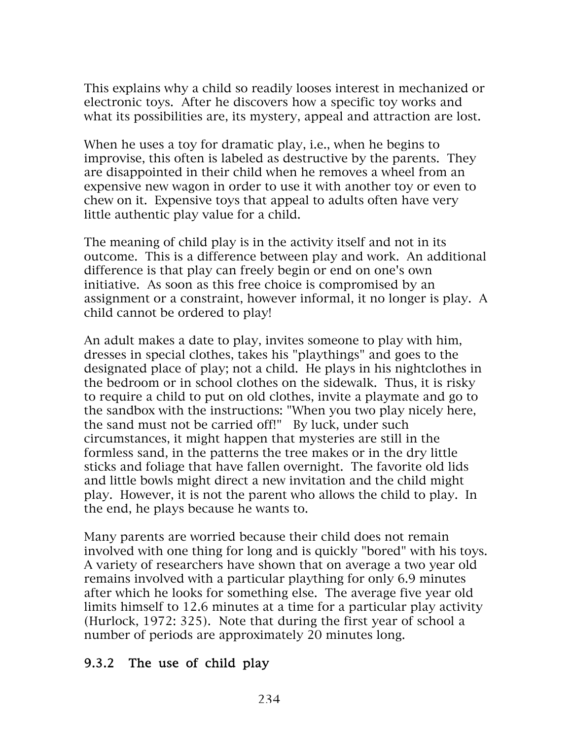This explains why a child so readily looses interest in mechanized or electronic toys. After he discovers how a specific toy works and what its possibilities are, its mystery, appeal and attraction are lost.

When he uses a toy for dramatic play, i.e., when he begins to improvise, this often is labeled as destructive by the parents. They are disappointed in their child when he removes a wheel from an expensive new wagon in order to use it with another toy or even to chew on it. Expensive toys that appeal to adults often have very little authentic play value for a child.

The meaning of child play is in the activity itself and not in its outcome. This is a difference between play and work. An additional difference is that play can freely begin or end on one's own initiative. As soon as this free choice is compromised by an assignment or a constraint, however informal, it no longer is play. A child cannot be ordered to play!

An adult makes a date to play, invites someone to play with him, dresses in special clothes, takes his "playthings" and goes to the designated place of play; not a child. He plays in his nightclothes in the bedroom or in school clothes on the sidewalk. Thus, it is risky to require a child to put on old clothes, invite a playmate and go to the sandbox with the instructions: "When you two play nicely here, the sand must not be carried off!" By luck, under such circumstances, it might happen that mysteries are still in the formless sand, in the patterns the tree makes or in the dry little sticks and foliage that have fallen overnight. The favorite old lids and little bowls might direct a new invitation and the child might play. However, it is not the parent who allows the child to play. In the end, he plays because he wants to.

Many parents are worried because their child does not remain involved with one thing for long and is quickly "bored" with his toys. A variety of researchers have shown that on average a two year old remains involved with a particular plaything for only 6.9 minutes after which he looks for something else. The average five year old limits himself to 12.6 minutes at a time for a particular play activity (Hurlock, 1972: 325). Note that during the first year of school a number of periods are approximately 20 minutes long.

### 9.3.2 The use of child play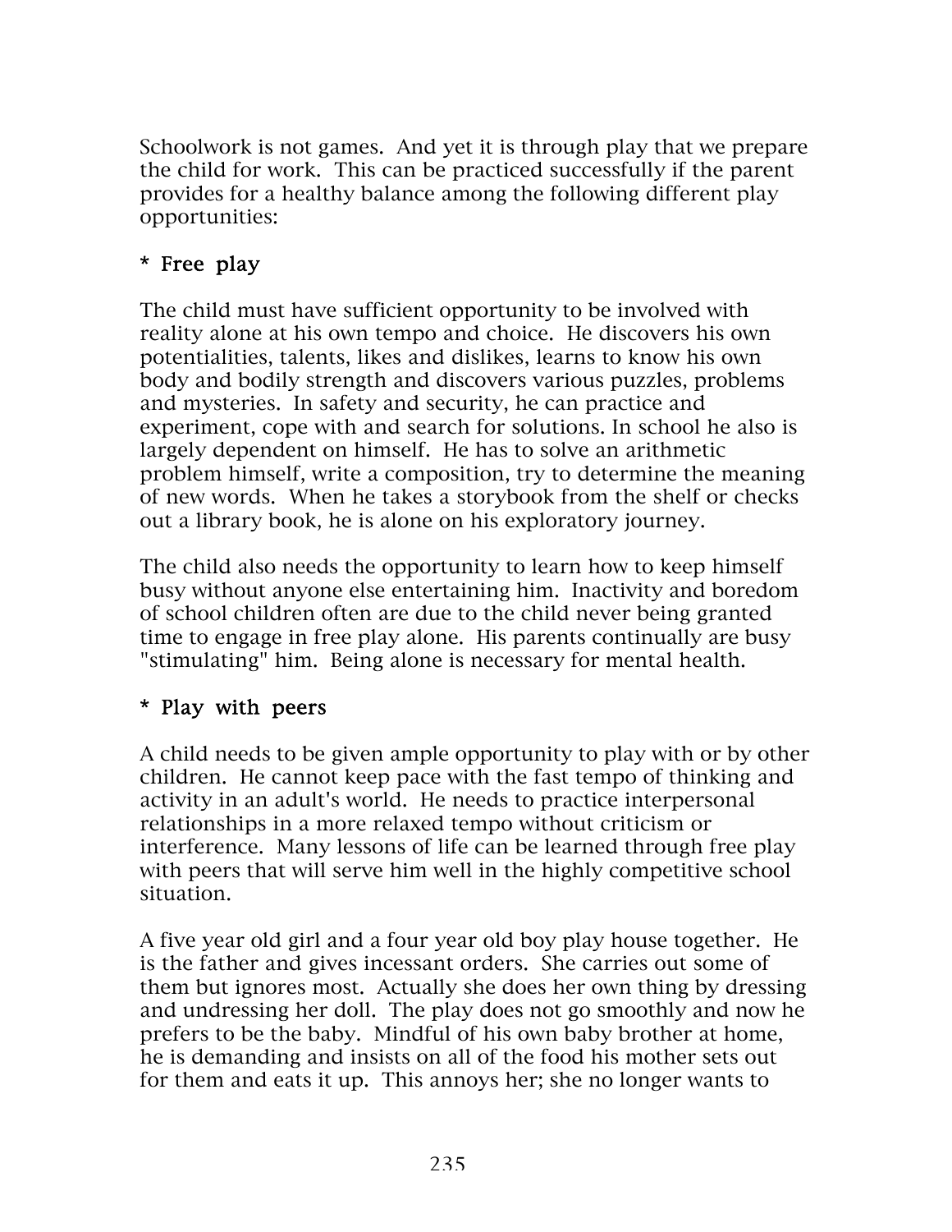Schoolwork is not games. And yet it is through play that we prepare the child for work. This can be practiced successfully if the parent provides for a healthy balance among the following different play opportunities:

**\* Free play**

The child must have sufficient opportunity to be involved with reality alone at his own tempo and choice. He discovers his own potentialities, talents, likes and dislikes, learns to know his own body and bodily strength and discovers various puzzles, problems and mysteries. In safety and security, he can practice and experiment, cope with and search for solutions. In school he also is largely dependent on himself. He has to solve an arithmetic problem himself, write a composition, try to determine the meaning of new words. When he takes a storybook from the shelf or checks out a library book, he is alone on his exploratory journey.

The child also needs the opportunity to learn how to keep himself busy without anyone else entertaining him. Inactivity and boredom of school children often are due to the child never being granted time to engage in free play alone. His parents continually are busy "stimulating" him. Being alone is necessary for mental health.

**\* Play with peers**

A child needs to be given ample opportunity to play with or by other children. He cannot keep pace with the fast tempo of thinking and activity in an adult's world. He needs to practice interpersonal relationships in a more relaxed tempo without criticism or interference. Many lessons of life can be learned through free play with peers that will serve him well in the highly competitive school situation.

A five year old girl and a four year old boy play house together. He is the father and gives incessant orders. She carries out some of them but ignores most. Actually she does her own thing by dressing and undressing her doll. The play does not go smoothly and now he prefers to be the baby. Mindful of his own baby brother at home, he is demanding and insists on all of the food his mother sets out for them and eats it up. This annoys her; she no longer wants to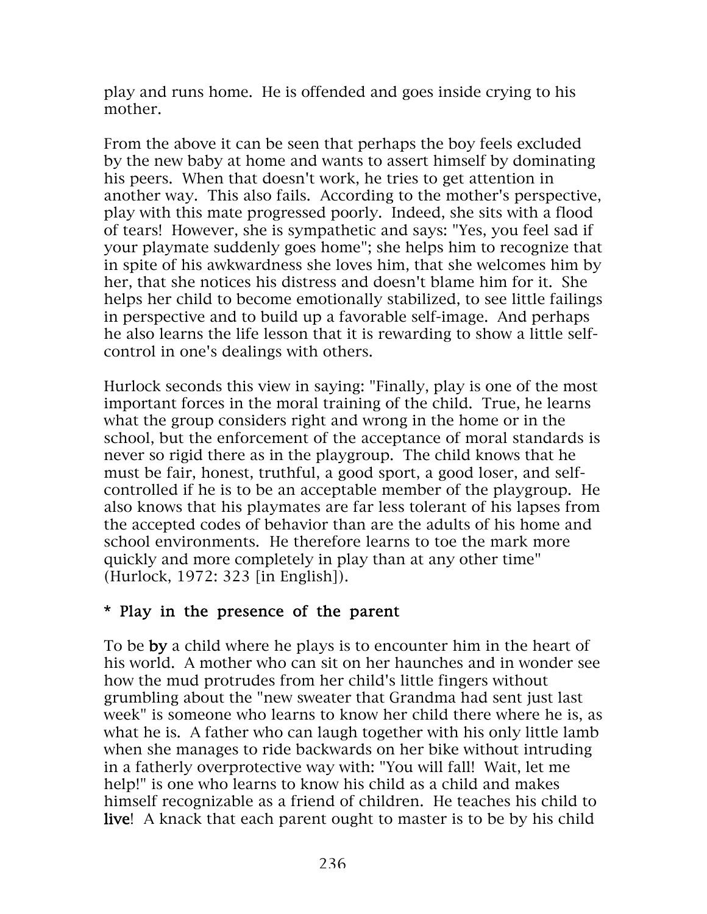play and runs home. He is offended and goes inside crying to his mother.

From the above it can be seen that perhaps the boy feels excluded by the new baby at home and wants to assert himself by dominating his peers. When that doesn't work, he tries to get attention in another way. This also fails. According to the mother's perspective, play with this mate progressed poorly. Indeed, she sits with a flood of tears! However, she is sympathetic and says: "Yes, you feel sad if your playmate suddenly goes home"; she helps him to recognize that in spite of his awkwardness she loves him, that she welcomes him by her, that she notices his distress and doesn't blame him for it. She helps her child to become emotionally stabilized, to see little failings in perspective and to build up a favorable self-image. And perhaps he also learns the life lesson that it is rewarding to show a little self-control in one's dealings with others.

Hurlock seconds this view in saying: "Finally, play is one of the most important forces in the moral training of the child. True, he learns what the group considers right and wrong in the home or in the school, but the enforcement of the acceptance of moral standards is never so rigid there as in the playgroup. The child knows that he must be fair, honest, truthful, a good sport, a good loser, and self-controlled if he is to be an acceptable member of the playgroup. He also knows that his playmates are far less tolerant of his lapses from the accepted codes of behavior than are the adults of his home and school environments. He therefore learns to toe the mark more quickly and more completely in play than at any other time" (Hurlock, 1972: 323 [in English]).

**\* Play in the presence of the parent**

To be **by** a child where he plays is to encounter him in the heart of his world. A mother who can sit on her haunches and in wonder see how the mud protrudes from her child's little fingers without grumbling about the "new sweater that Grandma had sent just last week" is someone who learns to know her child there where he is, as what he is. A father who can laugh together with his only little lamb when she manages to ride backwards on her bike without intruding in a fatherly overprotective way with: "You will fall! Wait, let me help!" is one who learns to know his child as a child and makes himself recognizable as a friend of children. He teaches his child to **live**! A knack that each parent ought to master is to be by his child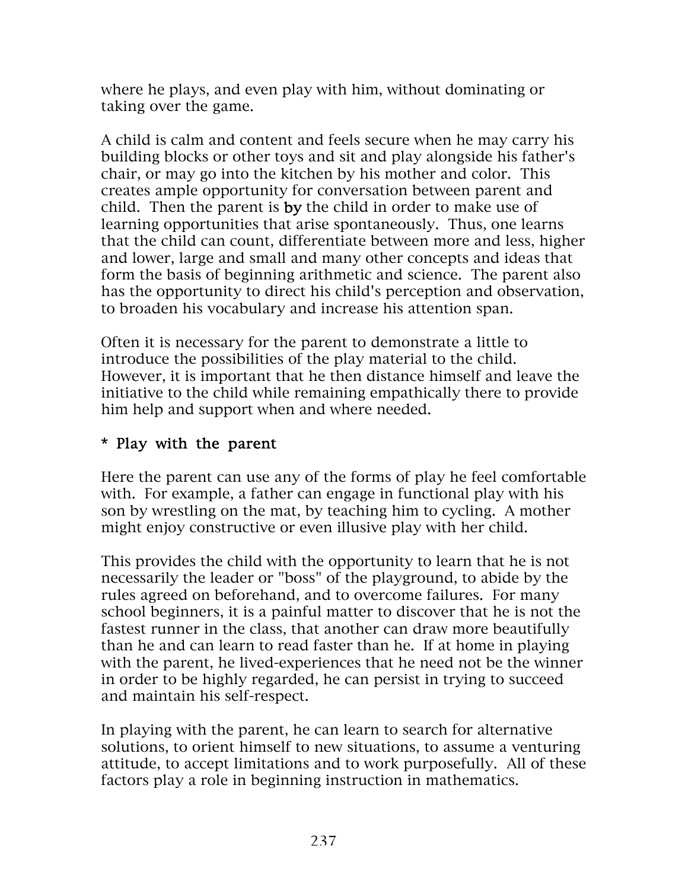where he plays, and even play with him, without dominating or taking over the game.

A child is calm and content and feels secure when he may carry his building blocks or other toys and sit and play alongside his father's chair, or may go into the kitchen by his mother and color. This creates ample opportunity for conversation between parent and child. Then the parent is **by** the child in order to make use of learning opportunities that arise spontaneously. Thus, one learns that the child can count, differentiate between more and less, higher and lower, large and small and many other concepts and ideas that form the basis of beginning arithmetic and science. The parent also has the opportunity to direct his child's perception and observation, to broaden his vocabulary and increase his attention span.

Often it is necessary for the parent to demonstrate a little to introduce the possibilities of the play material to the child. However, it is important that he then distance himself and leave the initiative to the child while remaining empathically there to provide him help and support when and where needed.

**\* Play with the parent**

Here the parent can use any of the forms of play he feel comfortable with. For example, a father can engage in functional play with his son by wrestling on the mat, by teaching him to cycling. A mother might enjoy constructive or even illusive play with her child.

This provides the child with the opportunity to learn that he is not necessarily the leader or "boss" of the playground, to abide by the rules agreed on beforehand, and to overcome failures. For many school beginners, it is a painful matter to discover that he is not the fastest runner in the class, that another can draw more beautifully than he and can learn to read faster than he. If at home in playing with the parent, he lived-experiences that he need not be the winner in order to be highly regarded, he can persist in trying to succeed and maintain his self-respect.

In playing with the parent, he can learn to search for alternative solutions, to orient himself to new situations, to assume a venturing attitude, to accept limitations and to work purposefully. All of these factors play a role in beginning instruction in mathematics.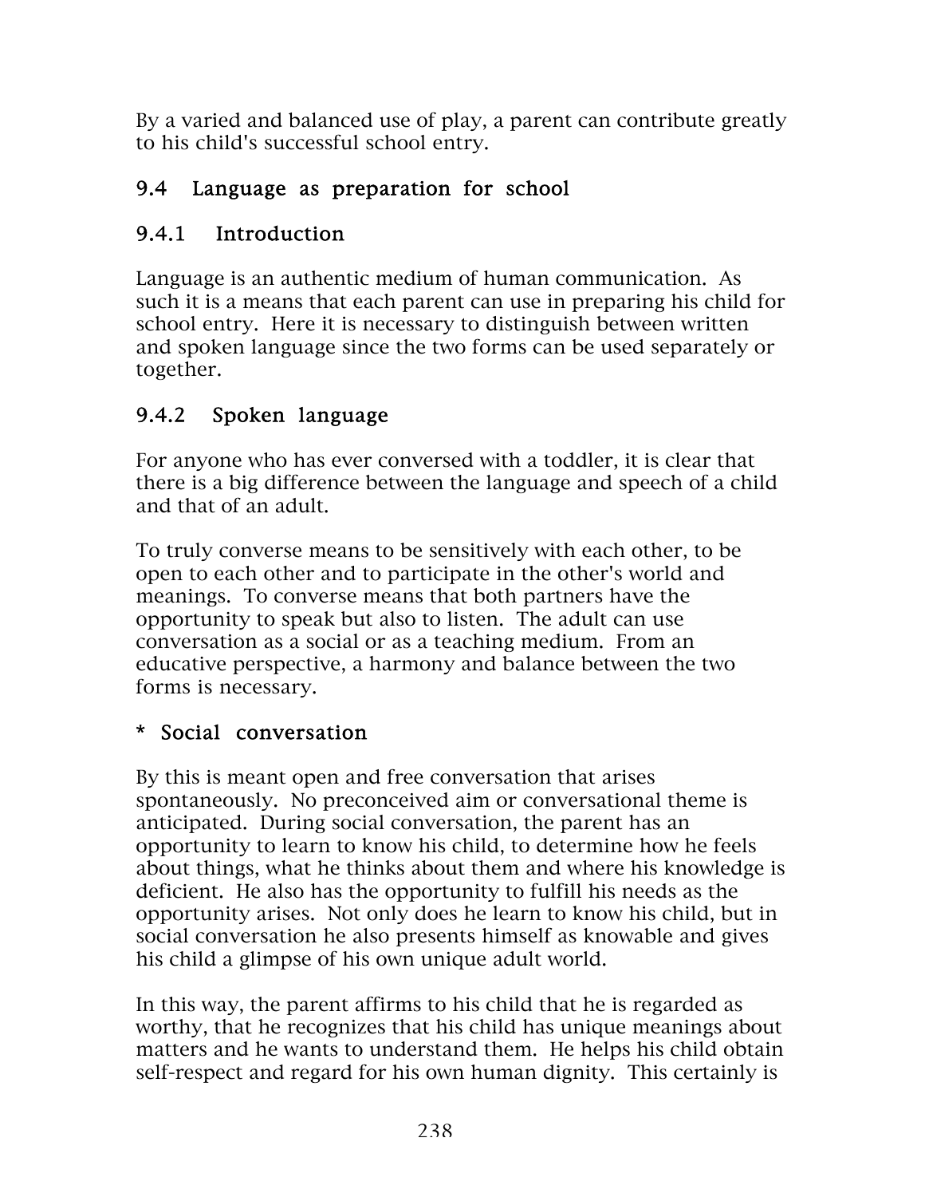By a varied and balanced use of play, a parent can contribute greatly to his child's successful school entry.

## 9.4 Language as preparation for school

### 9.4.1 Introduction

Language is an authentic medium of human communication. As such it is a means that each parent can use in preparing his child for school entry. Here it is necessary to distinguish between written and spoken language since the two forms can be used separately or together.

### 9.4.2 Spoken language

For anyone who has ever conversed with a toddler, it is clear that there is a big difference between the language and speech of a child and that of an adult.

To truly converse means to be sensitively with each other, to be open to each other and to participate in the other's world and meanings. To converse means that both partners have the opportunity to speak but also to listen. The adult can use conversation as a social or as a teaching medium. From an educative perspective, a harmony and balance between the two forms is necessary.

**\* Social conversation**

By this is meant open and free conversation that arises spontaneously. No preconceived aim or conversational theme is anticipated. During social conversation, the parent has an opportunity to learn to know his child, to determine how he feels about things, what he thinks about them and where his knowledge is deficient. He also has the opportunity to fulfill his needs as the opportunity arises. Not only does he learn to know his child, but in social conversation he also presents himself as knowable and gives his child a glimpse of his own unique adult world.

In this way, the parent affirms to his child that he is regarded as worthy, that he recognizes that his child has unique meanings about matters and he wants to understand them. He helps his child obtain self-respect and regard for his own human dignity. This certainly is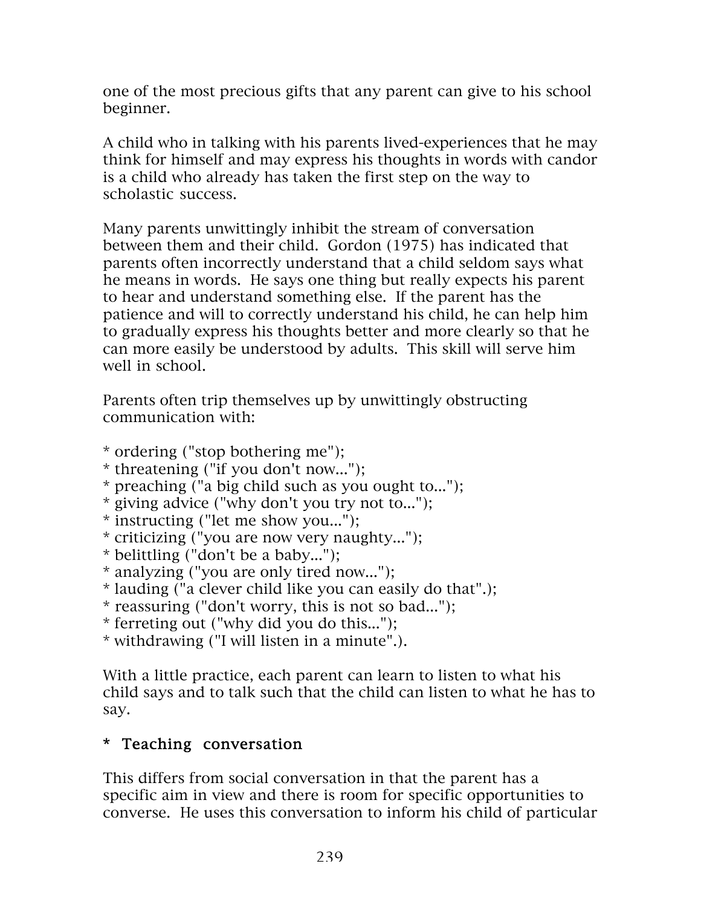one of the most precious gifts that any parent can give to his school beginner.

A child who in talking with his parents lived-experiences that he may think for himself and may express his thoughts in words with candor is a child who already has taken the first step on the way to scholastic success.

Many parents unwittingly inhibit the stream of conversation between them and their child. Gordon (1975) has indicated that parents often incorrectly understand that a child seldom says what he means in words. He says one thing but really expects his parent to hear and understand something else. If the parent has the patience and will to correctly understand his child, he can help him to gradually express his thoughts better and more clearly so that he can more easily be understood by adults. This skill will serve him well in school.

Parents often trip themselves up by unwittingly obstructing communication with:

* ordering ("stop bothering me");
* threatening ("if you don't now..."); 
* preaching ("a big child such as you ought to...");
* giving advice ("why don't you try not to...");
* instructing ("let me show you...");
* criticizing ("you are now very naughty...");
* belittling ("don't be a baby...");
* analyzing ("you are only tired now...");
* lauding ("a clever child like you can easily do that".);
* reassuring ("don't worry, this is not so bad...");
* ferreting out ("why did you do this...");
* withdrawing ("I will listen in a minute".).

With a little practice, each parent can learn to listen to what his child says and to talk such that the child can listen to what he has to say.

**\* Teaching conversation**

This differs from social conversation in that the parent has a specific aim in view and there is room for specific opportunities to converse. He uses this conversation to inform his child of particular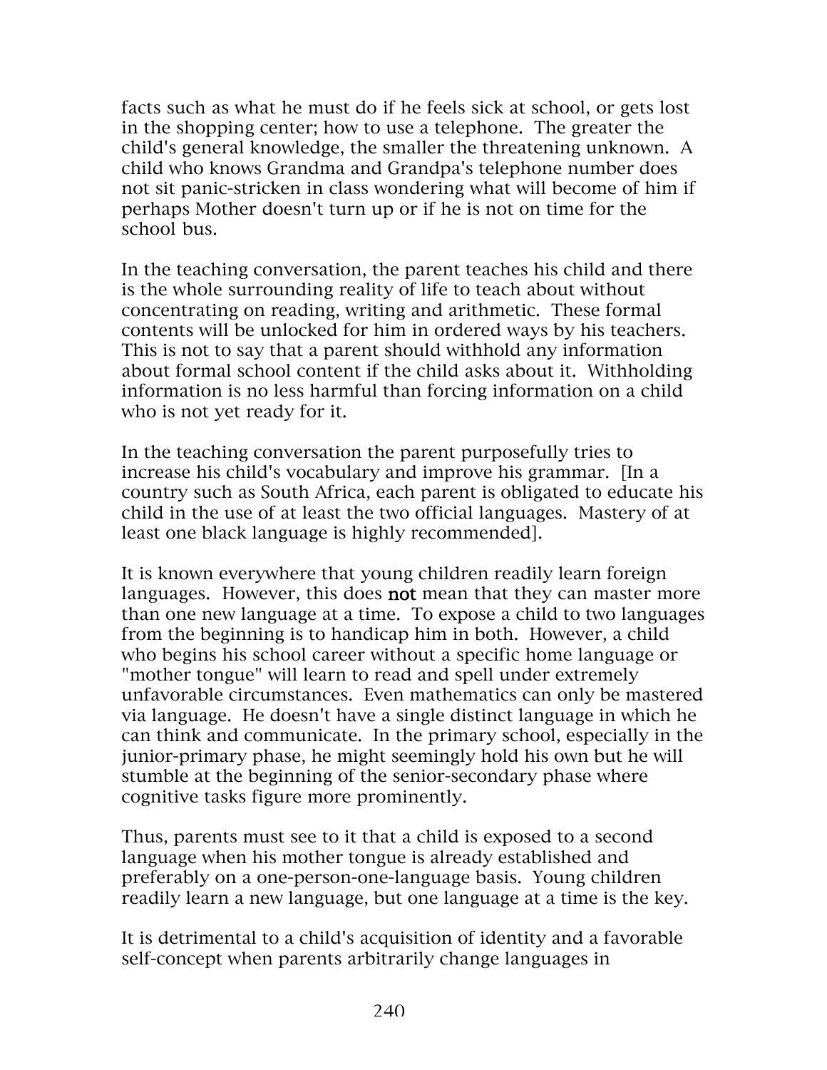facts such as what he must do if he feels sick at school, or gets lost in the shopping center; how to use a telephone. The greater the child's general knowledge, the smaller the threatening unknown. A child who knows Grandma and Grandpa's telephone number does not sit panic-stricken in class wondering what will become of him if perhaps Mother doesn't turn up or if he is not on time for the school bus.

In the teaching conversation, the parent teaches his child and there is the whole surrounding reality of life to teach about without concentrating on reading, writing and arithmetic. These formal contents will be unlocked for him in ordered ways by his teachers. This is not to say that a parent should withhold any information about formal school content if the child asks about it. Withholding information is no less harmful than forcing information on a child who is not yet ready for it.

In the teaching conversation the parent purposefully tries to increase his child's vocabulary and improve his grammar. [In a country such as South Africa, each parent is obligated to educate his child in the use of at least the two official languages. Mastery of at least one black language is highly recommended].

It is known everywhere that young children readily learn foreign languages. However, this does **not** mean that they can master more than one new language at a time. To expose a child to two languages from the beginning is to handicap him in both. However, a child who begins his school career without a specific home language or "mother tongue" will learn to read and spell under extremely unfavorable circumstances. Even mathematics can only be mastered via language. He doesn't have a single distinct language in which he can think and communicate. In the primary school, especially in the junior-primary phase, he might seemingly hold his own but he will stumble at the beginning of the senior-secondary phase where cognitive tasks figure more prominently.

Thus, parents must see to it that a child is exposed to a second language when his mother tongue is already established and preferably on a one-person-one-language basis. Young children readily learn a new language, but one language at a time is the key.

It is detrimental to a child's acquisition of identity and a favorable self-concept when parents arbitrarily change languages in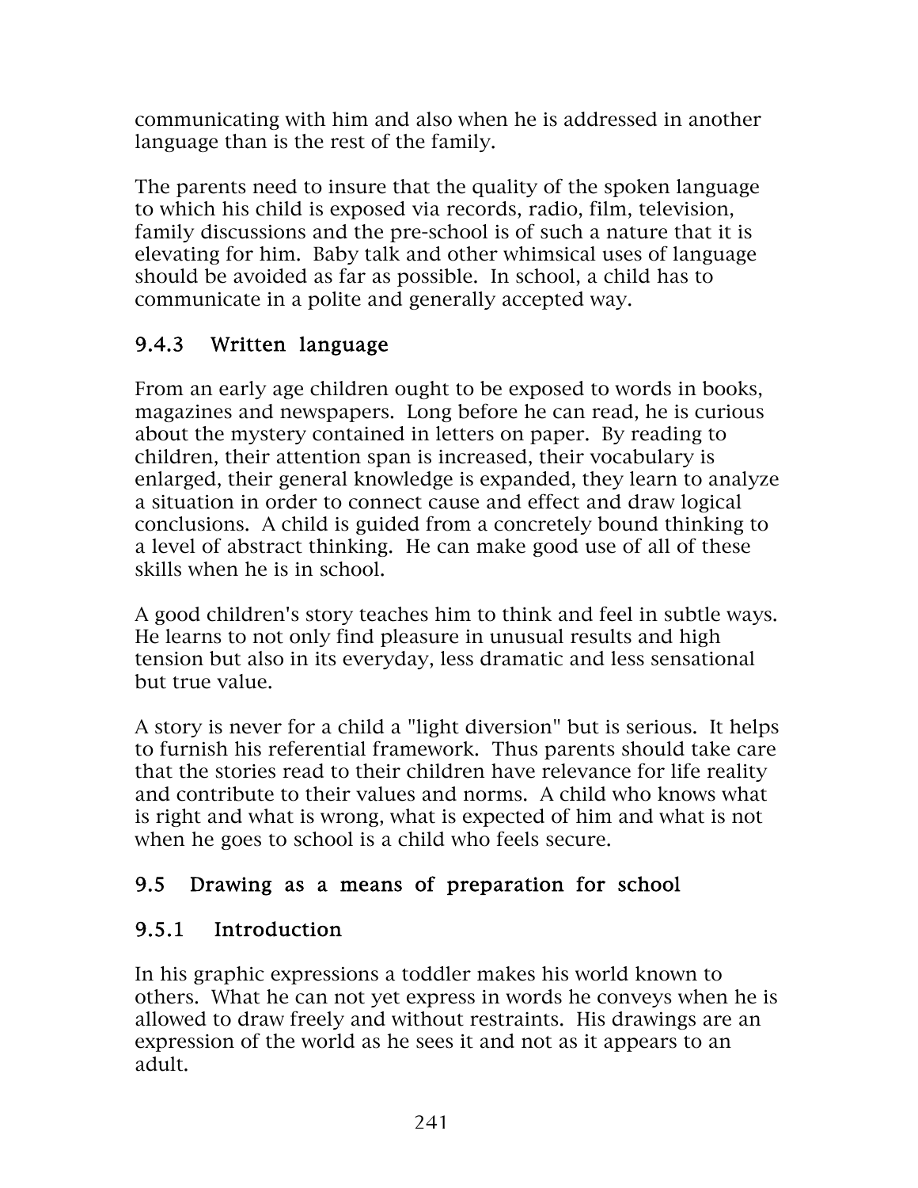communicating with him and also when he is addressed in another language than is the rest of the family.

The parents need to insure that the quality of the spoken language to which his child is exposed via records, radio, film, television, family discussions and the pre-school is of such a nature that it is elevating for him. Baby talk and other whimsical uses of language should be avoided as far as possible. In school, a child has to communicate in a polite and generally accepted way.

### 9.4.3 Written language

From an early age children ought to be exposed to words in books, magazines and newspapers. Long before he can read, he is curious about the mystery contained in letters on paper. By reading to children, their attention span is increased, their vocabulary is enlarged, their general knowledge is expanded, they learn to analyze a situation in order to connect cause and effect and draw logical conclusions. A child is guided from a concretely bound thinking to a level of abstract thinking. He can make good use of all of these skills when he is in school.

A good children's story teaches him to think and feel in subtle ways. He learns to not only find pleasure in unusual results and high tension but also in its everyday, less dramatic and less sensational but true value.

A story is never for a child a "light diversion" but is serious. It helps to furnish his referential framework. Thus parents should take care that the stories read to their children have relevance for life reality and contribute to their values and norms. A child who knows what is right and what is wrong, what is expected of him and what is not when he goes to school is a child who feels secure.

## 9.5 Drawing as a means of preparation for school

### 9.5.1 Introduction

In his graphic expressions a toddler makes his world known to others. What he can not yet express in words he conveys when he is allowed to draw freely and without restraints. His drawings are an expression of the world as he sees it and not as it appears to an adult.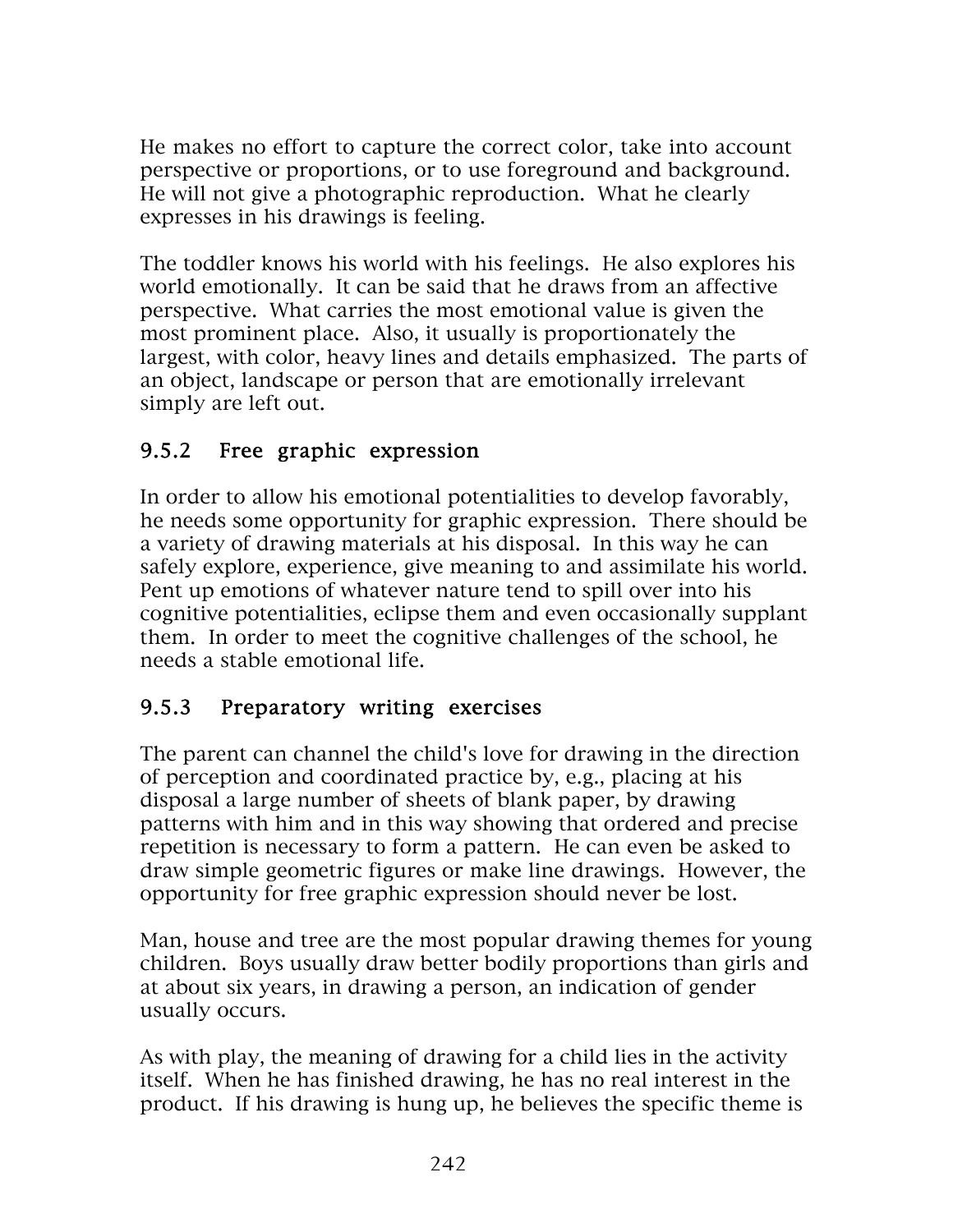He makes no effort to capture the correct color, take into account perspective or proportions, or to use foreground and background. He will not give a photographic reproduction. What he clearly expresses in his drawings is feeling.

The toddler knows his world with his feelings. He also explores his world emotionally. It can be said that he draws from an affective perspective. What carries the most emotional value is given the most prominent place. Also, it usually is proportionately the largest, with color, heavy lines and details emphasized. The parts of an object, landscape or person that are emotionally irrelevant simply are left out.

### 9.5.2 Free graphic expression

In order to allow his emotional potentialities to develop favorably, he needs some opportunity for graphic expression. There should be a variety of drawing materials at his disposal. In this way he can safely explore, experience, give meaning to and assimilate his world. Pent up emotions of whatever nature tend to spill over into his cognitive potentialities, eclipse them and even occasionally supplant them. In order to meet the cognitive challenges of the school, he needs a stable emotional life.

### 9.5.3 Preparatory writing exercises

The parent can channel the child's love for drawing in the direction of perception and coordinated practice by, e.g., placing at his disposal a large number of sheets of blank paper, by drawing patterns with him and in this way showing that ordered and precise repetition is necessary to form a pattern. He can even be asked to draw simple geometric figures or make line drawings. However, the opportunity for free graphic expression should never be lost.

Man, house and tree are the most popular drawing themes for young children. Boys usually draw better bodily proportions than girls and at about six years, in drawing a person, an indication of gender usually occurs.

As with play, the meaning of drawing for a child lies in the activity itself. When he has finished drawing, he has no real interest in the product. If his drawing is hung up, he believes the specific theme is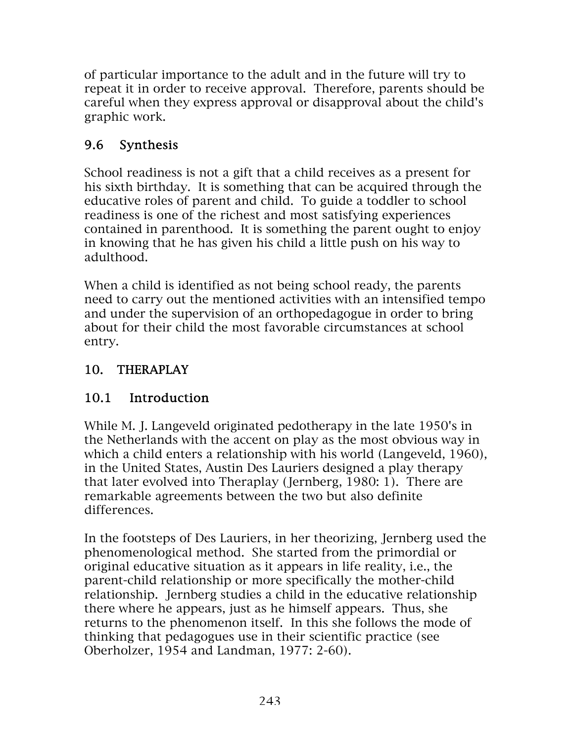of particular importance to the adult and in the future will try to repeat it in order to receive approval. Therefore, parents should be careful when they express approval or disapproval about the child's graphic work.

### 9.6 Synthesis

School readiness is not a gift that a child receives as a present for his sixth birthday. It is something that can be acquired through the educative roles of parent and child. To guide a toddler to school readiness is one of the richest and most satisfying experiences contained in parenthood. It is something the parent ought to enjoy in knowing that he has given his child a little push on his way to adulthood.

When a child is identified as not being school ready, the parents need to carry out the mentioned activities with an intensified tempo and under the supervision of an orthopedagogue in order to bring about for their child the most favorable circumstances at school entry.

## 10. THERAPLAY

### 10.1 Introduction

While M. J. Langeveld originated pedotherapy in the late 1950's in the Netherlands with the accent on play as the most obvious way in which a child enters a relationship with his world (Langeveld, 1960), in the United States, Austin Des Lauriers designed a play therapy that later evolved into Theraplay (Jernberg, 1980: 1). There are remarkable agreements between the two but also definite differences.

In the footsteps of Des Lauriers, in her theorizing, Jernberg used the phenomenological method. She started from the primordial or original educative situation as it appears in life reality, i.e., the parent-child relationship or more specifically the mother-child relationship. Jernberg studies a child in the educative relationship there where he appears, just as he himself appears. Thus, she returns to the phenomenon itself. In this she follows the mode of thinking that pedagogues use in their scientific practice (see Oberholzer, 1954 and Landman, 1977: 2-60).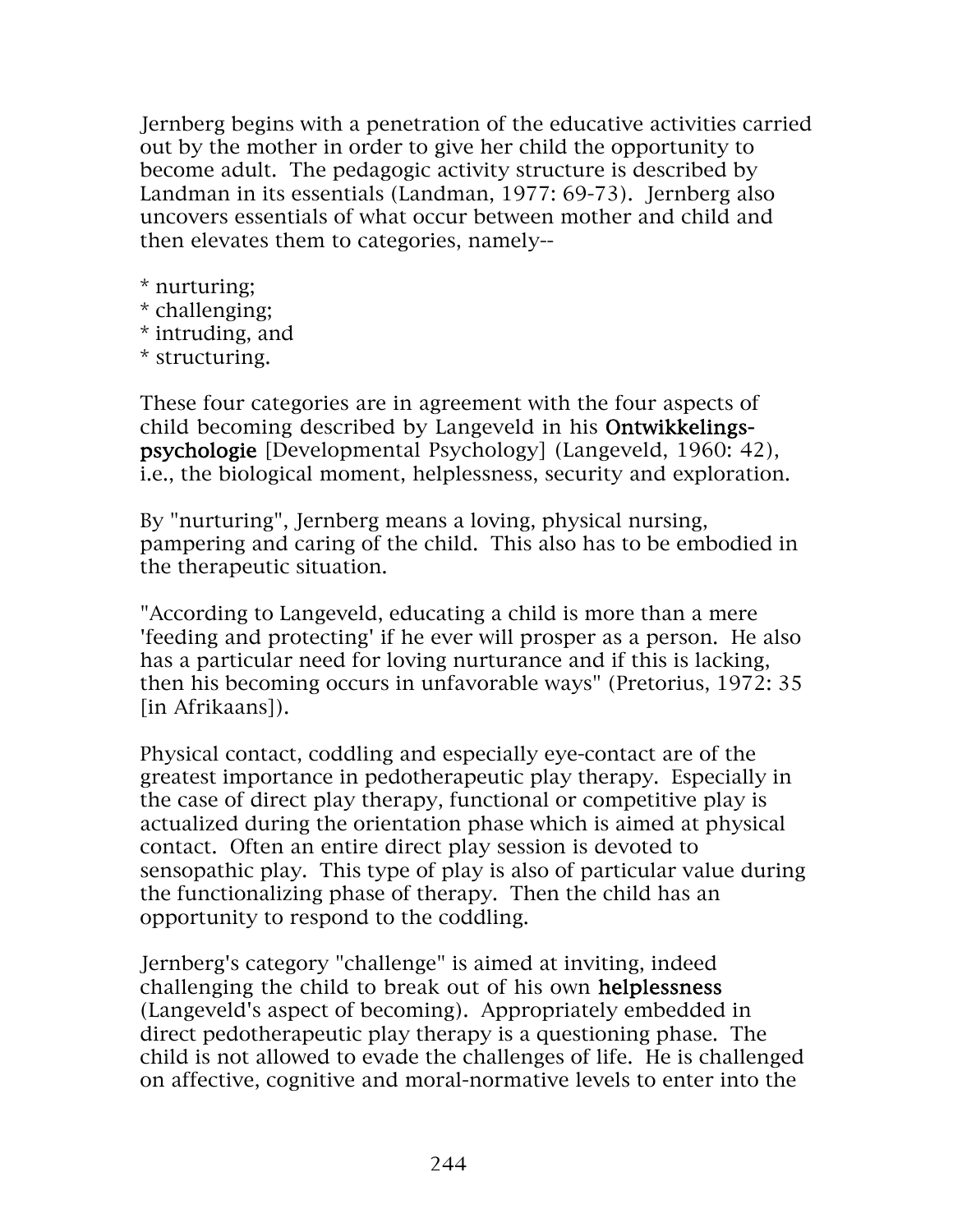Jernberg begins with a penetration of the educative activities carried out by the mother in order to give her child the opportunity to become adult. The pedagogic activity structure is described by Landman in its essentials (Landman, 1977: 69-73). Jernberg also uncovers essentials of what occur between mother and child and then elevates them to categories, namely--

* nurturing;
* challenging;
* intruding, and
* structuring.

These four categories are in agreement with the four aspects of child becoming described by Langeveld in his **Ontwikkelings-psychologie** [Developmental Psychology] (Langeveld, 1960: 42), i.e., the biological moment, helplessness, security and exploration.

By "nurturing", Jernberg means a loving, physical nursing, pampering and caring of the child. This also has to be embodied in the therapeutic situation.

"According to Langeveld, educating a child is more than a mere 'feeding and protecting' if he ever will prosper as a person. He also has a particular need for loving nurturance and if this is lacking, then his becoming occurs in unfavorable ways" (Pretorius, 1972: 35 [in Afrikaans]).

Physical contact, coddling and especially eye-contact are of the greatest importance in pedotherapeutic play therapy. Especially in the case of direct play therapy, functional or competitive play is actualized during the orientation phase which is aimed at physical contact. Often an entire direct play session is devoted to sensopathic play. This type of play is also of particular value during the functionalizing phase of therapy. Then the child has an opportunity to respond to the coddling.

Jernberg's category "challenge" is aimed at inviting, indeed challenging the child to break out of his own **helplessness** (Langeveld's aspect of becoming). Appropriately embedded in direct pedotherapeutic play therapy is a questioning phase. The child is not allowed to evade the challenges of life. He is challenged on affective, cognitive and moral-normative levels to enter into the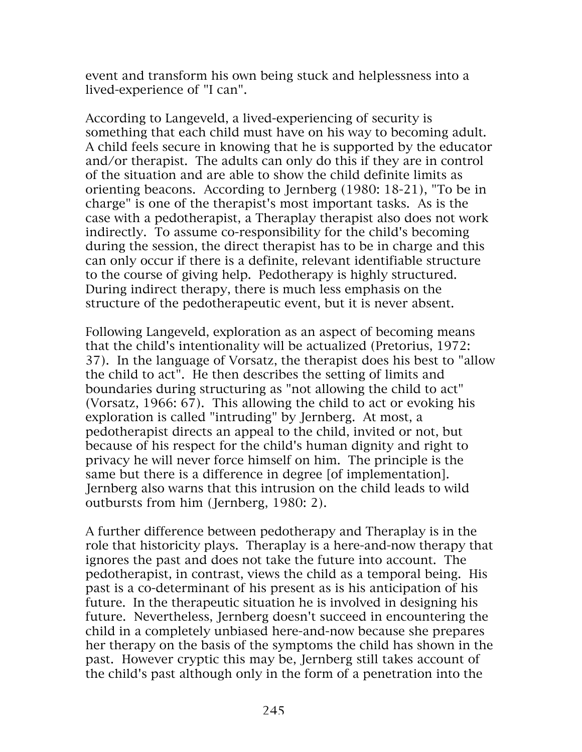event and transform his own being stuck and helplessness into a lived-experience of "I can".

According to Langeveld, a lived-experiencing of security is something that each child must have on his way to becoming adult. A child feels secure in knowing that he is supported by the educator and/or therapist. The adults can only do this if they are in control of the situation and are able to show the child definite limits as orienting beacons. According to Jernberg (1980: 18-21), "To be in charge" is one of the therapist's most important tasks. As is the case with a pedotherapist, a Theraplay therapist also does not work indirectly. To assume co-responsibility for the child's becoming during the session, the direct therapist has to be in charge and this can only occur if there is a definite, relevant identifiable structure to the course of giving help. Pedotherapy is highly structured. During indirect therapy, there is much less emphasis on the structure of the pedotherapeutic event, but it is never absent.

Following Langeveld, exploration as an aspect of becoming means that the child's intentionality will be actualized (Pretorius, 1972: 37). In the language of Vorsatz, the therapist does his best to "allow the child to act". He then describes the setting of limits and boundaries during structuring as "not allowing the child to act" (Vorsatz, 1966: 67). This allowing the child to act or evoking his exploration is called "intruding" by Jernberg. At most, a pedotherapist directs an appeal to the child, invited or not, but because of his respect for the child's human dignity and right to privacy he will never force himself on him. The principle is the same but there is a difference in degree [of implementation]. Jernberg also warns that this intrusion on the child leads to wild outbursts from him (Jernberg, 1980: 2).

A further difference between pedotherapy and Theraplay is in the role that historicity plays. Theraplay is a here-and-now therapy that ignores the past and does not take the future into account. The pedotherapist, in contrast, views the child as a temporal being. His past is a co-determinant of his present as is his anticipation of his future. In the therapeutic situation he is involved in designing his future. Nevertheless, Jernberg doesn't succeed in encountering the child in a completely unbiased here-and-now because she prepares her therapy on the basis of the symptoms the child has shown in the past. However cryptic this may be, Jernberg still takes account of the child's past although only in the form of a penetration into the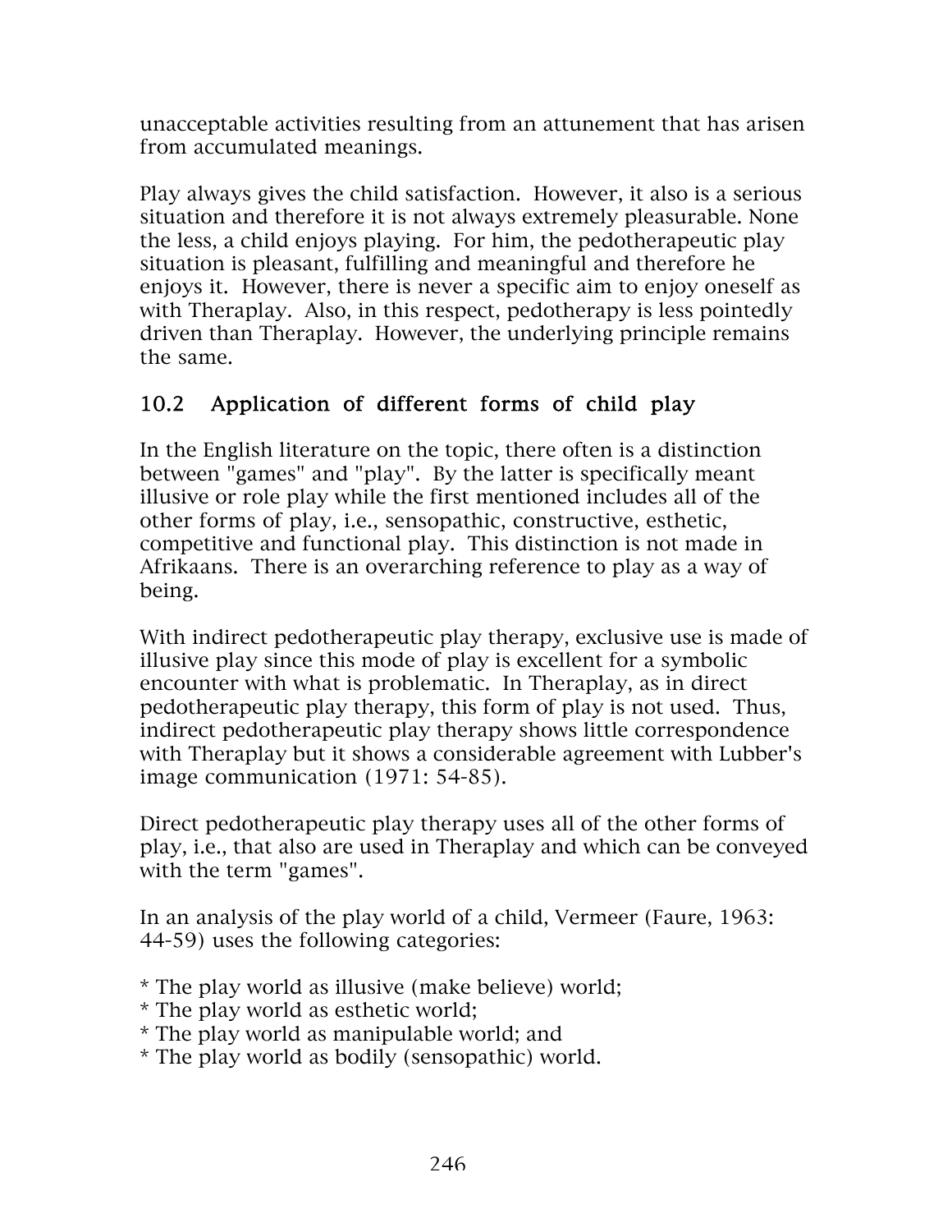unacceptable activities resulting from an attunement that has arisen from accumulated meanings.

Play always gives the child satisfaction. However, it also is a serious situation and therefore it is not always extremely pleasurable. None the less, a child enjoys playing. For him, the pedotherapeutic play situation is pleasant, fulfilling and meaningful and therefore he enjoys it. However, there is never a specific aim to enjoy oneself as with Theraplay. Also, in this respect, pedotherapy is less pointedly driven than Theraplay. However, the underlying principle remains the same.

## 10.2 Application of different forms of child play

In the English literature on the topic, there often is a distinction between "games" and "play". By the latter is specifically meant illusive or role play while the first mentioned includes all of the other forms of play, i.e., sensopathic, constructive, esthetic, competitive and functional play. This distinction is not made in Afrikaans. There is an overarching reference to play as a way of being.

With indirect pedotherapeutic play therapy, exclusive use is made of illusive play since this mode of play is excellent for a symbolic encounter with what is problematic. In Theraplay, as in direct pedotherapeutic play therapy, this form of play is not used. Thus, indirect pedotherapeutic play therapy shows little correspondence with Theraplay but it shows a considerable agreement with Lubber's image communication (1971: 54-85).

Direct pedotherapeutic play therapy uses all of the other forms of play, i.e., that also are used in Theraplay and which can be conveyed with the term "games".

In an analysis of the play world of a child, Vermeer (Faure, 1963: 44-59) uses the following categories:

* The play world as illusive (make believe) world;
* The play world as esthetic world;
* The play world as manipulable world; and
* The play world as bodily (sensopathic) world.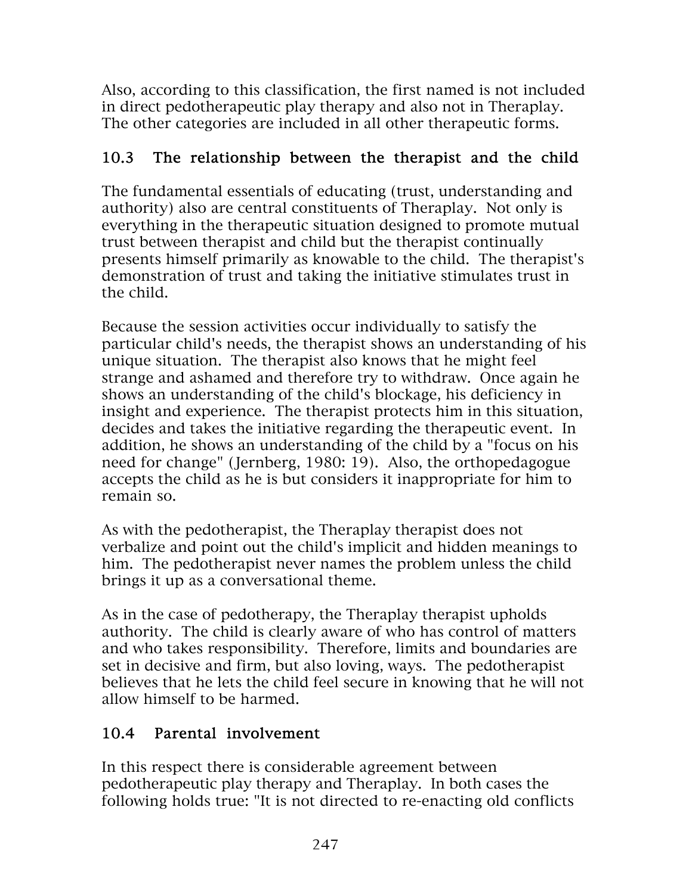Also, according to this classification, the first named is not included in direct pedotherapeutic play therapy and also not in Theraplay. The other categories are included in all other therapeutic forms.

## 10.3 The relationship between the therapist and the child

The fundamental essentials of educating (trust, understanding and authority) also are central constituents of Theraplay. Not only is everything in the therapeutic situation designed to promote mutual trust between therapist and child but the therapist continually presents himself primarily as knowable to the child. The therapist's demonstration of trust and taking the initiative stimulates trust in the child.

Because the session activities occur individually to satisfy the particular child's needs, the therapist shows an understanding of his unique situation. The therapist also knows that he might feel strange and ashamed and therefore try to withdraw. Once again he shows an understanding of the child's blockage, his deficiency in insight and experience. The therapist protects him in this situation, decides and takes the initiative regarding the therapeutic event. In addition, he shows an understanding of the child by a "focus on his need for change" (Jernberg, 1980: 19). Also, the orthopedagogue accepts the child as he is but considers it inappropriate for him to remain so.

As with the pedotherapist, the Theraplay therapist does not verbalize and point out the child's implicit and hidden meanings to him. The pedotherapist never names the problem unless the child brings it up as a conversational theme.

As in the case of pedotherapy, the Theraplay therapist upholds authority. The child is clearly aware of who has control of matters and who takes responsibility. Therefore, limits and boundaries are set in decisive and firm, but also loving, ways. The pedotherapist believes that he lets the child feel secure in knowing that he will not allow himself to be harmed.

## 10.4 Parental involvement

In this respect there is considerable agreement between pedotherapeutic play therapy and Theraplay. In both cases the following holds true: "It is not directed to re-enacting old conflicts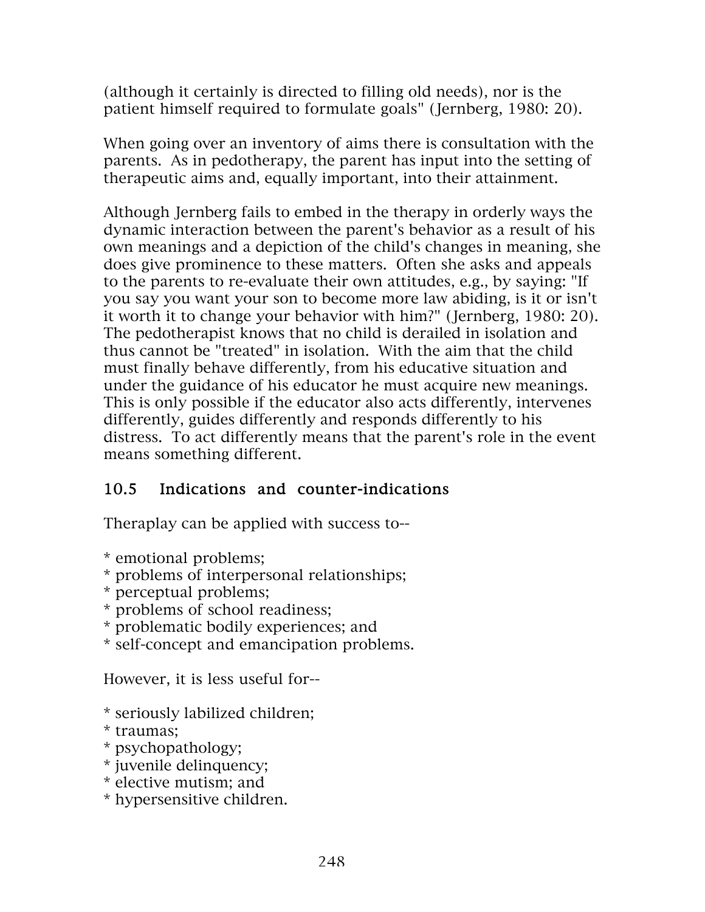(although it certainly is directed to filling old needs), nor is the patient himself required to formulate goals" (Jernberg, 1980: 20).

When going over an inventory of aims there is consultation with the parents. As in pedotherapy, the parent has input into the setting of therapeutic aims and, equally important, into their attainment.

Although Jernberg fails to embed in the therapy in orderly ways the dynamic interaction between the parent's behavior as a result of his own meanings and a depiction of the child's changes in meaning, she does give prominence to these matters. Often she asks and appeals to the parents to re-evaluate their own attitudes, e.g., by saying: "If you say you want your son to become more law abiding, is it or isn't it worth it to change your behavior with him?" (Jernberg, 1980: 20). The pedotherapist knows that no child is derailed in isolation and thus cannot be "treated" in isolation. With the aim that the child must finally behave differently, from his educative situation and under the guidance of his educator he must acquire new meanings. This is only possible if the educator also acts differently, intervenes differently, guides differently and responds differently to his distress. To act differently means that the parent's role in the event means something different.

## 10.5 Indications and counter-indications

Theraplay can be applied with success to--

* emotional problems;
* problems of interpersonal relationships;
* perceptual problems;
* problems of school readiness;
* problematic bodily experiences; and
* self-concept and emancipation problems.

However, it is less useful for--

* seriously labilized children;
* traumas;
* psychopathology;
* juvenile delinquency;
* elective mutism; and
* hypersensitive children.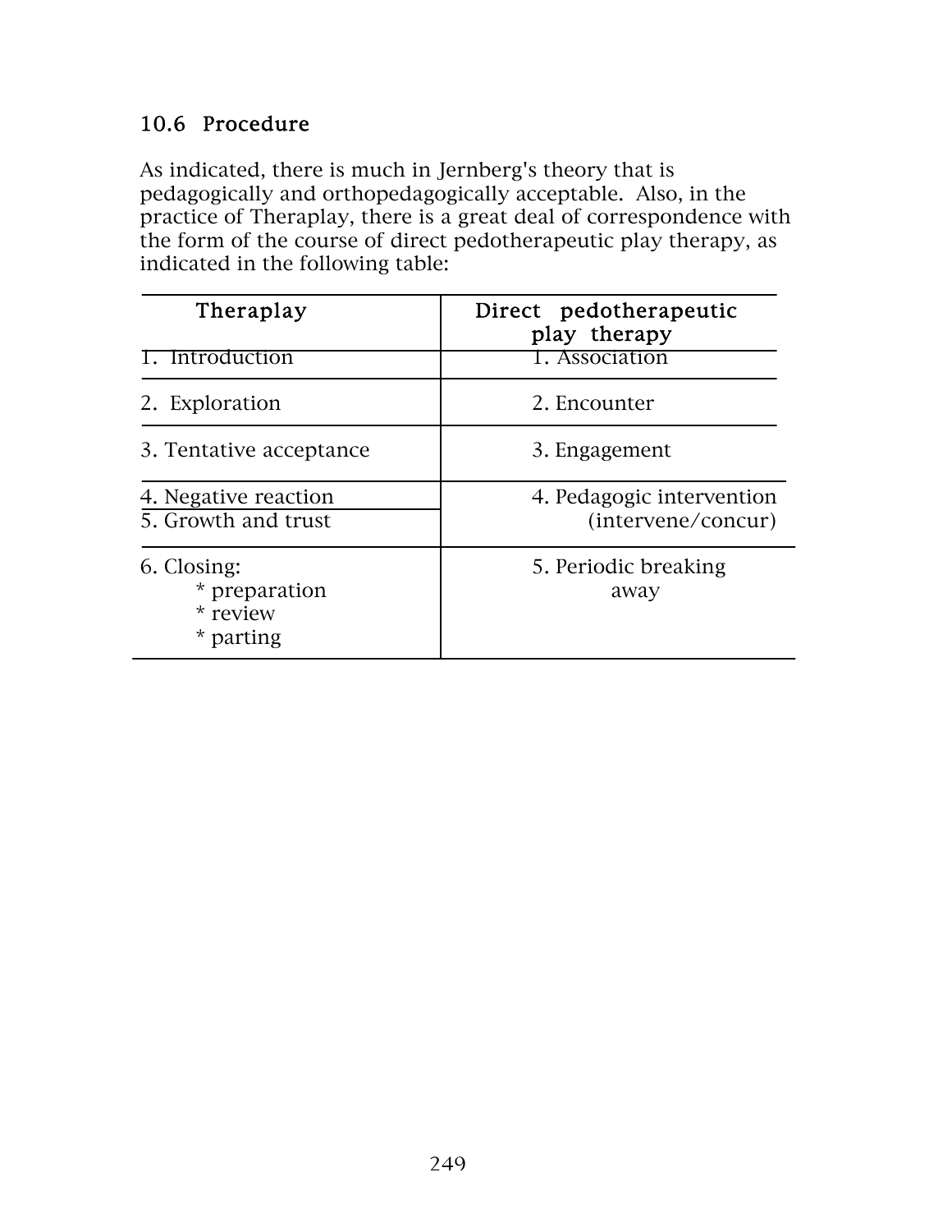### 10.6 Procedure

As indicated, there is much in Jernberg's theory that is pedagogically and orthopedagogically acceptable. Also, in the practice of Theraplay, there is a great deal of correspondence with the form of the course of direct pedotherapeutic play therapy, as indicated in the following table:

| Theraplay | Direct pedotherapeutic play therapy |
|---|---|
| 1. Introduction | 1. Association |
| 2. Exploration | 2. Encounter |
| 3. Tentative acceptance | 3. Engagement |
| 4. Negative reaction<br>5. Growth and trust | 4. Pedagogic intervention (intervene/concur) |
| 6. Closing:<br>* preparation<br>* review<br>* parting | 5. Periodic breaking away |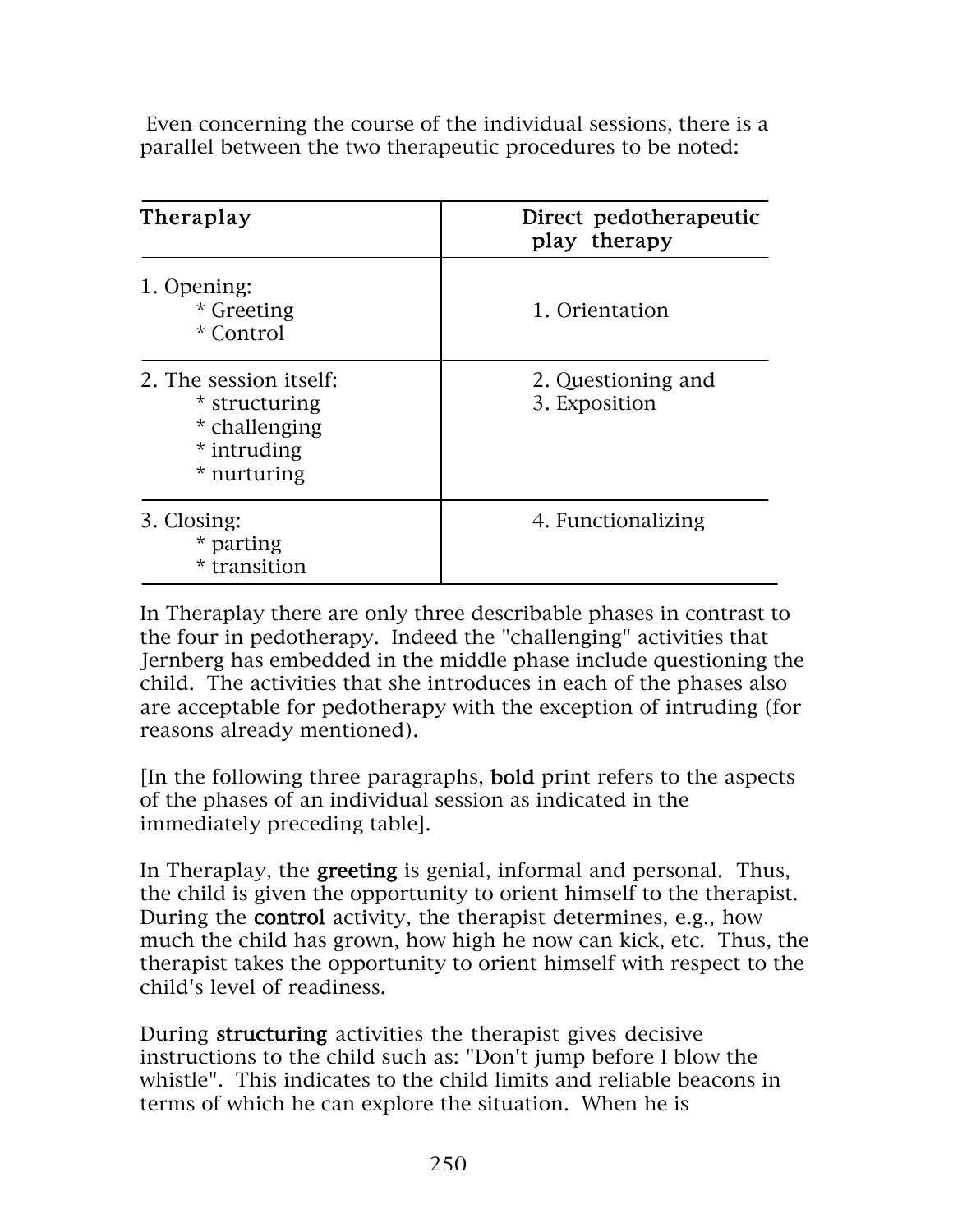Even concerning the course of the individual sessions, there is a parallel between the two therapeutic procedures to be noted:

| Theraplay | Direct pedotherapeutic play therapy |
|---|---|
| 1. Opening:<br>* Greeting<br>* Control | 1. Orientation |
| 2. The session itself:<br>* structuring<br>* challenging<br>* intruding<br>* nurturing | 2. Questioning and<br>3. Exposition |
| 3. Closing:<br>* parting<br>* transition | 4. Functionalizing |

In Theraplay there are only three describable phases in contrast to the four in pedotherapy. Indeed the "challenging" activities that Jernberg has embedded in the middle phase include questioning the child. The activities that she introduces in each of the phases also are acceptable for pedotherapy with the exception of intruding (for reasons already mentioned).

[In the following three paragraphs, **bold** print refers to the aspects of the phases of an individual session as indicated in the immediately preceding table].

In Theraplay, the **greeting** is genial, informal and personal. Thus, the child is given the opportunity to orient himself to the therapist. During the **control** activity, the therapist determines, e.g., how much the child has grown, how high he now can kick, etc. Thus, the therapist takes the opportunity to orient himself with respect to the child's level of readiness.

During **structuring** activities the therapist gives decisive instructions to the child such as: "Don't jump before I blow the whistle". This indicates to the child limits and reliable beacons in terms of which he can explore the situation. When he is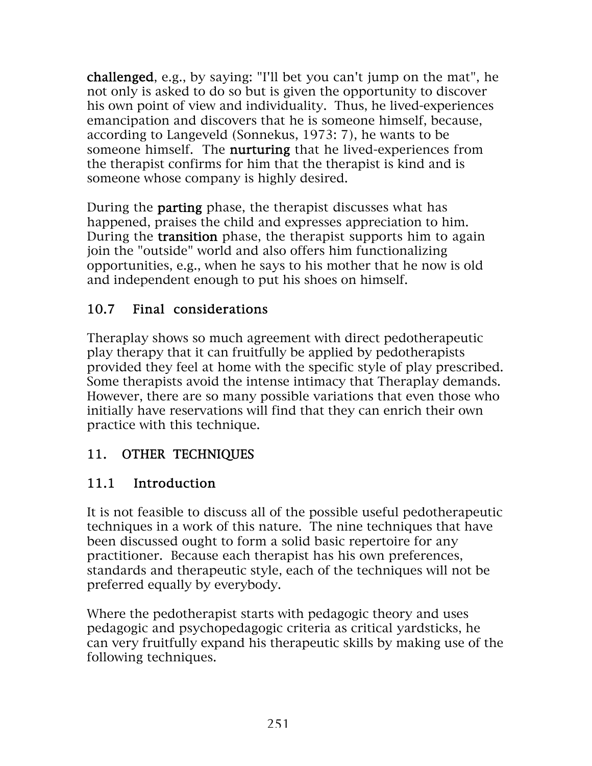**challenged**, e.g., by saying: "I'll bet you can't jump on the mat", he not only is asked to do so but is given the opportunity to discover his own point of view and individuality. Thus, he lived-experiences emancipation and discovers that he is someone himself, because, according to Langeveld (Sonnekus, 1973: 7), he wants to be someone himself. The **nurturing** that he lived-experiences from the therapist confirms for him that the therapist is kind and is someone whose company is highly desired.

During the **parting** phase, the therapist discusses what has happened, praises the child and expresses appreciation to him. During the **transition** phase, the therapist supports him to again join the "outside" world and also offers him functionalizing opportunities, e.g., when he says to his mother that he now is old and independent enough to put his shoes on himself.

### 10.7 Final considerations

Theraplay shows so much agreement with direct pedotherapeutic play therapy that it can fruitfully be applied by pedotherapists provided they feel at home with the specific style of play prescribed. Some therapists avoid the intense intimacy that Theraplay demands. However, there are so many possible variations that even those who initially have reservations will find that they can enrich their own practice with this technique.

## 11. OTHER TECHNIQUES

### 11.1 Introduction

It is not feasible to discuss all of the possible useful pedotherapeutic techniques in a work of this nature. The nine techniques that have been discussed ought to form a solid basic repertoire for any practitioner. Because each therapist has his own preferences, standards and therapeutic style, each of the techniques will not be preferred equally by everybody.

Where the pedotherapist starts with pedagogic theory and uses pedagogic and psychopedagogic criteria as critical yardsticks, he can very fruitfully expand his therapeutic skills by making use of the following techniques.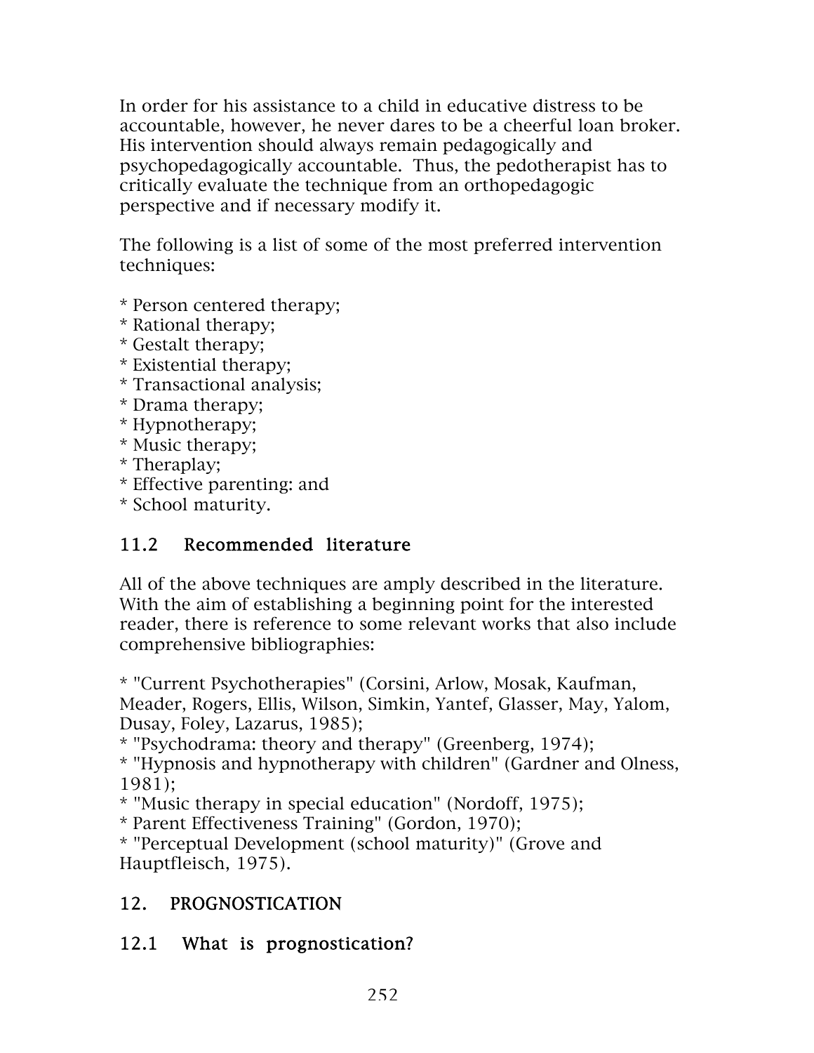In order for his assistance to a child in educative distress to be accountable, however, he never dares to be a cheerful loan broker. His intervention should always remain pedagogically and psychopedagogically accountable. Thus, the pedotherapist has to critically evaluate the technique from an orthopedagogic perspective and if necessary modify it.

The following is a list of some of the most preferred intervention techniques:

* Person centered therapy;
* Rational therapy;
* Gestalt therapy;
* Existential therapy;
* Transactional analysis;
* Drama therapy;
* Hypnotherapy;
* Music therapy;
* Theraplay;
* Effective parenting: and
* School maturity.

## 11.2 Recommended literature

All of the above techniques are amply described in the literature. With the aim of establishing a beginning point for the interested reader, there is reference to some relevant works that also include comprehensive bibliographies:

* "Current Psychotherapies" (Corsini, Arlow, Mosak, Kaufman, Meader, Rogers, Ellis, Wilson, Simkin, Yantef, Glasser, May, Yalom, Dusay, Foley, Lazarus, 1985);
* "Psychodrama: theory and therapy" (Greenberg, 1974);
* "Hypnosis and hypnotherapy with children" (Gardner and Olness, 1981);
* "Music therapy in special education" (Nordoff, 1975);
* Parent Effectiveness Training" (Gordon, 1970);
* "Perceptual Development (school maturity)" (Grove and Hauptfleisch, 1975).

# 12. PROGNOSTICATION

## 12.1 What is prognostication?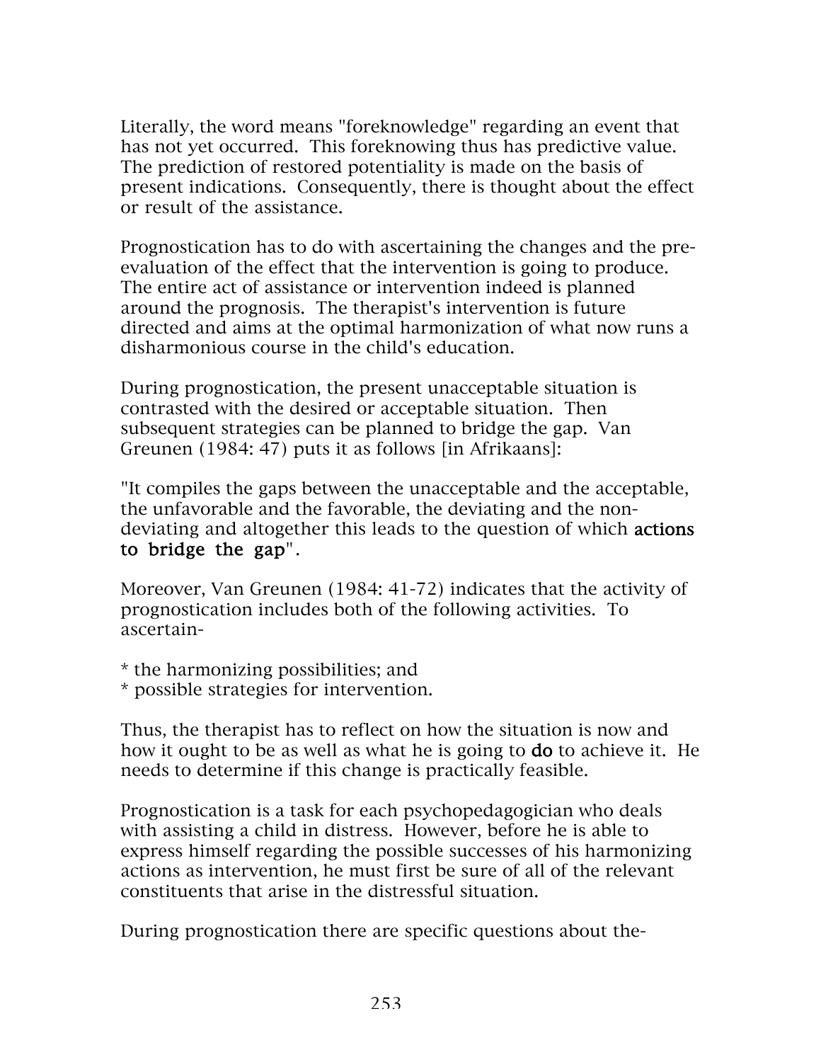Literally, the word means "foreknowledge" regarding an event that has not yet occurred. This foreknowing thus has predictive value. The prediction of restored potentiality is made on the basis of present indications. Consequently, there is thought about the effect or result of the assistance.

Prognostication has to do with ascertaining the changes and the pre-evaluation of the effect that the intervention is going to produce. The entire act of assistance or intervention indeed is planned around the prognosis. The therapist's intervention is future directed and aims at the optimal harmonization of what now runs a disharmonious course in the child's education.

During prognostication, the present unacceptable situation is contrasted with the desired or acceptable situation. Then subsequent strategies can be planned to bridge the gap. Van Greunen (1984: 47) puts it as follows [in Afrikaans]:

"It compiles the gaps between the unacceptable and the acceptable, the unfavorable and the favorable, the deviating and the non-deviating and altogether this leads to the question of which **actions to bridge the gap**".

Moreover, Van Greunen (1984: 41-72) indicates that the activity of prognostication includes both of the following activities. To ascertain-

* the harmonizing possibilities; and
* possible strategies for intervention.

Thus, the therapist has to reflect on how the situation is now and how it ought to be as well as what he is going to **do** to achieve it. He needs to determine if this change is practically feasible.

Prognostication is a task for each psychopedagogician who deals with assisting a child in distress. However, before he is able to express himself regarding the possible successes of his harmonizing actions as intervention, he must first be sure of all of the relevant constituents that arise in the distressful situation.

During prognostication there are specific questions about the-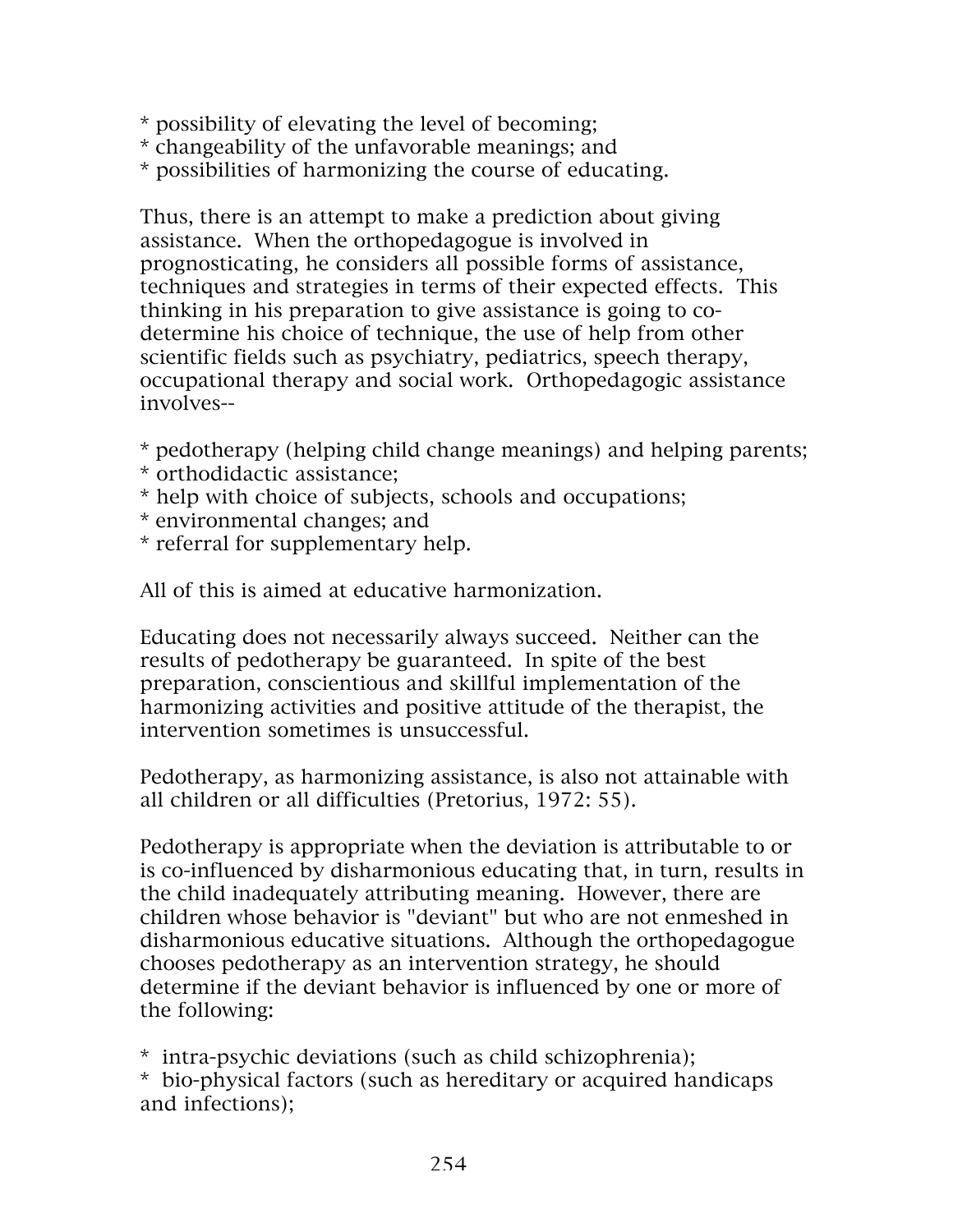* possibility of elevating the level of becoming;
* changeability of the unfavorable meanings; and
* possibilities of harmonizing the course of educating.

Thus, there is an attempt to make a prediction about giving assistance. When the orthopedagogue is involved in prognosticating, he considers all possible forms of assistance, techniques and strategies in terms of their expected effects. This thinking in his preparation to give assistance is going to co-determine his choice of technique, the use of help from other scientific fields such as psychiatry, pediatrics, speech therapy, occupational therapy and social work. Orthopedagogic assistance involves--

* pedotherapy (helping child change meanings) and helping parents;
* orthodidactic assistance;
* help with choice of subjects, schools and occupations;
* environmental changes; and
* referral for supplementary help.

All of this is aimed at educative harmonization.

Educating does not necessarily always succeed. Neither can the results of pedotherapy be guaranteed. In spite of the best preparation, conscientious and skillful implementation of the harmonizing activities and positive attitude of the therapist, the intervention sometimes is unsuccessful.

Pedotherapy, as harmonizing assistance, is also not attainable with all children or all difficulties (Pretorius, 1972: 55).

Pedotherapy is appropriate when the deviation is attributable to or is co-influenced by disharmonious educating that, in turn, results in the child inadequately attributing meaning. However, there are children whose behavior is "deviant" but who are not enmeshed in disharmonious educative situations. Although the orthopedagogue chooses pedotherapy as an intervention strategy, he should determine if the deviant behavior is influenced by one or more of the following:

* intra-psychic deviations (such as child schizophrenia);
* bio-physical factors (such as hereditary or acquired handicaps and infections);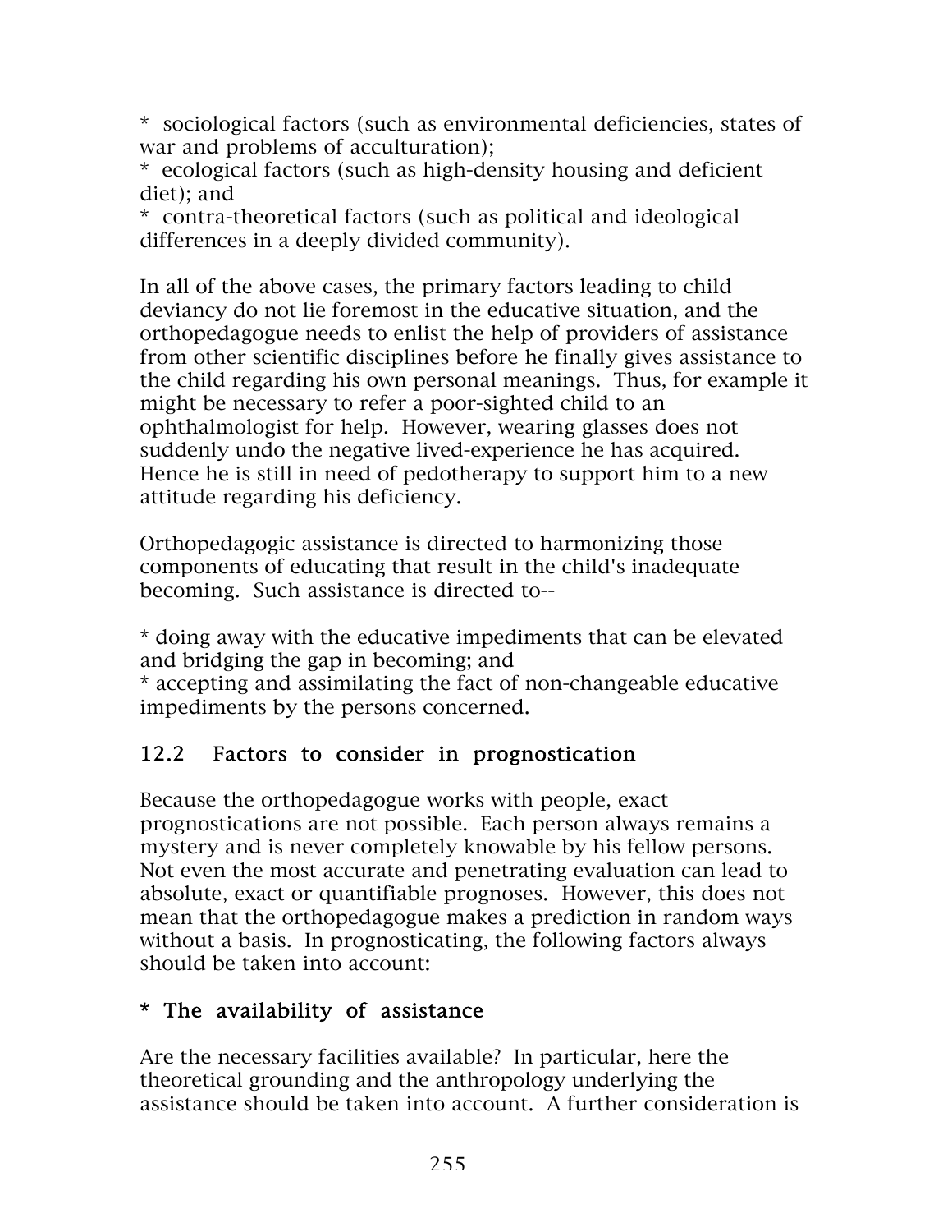* sociological factors (such as environmental deficiencies, states of war and problems of acculturation);
* ecological factors (such as high-density housing and deficient diet); and
* contra-theoretical factors (such as political and ideological differences in a deeply divided community).

In all of the above cases, the primary factors leading to child deviancy do not lie foremost in the educative situation, and the orthopedagogue needs to enlist the help of providers of assistance from other scientific disciplines before he finally gives assistance to the child regarding his own personal meanings. Thus, for example it might be necessary to refer a poor-sighted child to an ophthalmologist for help. However, wearing glasses does not suddenly undo the negative lived-experience he has acquired. Hence he is still in need of pedotherapy to support him to a new attitude regarding his deficiency.

Orthopedagogic assistance is directed to harmonizing those components of educating that result in the child's inadequate becoming. Such assistance is directed to--

* doing away with the educative impediments that can be elevated and bridging the gap in becoming; and
* accepting and assimilating the fact of non-changeable educative impediments by the persons concerned.

## 12.2 Factors to consider in prognostication

Because the orthopedagogue works with people, exact prognostications are not possible. Each person always remains a mystery and is never completely knowable by his fellow persons. Not even the most accurate and penetrating evaluation can lead to absolute, exact or quantifiable prognoses. However, this does not mean that the orthopedagogue makes a prediction in random ways without a basis. In prognosticating, the following factors always should be taken into account:

### * The availability of assistance

Are the necessary facilities available? In particular, here the theoretical grounding and the anthropology underlying the assistance should be taken into account. A further consideration is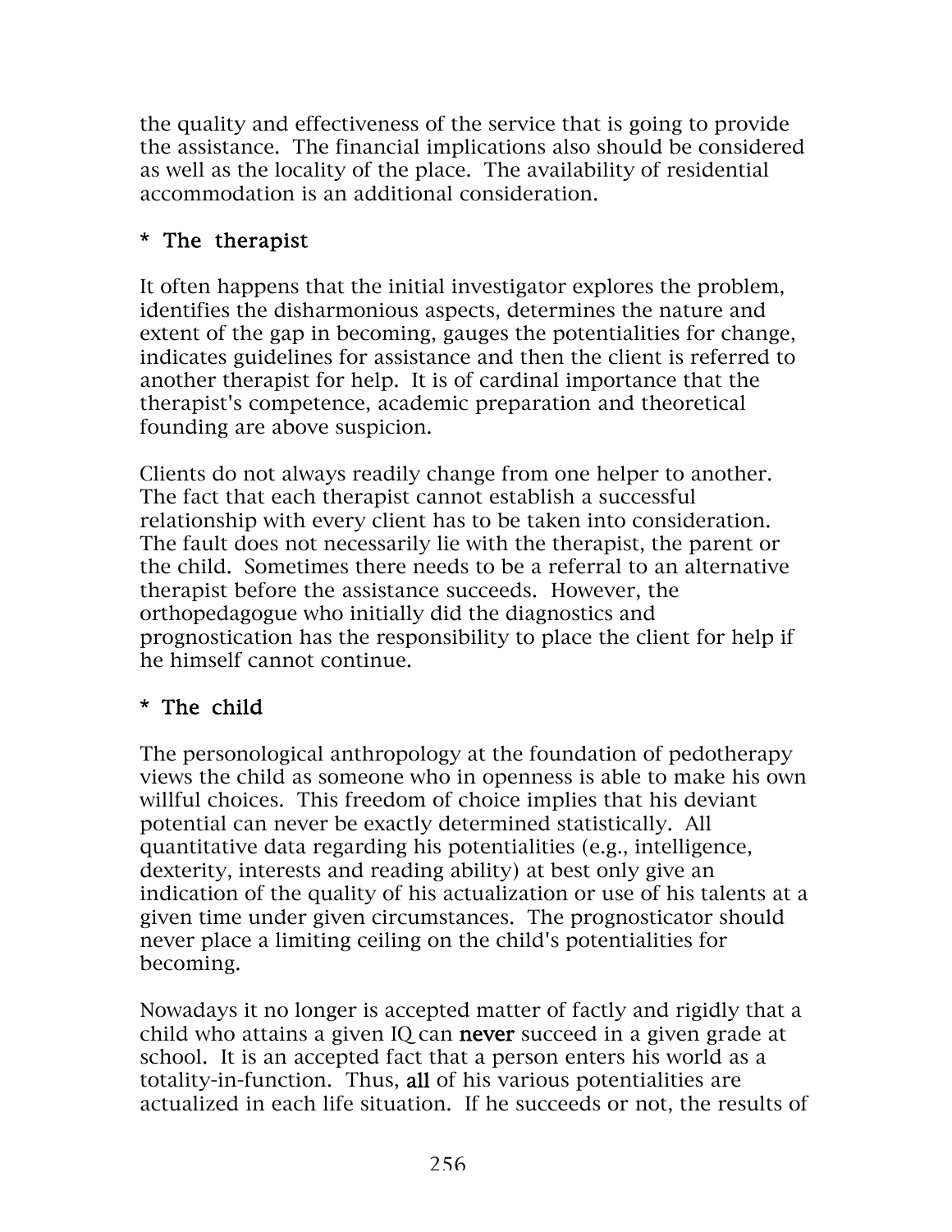the quality and effectiveness of the service that is going to provide the assistance. The financial implications also should be considered as well as the locality of the place. The availability of residential accommodation is an additional consideration.

**\* The therapist**

It often happens that the initial investigator explores the problem, identifies the disharmonious aspects, determines the nature and extent of the gap in becoming, gauges the potentialities for change, indicates guidelines for assistance and then the client is referred to another therapist for help. It is of cardinal importance that the therapist's competence, academic preparation and theoretical founding are above suspicion.

Clients do not always readily change from one helper to another. The fact that each therapist cannot establish a successful relationship with every client has to be taken into consideration. The fault does not necessarily lie with the therapist, the parent or the child. Sometimes there needs to be a referral to an alternative therapist before the assistance succeeds. However, the orthopedagogue who initially did the diagnostics and prognostication has the responsibility to place the client for help if he himself cannot continue.

**\* The child**

The personological anthropology at the foundation of pedotherapy views the child as someone who in openness is able to make his own willful choices. This freedom of choice implies that his deviant potential can never be exactly determined statistically. All quantitative data regarding his potentialities (e.g., intelligence, dexterity, interests and reading ability) at best only give an indication of the quality of his actualization or use of his talents at a given time under given circumstances. The prognosticator should never place a limiting ceiling on the child's potentialities for becoming.

Nowadays it no longer is accepted matter of factly and rigidly that a child who attains a given IQ can **never** succeed in a given grade at school. It is an accepted fact that a person enters his world as a totality-in-function. Thus, **all** of his various potentialities are actualized in each life situation. If he succeeds or not, the results of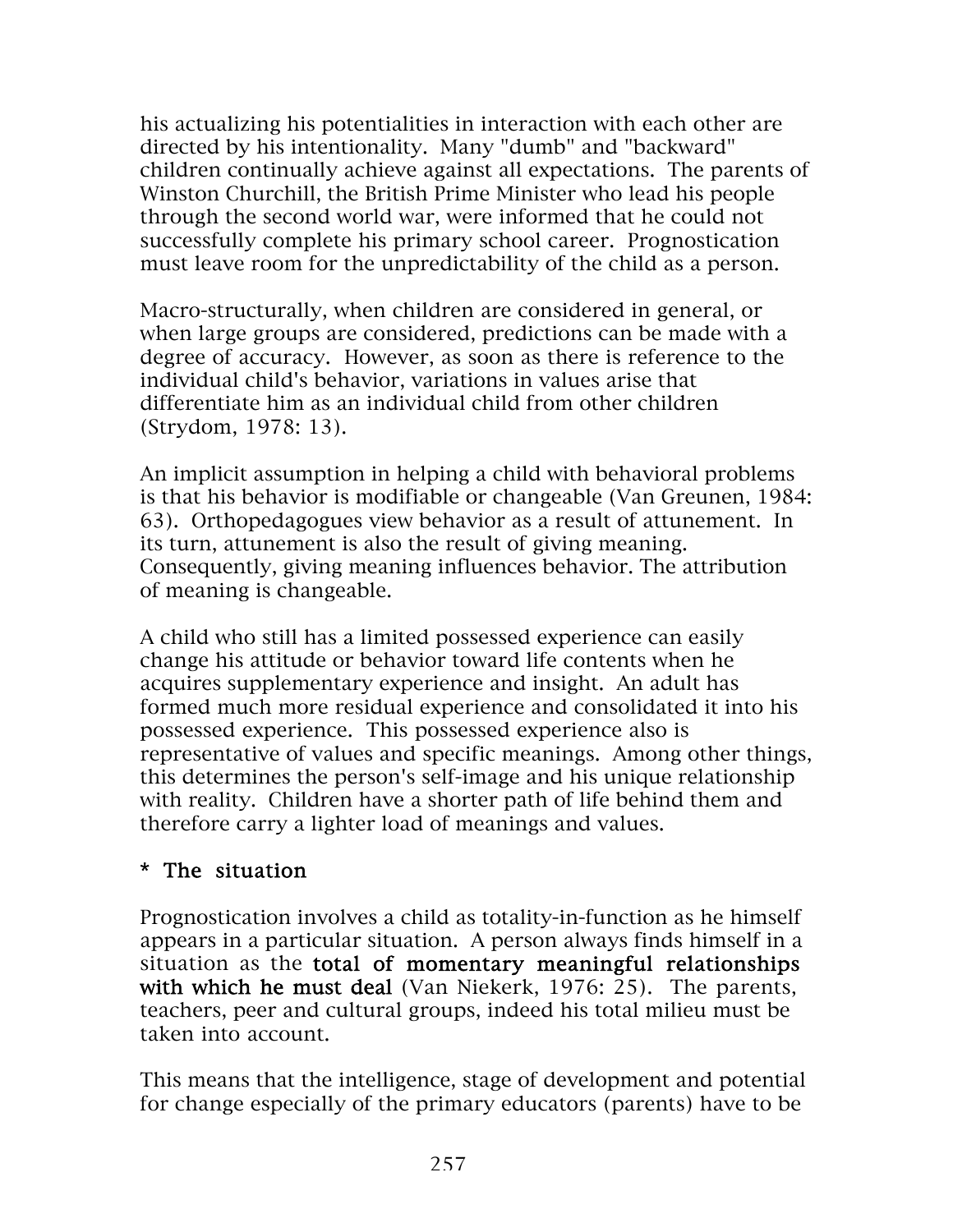his actualizing his potentialities in interaction with each other are directed by his intentionality. Many "dumb" and "backward" children continually achieve against all expectations. The parents of Winston Churchill, the British Prime Minister who lead his people through the second world war, were informed that he could not successfully complete his primary school career. Prognostication must leave room for the unpredictability of the child as a person.

Macro-structurally, when children are considered in general, or when large groups are considered, predictions can be made with a degree of accuracy. However, as soon as there is reference to the individual child's behavior, variations in values arise that differentiate him as an individual child from other children (Strydom, 1978: 13).

An implicit assumption in helping a child with behavioral problems is that his behavior is modifiable or changeable (Van Greunen, 1984: 63). Orthopedagogues view behavior as a result of attunement. In its turn, attunement is also the result of giving meaning. Consequently, giving meaning influences behavior. The attribution of meaning is changeable.

A child who still has a limited possessed experience can easily change his attitude or behavior toward life contents when he acquires supplementary experience and insight. An adult has formed much more residual experience and consolidated it into his possessed experience. This possessed experience also is representative of values and specific meanings. Among other things, this determines the person's self-image and his unique relationship with reality. Children have a shorter path of life behind them and therefore carry a lighter load of meanings and values.

**\* The situation**

Prognostication involves a child as totality-in-function as he himself appears in a particular situation. A person always finds himself in a situation as the **total of momentary meaningful relationships with which he must deal** (Van Niekerk, 1976: 25). The parents, teachers, peer and cultural groups, indeed his total milieu must be taken into account.

This means that the intelligence, stage of development and potential for change especially of the primary educators (parents) have to be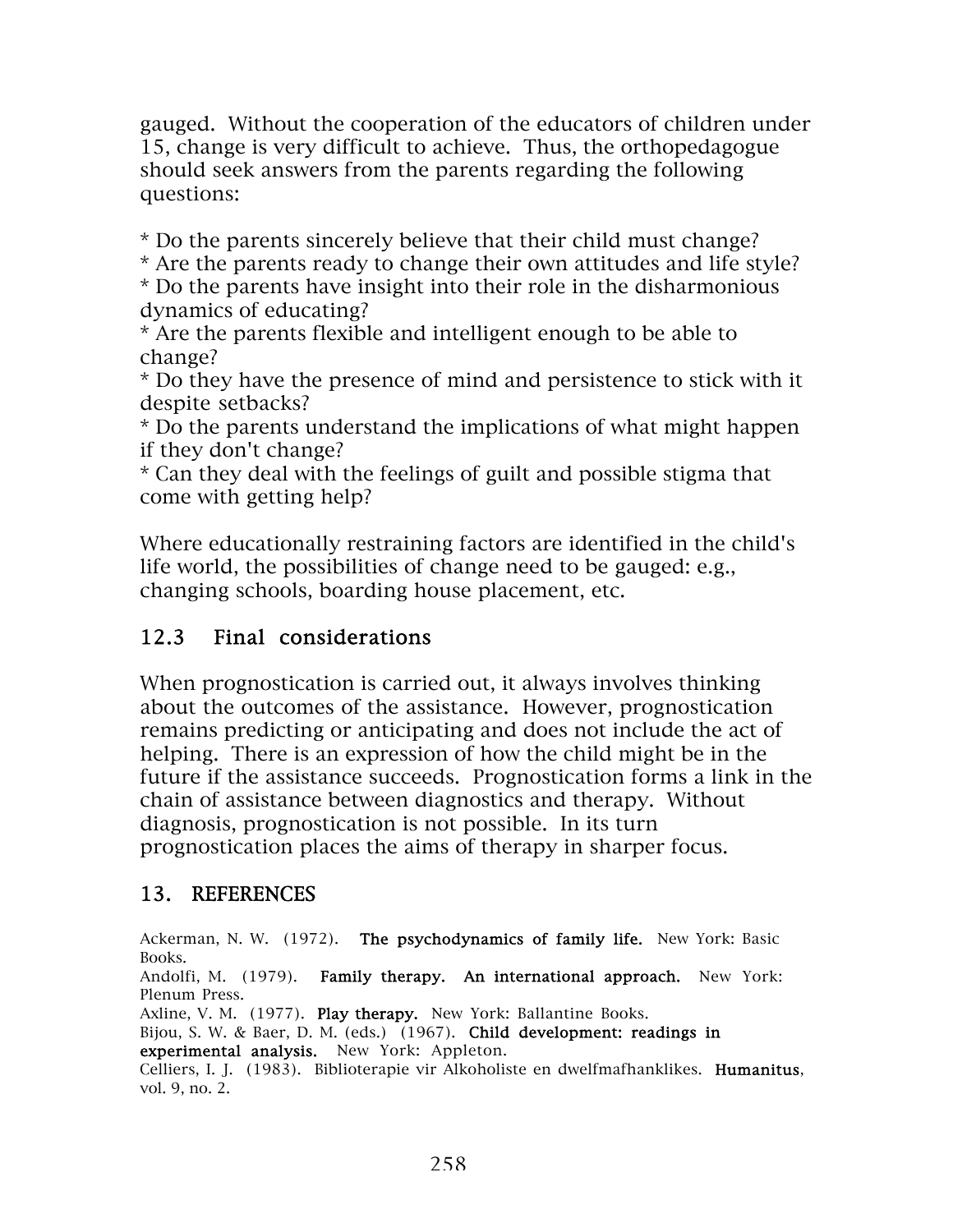gauged. Without the cooperation of the educators of children under 15, change is very difficult to achieve. Thus, the orthopedagogue should seek answers from the parents regarding the following questions:

* Do the parents sincerely believe that their child must change?
* Are the parents ready to change their own attitudes and life style?
* Do the parents have insight into their role in the disharmonious dynamics of educating?
* Are the parents flexible and intelligent enough to be able to change?
* Do they have the presence of mind and persistence to stick with it despite setbacks?
* Do the parents understand the implications of what might happen if they don't change?
* Can they deal with the feelings of guilt and possible stigma that come with getting help?

Where educationally restraining factors are identified in the child's life world, the possibilities of change need to be gauged: e.g., changing schools, boarding house placement, etc.

## 12.3 Final considerations

When prognostication is carried out, it always involves thinking about the outcomes of the assistance. However, prognostication remains predicting or anticipating and does not include the act of helping. There is an expression of how the child might be in the future if the assistance succeeds. Prognostication forms a link in the chain of assistance between diagnostics and therapy. Without diagnosis, prognostication is not possible. In its turn prognostication places the aims of therapy in sharper focus.

# 13. REFERENCES

Ackerman, N. W. (1972). **The psychodynamics of family life.** New York: Basic Books.
Andolfi, M. (1979). **Family therapy. An international approach.** New York: Plenum Press.
Axline, V. M. (1977). **Play therapy.** New York: Ballantine Books.
Bijou, S. W. & Baer, D. M. (eds.) (1967). **Child development: readings in experimental analysis.** New York: Appleton.
Celliers, I. J. (1983). Biblioterapie vir Alkoholiste en dwelfmafhanklikes. **Humanitus**, vol. 9, no. 2.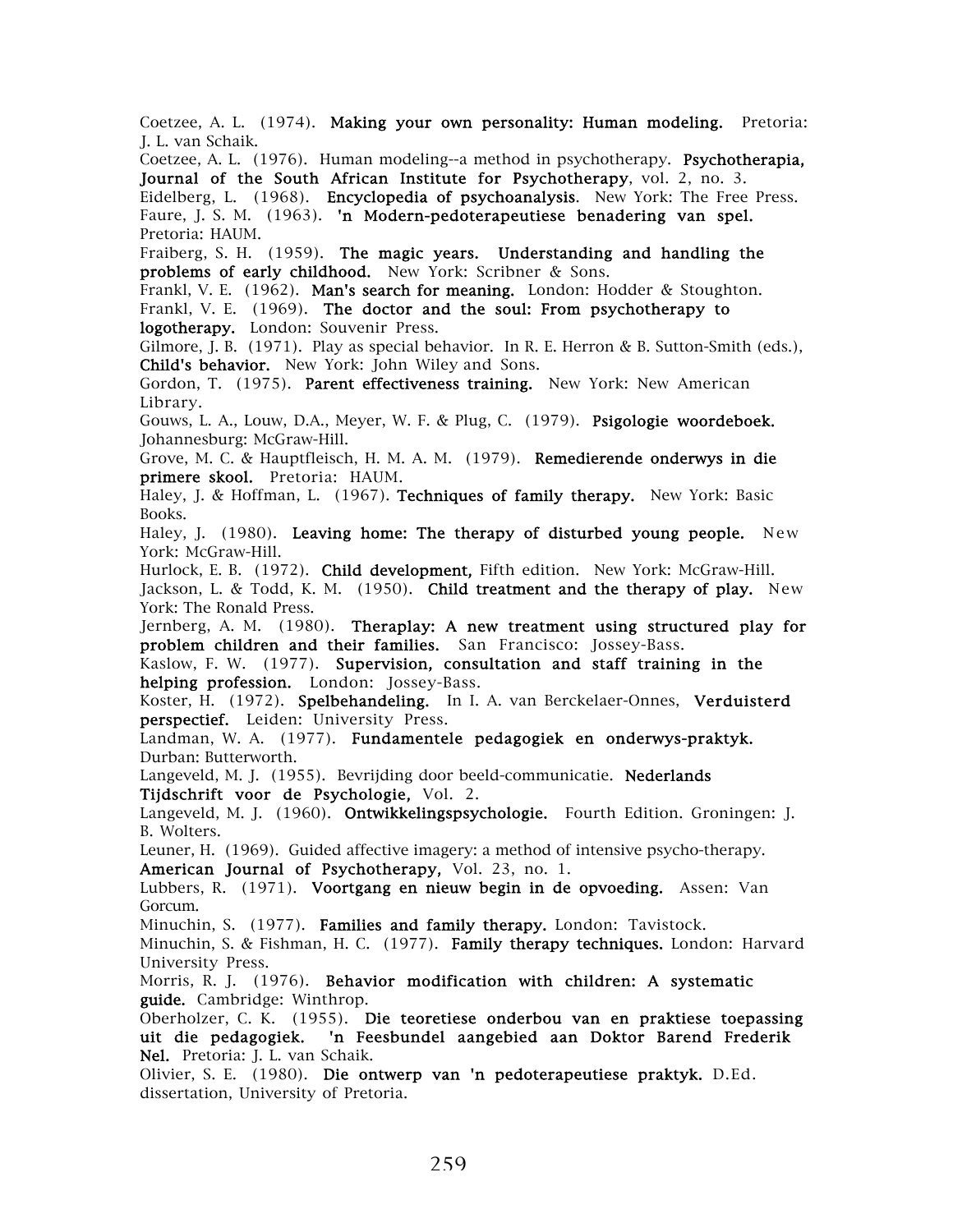Coetzee, A. L. (1974). **Making your own personality: Human modeling.** Pretoria: J. L. van Schaik.

Coetzee, A. L. (1976). Human modeling--a method in psychotherapy. **Psychotherapia, Journal of the South African Institute for Psychotherapy**, vol. 2, no. 3.

Eidelberg, L. (1968). **Encyclopedia of psychoanalysis**. New York: The Free Press.

Faure, J. S. M. (1963). **'n Modern-pedoterapeutiese benadering van spel.** Pretoria: HAUM.

Fraiberg, S. H. (1959). **The magic years. Understanding and handling the problems of early childhood.** New York: Scribner & Sons.

Frankl, V. E. (1962). **Man's search for meaning.** London: Hodder & Stoughton.

Frankl, V. E. (1969). **The doctor and the soul: From psychotherapy to logotherapy.** London: Souvenir Press.

Gilmore, J. B. (1971). Play as special behavior. In R. E. Herron & B. Sutton-Smith (eds.), **Child's behavior.** New York: John Wiley and Sons.

Gordon, T. (1975). **Parent effectiveness training.** New York: New American Library.

Gouws, L. A., Louw, D.A., Meyer, W. F. & Plug, C. (1979). **Psigologie woordeboek.** Johannesburg: McGraw-Hill.

Grove, M. C. & Hauptfleisch, H. M. A. M. (1979). **Remedierende onderwys in die primere skool.** Pretoria: HAUM.

Haley, J. & Hoffman, L. (1967). **Techniques of family therapy.** New York: Basic Books.

Haley, J. (1980). **Leaving home: The therapy of disturbed young people.** New York: McGraw-Hill.

Hurlock, E. B. (1972). **Child development,** Fifth edition. New York: McGraw-Hill.

Jackson, L. & Todd, K. M. (1950). **Child treatment and the therapy of play.** New York: The Ronald Press.

Jernberg, A. M. (1980). **Theraplay: A new treatment using structured play for problem children and their families.** San Francisco: Jossey-Bass.

Kaslow, F. W. (1977). **Supervision, consultation and staff training in the helping profession.** London: Jossey-Bass.

Koster, H. (1972). **Spelbehandeling.** In I. A. van Berckelaer-Onnes, **Verduisterd perspectief.** Leiden: University Press.

Landman, W. A. (1977). **Fundamentele pedagogiek en onderwys-praktyk.** Durban: Butterworth.

Langeveld, M. J. (1955). Bevrijding door beeld-communicatie. **Nederlands Tijdschrift voor de Psychologie,** Vol. 2.

Langeveld, M. J. (1960). **Ontwikkelingspsychologie.** Fourth Edition. Groningen: J. B. Wolters.

Leuner, H. (1969). Guided affective imagery: a method of intensive psycho-therapy. **American Journal of Psychotherapy,** Vol. 23, no. 1.

Lubbers, R. (1971). **Voortgang en nieuw begin in de opvoeding.** Assen: Van Gorcum.

Minuchin, S. (1977). **Families and family therapy.** London: Tavistock.

Minuchin, S. & Fishman, H. C. (1977). **Family therapy techniques.** London: Harvard University Press.

Morris, R. J. (1976). **Behavior modification with children: A systematic guide.** Cambridge: Winthrop.

Oberholzer, C. K. (1955). **Die teoretiese onderbou van en praktiese toepassing uit die pedagogiek. 'n Feesbundel aangebied aan Doktor Barend Frederik Nel.** Pretoria: J. L. van Schaik.

Olivier, S. E. (1980). **Die ontwerp van 'n pedoterapeutiese praktyk.** D.Ed. dissertation, University of Pretoria.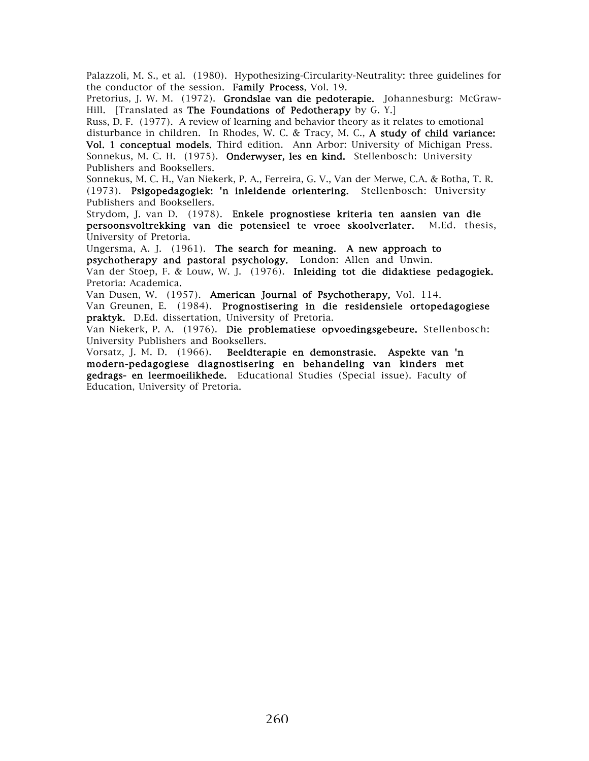Palazzoli, M. S., et al. (1980). Hypothesizing-Circularity-Neutrality: three guidelines for the conductor of the session. **Family Process**, Vol. 19.

Pretorius, J. W. M. (1972). **Grondslae van die pedoterapie.** Johannesburg: McGraw-Hill. [Translated as **The Foundations of Pedotherapy** by G. Y.]

Russ, D. F. (1977). A review of learning and behavior theory as it relates to emotional disturbance in children. In Rhodes, W. C. & Tracy, M. C., **A study of child variance: Vol. 1 conceptual models.** Third edition. Ann Arbor: University of Michigan Press.

Sonnekus, M. C. H. (1975). **Onderwyser, les en kind.** Stellenbosch: University Publishers and Booksellers.

Sonnekus, M. C. H., Van Niekerk, P. A., Ferreira, G. V., Van der Merwe, C.A. & Botha, T. R. (1973). **Psigopedagogiek: 'n inleidende orientering.** Stellenbosch: University Publishers and Booksellers.

Strydom, J. van D. (1978). **Enkele prognostiese kriteria ten aansien van die persoonsvoltrekking van die potensieel te vroee skoolverlater.** M.Ed. thesis, University of Pretoria.

Ungersma, A. J. (1961). **The search for meaning. A new approach to psychotherapy and pastoral psychology.** London: Allen and Unwin.

Van der Stoep, F. & Louw, W. J. (1976). **Inleiding tot die didaktiese pedagogiek.** Pretoria: Academica.

Van Dusen, W. (1957). **American Journal of Psychotherapy,** Vol. 114.

Van Greunen, E. (1984). **Prognostisering in die residensiele ortopedagogiese praktyk.** D.Ed. dissertation, University of Pretoria.

Van Niekerk, P. A. (1976). **Die problematiese opvoedingsgebeure.** Stellenbosch: University Publishers and Booksellers.

Vorsatz, J. M. D. (1966). **Beeldterapie en demonstrasie. Aspekte van 'n modern-pedagogiese diagnostisering en behandeling van kinders met gedrags- en leermoeilikhede.** Educational Studies (Special issue). Faculty of Education, University of Pretoria.